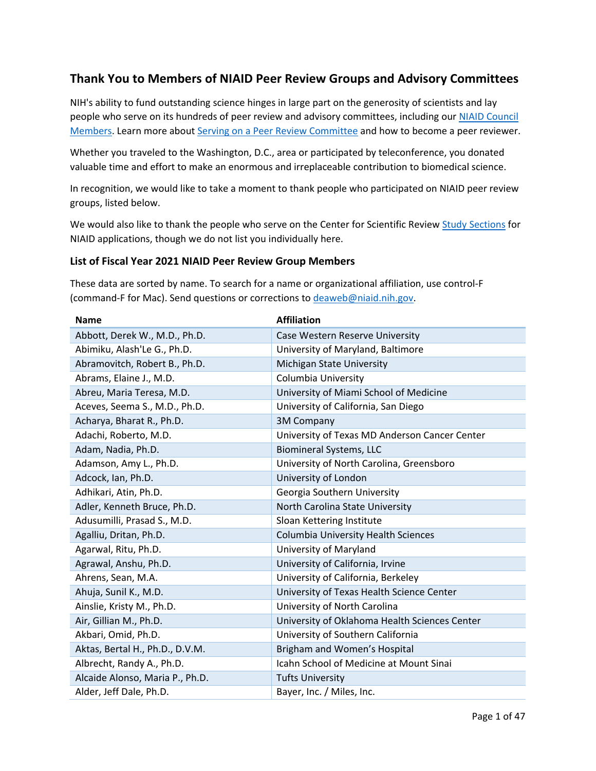## Thank You to Members of NIAID Peer Review Groups and Advisory Committees

NIH's ability to fund outstanding science hinges in large part on the generosity of scientists and lay people who serve on its hundreds of peer review and advisory committees, including our NIAID Council Members. Learn more about Serving on a Peer Review Committee and how to become a peer reviewer.

Whether you traveled to the Washington, D.C., area or participated by teleconference, you donated valuable time and effort to make an enormous and irreplaceable contribution to biomedical science.

In recognition, we would like to take a moment to thank people who participated on NIAID peer review groups, listed below.

We would also like to thank the people who serve on the Center for Scientific Review Study Sections for NIAID applications, though we do not list you individually here.

### List of Fiscal Year 2021 NIAID Peer Review Group Members

These data are sorted by name. To search for a name or organizational affiliation, use control-F (command-F for Mac). Send questions or corrections to deaweb@niaid.nih.gov.

| Name | Affiliation |
| --- | --- |
| Abbott, Derek W., M.D., Ph.D. | Case Western Reserve University |
| Abimiku, Alash'Le G., Ph.D. | University of Maryland, Baltimore |
| Abramovitch, Robert B., Ph.D. | Michigan State University |
| Abrams, Elaine J., M.D. | Columbia University |
| Abreu, Maria Teresa, M.D. | University of Miami School of Medicine |
| Aceves, Seema S., M.D., Ph.D. | University of California, San Diego |
| Acharya, Bharat R., Ph.D. | 3M Company |
| Adachi, Roberto, M.D. | University of Texas MD Anderson Cancer Center |
| Adam, Nadia, Ph.D. | Biomineral Systems, LLC |
| Adamson, Amy L., Ph.D. | University of North Carolina, Greensboro |
| Adcock, Ian, Ph.D. | University of London |
| Adhikari, Atin, Ph.D. | Georgia Southern University |
| Adler, Kenneth Bruce, Ph.D. | North Carolina State University |
| Adusumilli, Prasad S., M.D. | Sloan Kettering Institute |
| Agalliu, Dritan, Ph.D. | Columbia University Health Sciences |
| Agarwal, Ritu, Ph.D. | University of Maryland |
| Agrawal, Anshu, Ph.D. | University of California, Irvine |
| Ahrens, Sean, M.A. | University of California, Berkeley |
| Ahuja, Sunil K., M.D. | University of Texas Health Science Center |
| Ainslie, Kristy M., Ph.D. | University of North Carolina |
| Air, Gillian M., Ph.D. | University of Oklahoma Health Sciences Center |
| Akbari, Omid, Ph.D. | University of Southern California |
| Aktas, Bertal H., Ph.D., D.V.M. | Brigham and Women's Hospital |
| Albrecht, Randy A., Ph.D. | Icahn School of Medicine at Mount Sinai |
| Alcaide Alonso, Maria P., Ph.D. | Tufts University |
| Alder, Jeff Dale, Ph.D. | Bayer, Inc. / Miles, Inc. |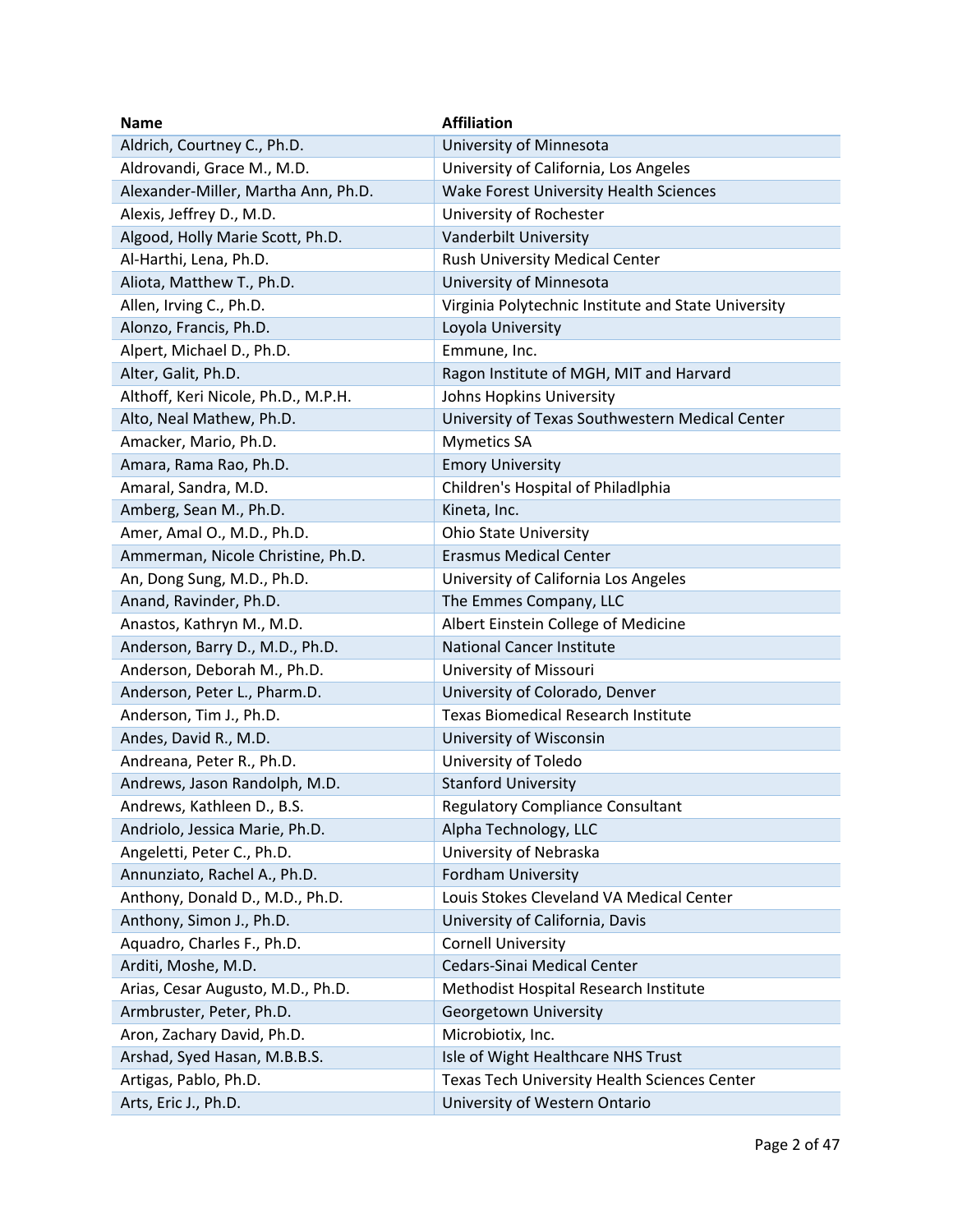| Name | Affiliation |
|---|---|
| Aldrich, Courtney C., Ph.D. | University of Minnesota |
| Aldrovandi, Grace M., M.D. | University of California, Los Angeles |
| Alexander-Miller, Martha Ann, Ph.D. | Wake Forest University Health Sciences |
| Alexis, Jeffrey D., M.D. | University of Rochester |
| Algood, Holly Marie Scott, Ph.D. | Vanderbilt University |
| Al-Harthi, Lena, Ph.D. | Rush University Medical Center |
| Aliota, Matthew T., Ph.D. | University of Minnesota |
| Allen, Irving C., Ph.D. | Virginia Polytechnic Institute and State University |
| Alonzo, Francis, Ph.D. | Loyola University |
| Alpert, Michael D., Ph.D. | Emmune, Inc. |
| Alter, Galit, Ph.D. | Ragon Institute of MGH, MIT and Harvard |
| Althoff, Keri Nicole, Ph.D., M.P.H. | Johns Hopkins University |
| Alto, Neal Mathew, Ph.D. | University of Texas Southwestern Medical Center |
| Amacker, Mario, Ph.D. | Mymetics SA |
| Amara, Rama Rao, Ph.D. | Emory University |
| Amaral, Sandra, M.D. | Children's Hospital of Philadlphia |
| Amberg, Sean M., Ph.D. | Kineta, Inc. |
| Amer, Amal O., M.D., Ph.D. | Ohio State University |
| Ammerman, Nicole Christine, Ph.D. | Erasmus Medical Center |
| An, Dong Sung, M.D., Ph.D. | University of California Los Angeles |
| Anand, Ravinder, Ph.D. | The Emmes Company, LLC |
| Anastos, Kathryn M., M.D. | Albert Einstein College of Medicine |
| Anderson, Barry D., M.D., Ph.D. | National Cancer Institute |
| Anderson, Deborah M., Ph.D. | University of Missouri |
| Anderson, Peter L., Pharm.D. | University of Colorado, Denver |
| Anderson, Tim J., Ph.D. | Texas Biomedical Research Institute |
| Andes, David R., M.D. | University of Wisconsin |
| Andreana, Peter R., Ph.D. | University of Toledo |
| Andrews, Jason Randolph, M.D. | Stanford University |
| Andrews, Kathleen D., B.S. | Regulatory Compliance Consultant |
| Andriolo, Jessica Marie, Ph.D. | Alpha Technology, LLC |
| Angeletti, Peter C., Ph.D. | University of Nebraska |
| Annunziato, Rachel A., Ph.D. | Fordham University |
| Anthony, Donald D., M.D., Ph.D. | Louis Stokes Cleveland VA Medical Center |
| Anthony, Simon J., Ph.D. | University of California, Davis |
| Aquadro, Charles F., Ph.D. | Cornell University |
| Arditi, Moshe, M.D. | Cedars-Sinai Medical Center |
| Arias, Cesar Augusto, M.D., Ph.D. | Methodist Hospital Research Institute |
| Armbruster, Peter, Ph.D. | Georgetown University |
| Aron, Zachary David, Ph.D. | Microbiotix, Inc. |
| Arshad, Syed Hasan, M.B.B.S. | Isle of Wight Healthcare NHS Trust |
| Artigas, Pablo, Ph.D. | Texas Tech University Health Sciences Center |
| Arts, Eric J., Ph.D. | University of Western Ontario |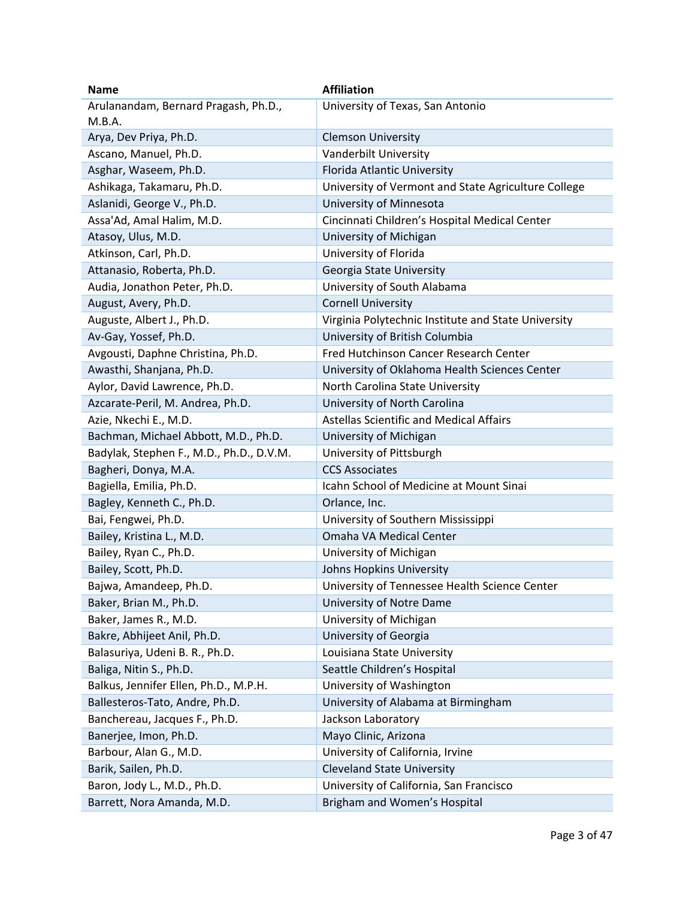| Name | Affiliation |
| --- | --- |
| Arulanandam, Bernard Pragash, Ph.D., M.B.A. | University of Texas, San Antonio |
| Arya, Dev Priya, Ph.D. | Clemson University |
| Ascano, Manuel, Ph.D. | Vanderbilt University |
| Asghar, Waseem, Ph.D. | Florida Atlantic University |
| Ashikaga, Takamaru, Ph.D. | University of Vermont and State Agriculture College |
| Aslanidi, George V., Ph.D. | University of Minnesota |
| Assa'Ad, Amal Halim, M.D. | Cincinnati Children's Hospital Medical Center |
| Atasoy, Ulus, M.D. | University of Michigan |
| Atkinson, Carl, Ph.D. | University of Florida |
| Attanasio, Roberta, Ph.D. | Georgia State University |
| Audia, Jonathon Peter, Ph.D. | University of South Alabama |
| August, Avery, Ph.D. | Cornell University |
| Auguste, Albert J., Ph.D. | Virginia Polytechnic Institute and State University |
| Av-Gay, Yossef, Ph.D. | University of British Columbia |
| Avgousti, Daphne Christina, Ph.D. | Fred Hutchinson Cancer Research Center |
| Awasthi, Shanjana, Ph.D. | University of Oklahoma Health Sciences Center |
| Aylor, David Lawrence, Ph.D. | North Carolina State University |
| Azcarate-Peril, M. Andrea, Ph.D. | University of North Carolina |
| Azie, Nkechi E., M.D. | Astellas Scientific and Medical Affairs |
| Bachman, Michael Abbott, M.D., Ph.D. | University of Michigan |
| Badylak, Stephen F., M.D., Ph.D., D.V.M. | University of Pittsburgh |
| Bagheri, Donya, M.A. | CCS Associates |
| Bagiella, Emilia, Ph.D. | Icahn School of Medicine at Mount Sinai |
| Bagley, Kenneth C., Ph.D. | Orlance, Inc. |
| Bai, Fengwei, Ph.D. | University of Southern Mississippi |
| Bailey, Kristina L., M.D. | Omaha VA Medical Center |
| Bailey, Ryan C., Ph.D. | University of Michigan |
| Bailey, Scott, Ph.D. | Johns Hopkins University |
| Bajwa, Amandeep, Ph.D. | University of Tennessee Health Science Center |
| Baker, Brian M., Ph.D. | University of Notre Dame |
| Baker, James R., M.D. | University of Michigan |
| Bakre, Abhijeet Anil, Ph.D. | University of Georgia |
| Balasuriya, Udeni B. R., Ph.D. | Louisiana State University |
| Baliga, Nitin S., Ph.D. | Seattle Children's Hospital |
| Balkus, Jennifer Ellen, Ph.D., M.P.H. | University of Washington |
| Ballesteros-Tato, Andre, Ph.D. | University of Alabama at Birmingham |
| Banchereau, Jacques F., Ph.D. | Jackson Laboratory |
| Banerjee, Imon, Ph.D. | Mayo Clinic, Arizona |
| Barbour, Alan G., M.D. | University of California, Irvine |
| Barik, Sailen, Ph.D. | Cleveland State University |
| Baron, Jody L., M.D., Ph.D. | University of California, San Francisco |
| Barrett, Nora Amanda, M.D. | Brigham and Women's Hospital |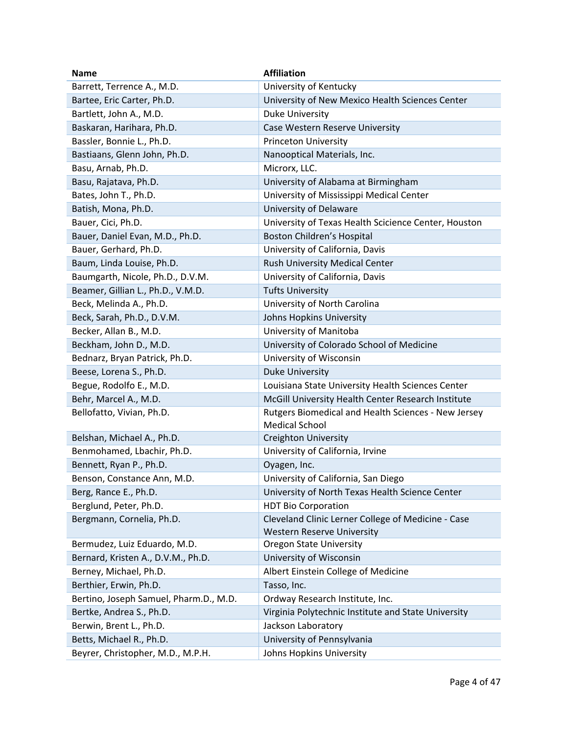| Name | Affiliation |
|---|---|
| Barrett, Terrence A., M.D. | University of Kentucky |
| Bartee, Eric Carter, Ph.D. | University of New Mexico Health Sciences Center |
| Bartlett, John A., M.D. | Duke University |
| Baskaran, Harihara, Ph.D. | Case Western Reserve University |
| Bassler, Bonnie L., Ph.D. | Princeton University |
| Bastiaans, Glenn John, Ph.D. | Nanooptical Materials, Inc. |
| Basu, Arnab, Ph.D. | Microrx, LLC. |
| Basu, Rajatava, Ph.D. | University of Alabama at Birmingham |
| Bates, John T., Ph.D. | University of Mississippi Medical Center |
| Batish, Mona, Ph.D. | University of Delaware |
| Bauer, Cici, Ph.D. | University of Texas Health Scicience Center, Houston |
| Bauer, Daniel Evan, M.D., Ph.D. | Boston Children's Hospital |
| Bauer, Gerhard, Ph.D. | University of California, Davis |
| Baum, Linda Louise, Ph.D. | Rush University Medical Center |
| Baumgarth, Nicole, Ph.D., D.V.M. | University of California, Davis |
| Beamer, Gillian L., Ph.D., V.M.D. | Tufts University |
| Beck, Melinda A., Ph.D. | University of North Carolina |
| Beck, Sarah, Ph.D., D.V.M. | Johns Hopkins University |
| Becker, Allan B., M.D. | University of Manitoba |
| Beckham, John D., M.D. | University of Colorado School of Medicine |
| Bednarz, Bryan Patrick, Ph.D. | University of Wisconsin |
| Beese, Lorena S., Ph.D. | Duke University |
| Begue, Rodolfo E., M.D. | Louisiana State University Health Sciences Center |
| Behr, Marcel A., M.D. | McGill University Health Center Research Institute |
| Bellofatto, Vivian, Ph.D. | Rutgers Biomedical and Health Sciences - New Jersey Medical School |
| Belshan, Michael A., Ph.D. | Creighton University |
| Benmohamed, Lbachir, Ph.D. | University of California, Irvine |
| Bennett, Ryan P., Ph.D. | Oyagen, Inc. |
| Benson, Constance Ann, M.D. | University of California, San Diego |
| Berg, Rance E., Ph.D. | University of North Texas Health Science Center |
| Berglund, Peter, Ph.D. | HDT Bio Corporation |
| Bergmann, Cornelia, Ph.D. | Cleveland Clinic Lerner College of Medicine - Case Western Reserve University |
| Bermudez, Luiz Eduardo, M.D. | Oregon State University |
| Bernard, Kristen A., D.V.M., Ph.D. | University of Wisconsin |
| Berney, Michael, Ph.D. | Albert Einstein College of Medicine |
| Berthier, Erwin, Ph.D. | Tasso, Inc. |
| Bertino, Joseph Samuel, Pharm.D., M.D. | Ordway Research Institute, Inc. |
| Bertke, Andrea S., Ph.D. | Virginia Polytechnic Institute and State University |
| Berwin, Brent L., Ph.D. | Jackson Laboratory |
| Betts, Michael R., Ph.D. | University of Pennsylvania |
| Beyrer, Christopher, M.D., M.P.H. | Johns Hopkins University |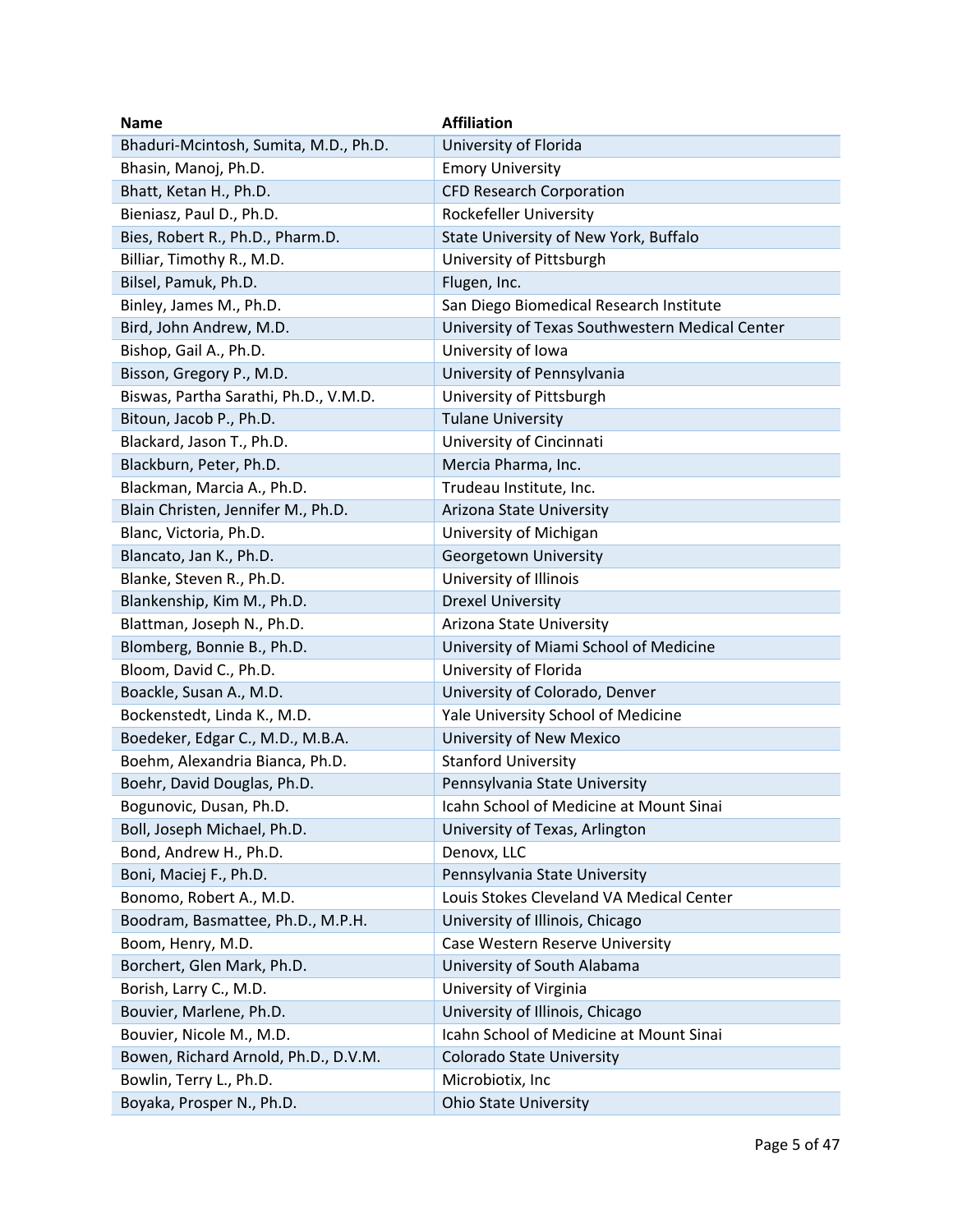| Name | Affiliation |
|---|---|
| Bhaduri-Mcintosh, Sumita, M.D., Ph.D. | University of Florida |
| Bhasin, Manoj, Ph.D. | Emory University |
| Bhatt, Ketan H., Ph.D. | CFD Research Corporation |
| Bieniasz, Paul D., Ph.D. | Rockefeller University |
| Bies, Robert R., Ph.D., Pharm.D. | State University of New York, Buffalo |
| Billiar, Timothy R., M.D. | University of Pittsburgh |
| Bilsel, Pamuk, Ph.D. | Flugen, Inc. |
| Binley, James M., Ph.D. | San Diego Biomedical Research Institute |
| Bird, John Andrew, M.D. | University of Texas Southwestern Medical Center |
| Bishop, Gail A., Ph.D. | University of Iowa |
| Bisson, Gregory P., M.D. | University of Pennsylvania |
| Biswas, Partha Sarathi, Ph.D., V.M.D. | University of Pittsburgh |
| Bitoun, Jacob P., Ph.D. | Tulane University |
| Blackard, Jason T., Ph.D. | University of Cincinnati |
| Blackburn, Peter, Ph.D. | Mercia Pharma, Inc. |
| Blackman, Marcia A., Ph.D. | Trudeau Institute, Inc. |
| Blain Christen, Jennifer M., Ph.D. | Arizona State University |
| Blanc, Victoria, Ph.D. | University of Michigan |
| Blancato, Jan K., Ph.D. | Georgetown University |
| Blanke, Steven R., Ph.D. | University of Illinois |
| Blankenship, Kim M., Ph.D. | Drexel University |
| Blattman, Joseph N., Ph.D. | Arizona State University |
| Blomberg, Bonnie B., Ph.D. | University of Miami School of Medicine |
| Bloom, David C., Ph.D. | University of Florida |
| Boackle, Susan A., M.D. | University of Colorado, Denver |
| Bockenstedt, Linda K., M.D. | Yale University School of Medicine |
| Boedeker, Edgar C., M.D., M.B.A. | University of New Mexico |
| Boehm, Alexandria Bianca, Ph.D. | Stanford University |
| Boehr, David Douglas, Ph.D. | Pennsylvania State University |
| Bogunovic, Dusan, Ph.D. | Icahn School of Medicine at Mount Sinai |
| Boll, Joseph Michael, Ph.D. | University of Texas, Arlington |
| Bond, Andrew H., Ph.D. | Denovx, LLC |
| Boni, Maciej F., Ph.D. | Pennsylvania State University |
| Bonomo, Robert A., M.D. | Louis Stokes Cleveland VA Medical Center |
| Boodram, Basmattee, Ph.D., M.P.H. | University of Illinois, Chicago |
| Boom, Henry, M.D. | Case Western Reserve University |
| Borchert, Glen Mark, Ph.D. | University of South Alabama |
| Borish, Larry C., M.D. | University of Virginia |
| Bouvier, Marlene, Ph.D. | University of Illinois, Chicago |
| Bouvier, Nicole M., M.D. | Icahn School of Medicine at Mount Sinai |
| Bowen, Richard Arnold, Ph.D., D.V.M. | Colorado State University |
| Bowlin, Terry L., Ph.D. | Microbiotix, Inc |
| Boyaka, Prosper N., Ph.D. | Ohio State University |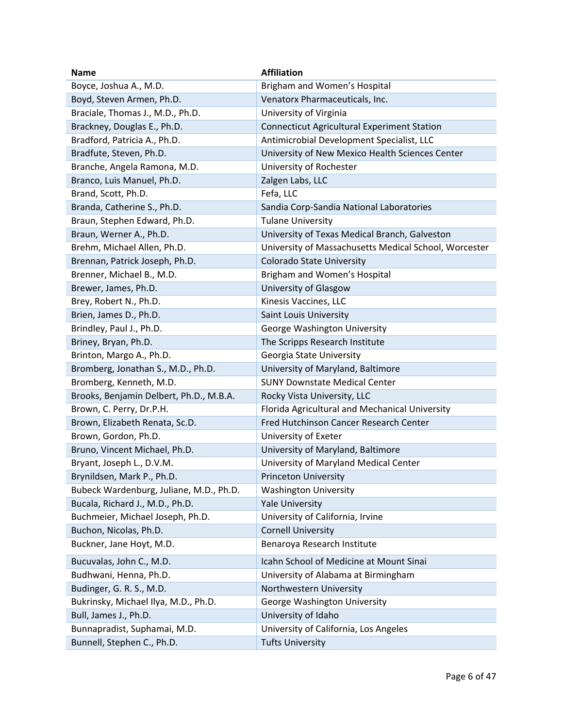| Name | Affiliation |
| --- | --- |
| Boyce, Joshua A., M.D. | Brigham and Women's Hospital |
| Boyd, Steven Armen, Ph.D. | Venatorx Pharmaceuticals, Inc. |
| Braciale, Thomas J., M.D., Ph.D. | University of Virginia |
| Brackney, Douglas E., Ph.D. | Connecticut Agricultural Experiment Station |
| Bradford, Patricia A., Ph.D. | Antimicrobial Development Specialist, LLC |
| Bradfute, Steven, Ph.D. | University of New Mexico Health Sciences Center |
| Branche, Angela Ramona, M.D. | University of Rochester |
| Branco, Luis Manuel, Ph.D. | Zalgen Labs, LLC |
| Brand, Scott, Ph.D. | Fefa, LLC |
| Branda, Catherine S., Ph.D. | Sandia Corp-Sandia National Laboratories |
| Braun, Stephen Edward, Ph.D. | Tulane University |
| Braun, Werner A., Ph.D. | University of Texas Medical Branch, Galveston |
| Brehm, Michael Allen, Ph.D. | University of Massachusetts Medical School, Worcester |
| Brennan, Patrick Joseph, Ph.D. | Colorado State University |
| Brenner, Michael B., M.D. | Brigham and Women's Hospital |
| Brewer, James, Ph.D. | University of Glasgow |
| Brey, Robert N., Ph.D. | Kinesis Vaccines, LLC |
| Brien, James D., Ph.D. | Saint Louis University |
| Brindley, Paul J., Ph.D. | George Washington University |
| Briney, Bryan, Ph.D. | The Scripps Research Institute |
| Brinton, Margo A., Ph.D. | Georgia State University |
| Bromberg, Jonathan S., M.D., Ph.D. | University of Maryland, Baltimore |
| Bromberg, Kenneth, M.D. | SUNY Downstate Medical Center |
| Brooks, Benjamin Delbert, Ph.D., M.B.A. | Rocky Vista University, LLC |
| Brown, C. Perry, Dr.P.H. | Florida Agricultural and Mechanical University |
| Brown, Elizabeth Renata, Sc.D. | Fred Hutchinson Cancer Research Center |
| Brown, Gordon, Ph.D. | University of Exeter |
| Bruno, Vincent Michael, Ph.D. | University of Maryland, Baltimore |
| Bryant, Joseph L., D.V.M. | University of Maryland Medical Center |
| Brynildsen, Mark P., Ph.D. | Princeton University |
| Bubeck Wardenburg, Juliane, M.D., Ph.D. | Washington University |
| Bucala, Richard J., M.D., Ph.D. | Yale University |
| Buchmeier, Michael Joseph, Ph.D. | University of California, Irvine |
| Buchon, Nicolas, Ph.D. | Cornell University |
| Buckner, Jane Hoyt, M.D. | Benaroya Research Institute |
| Bucuvalas, John C., M.D. | Icahn School of Medicine at Mount Sinai |
| Budhwani, Henna, Ph.D. | University of Alabama at Birmingham |
| Budinger, G. R. S., M.D. | Northwestern University |
| Bukrinsky, Michael Ilya, M.D., Ph.D. | George Washington University |
| Bull, James J., Ph.D. | University of Idaho |
| Bunnapradist, Suphamai, M.D. | University of California, Los Angeles |
| Bunnell, Stephen C., Ph.D. | Tufts University |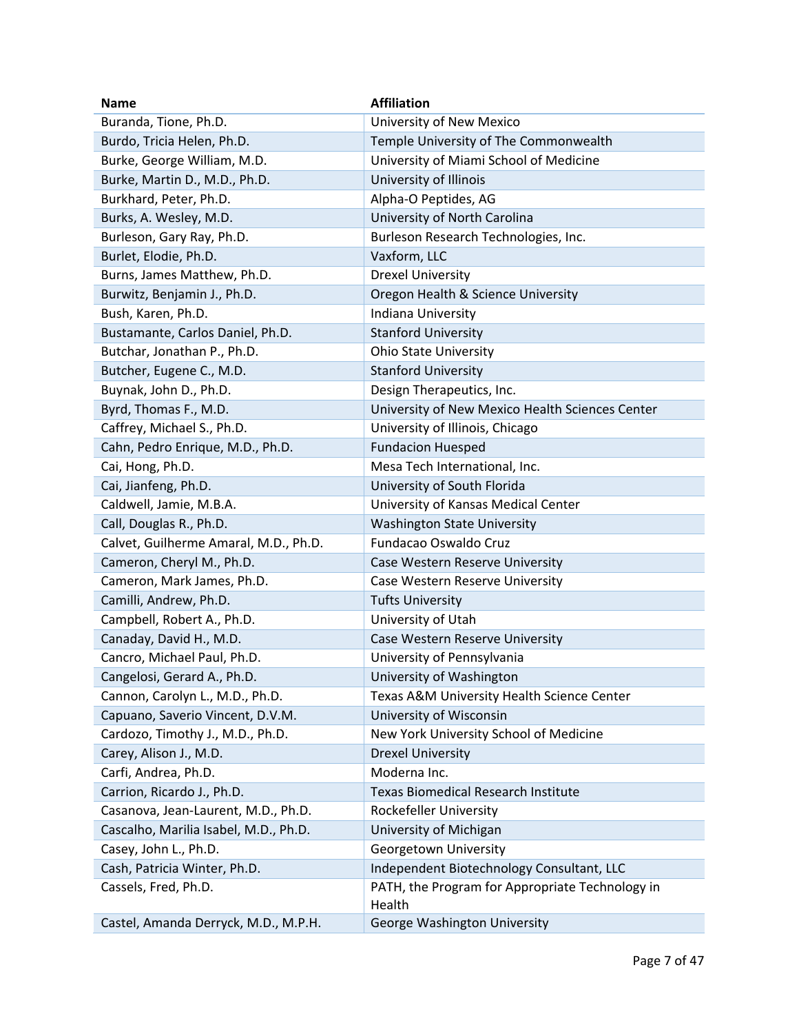| Name | Affiliation |
| --- | --- |
| Buranda, Tione, Ph.D. | University of New Mexico |
| Burdo, Tricia Helen, Ph.D. | Temple University of The Commonwealth |
| Burke, George William, M.D. | University of Miami School of Medicine |
| Burke, Martin D., M.D., Ph.D. | University of Illinois |
| Burkhard, Peter, Ph.D. | Alpha-O Peptides, AG |
| Burks, A. Wesley, M.D. | University of North Carolina |
| Burleson, Gary Ray, Ph.D. | Burleson Research Technologies, Inc. |
| Burlet, Elodie, Ph.D. | Vaxform, LLC |
| Burns, James Matthew, Ph.D. | Drexel University |
| Burwitz, Benjamin J., Ph.D. | Oregon Health & Science University |
| Bush, Karen, Ph.D. | Indiana University |
| Bustamante, Carlos Daniel, Ph.D. | Stanford University |
| Butchar, Jonathan P., Ph.D. | Ohio State University |
| Butcher, Eugene C., M.D. | Stanford University |
| Buynak, John D., Ph.D. | Design Therapeutics, Inc. |
| Byrd, Thomas F., M.D. | University of New Mexico Health Sciences Center |
| Caffrey, Michael S., Ph.D. | University of Illinois, Chicago |
| Cahn, Pedro Enrique, M.D., Ph.D. | Fundacion Huesped |
| Cai, Hong, Ph.D. | Mesa Tech International, Inc. |
| Cai, Jianfeng, Ph.D. | University of South Florida |
| Caldwell, Jamie, M.B.A. | University of Kansas Medical Center |
| Call, Douglas R., Ph.D. | Washington State University |
| Calvet, Guilherme Amaral, M.D., Ph.D. | Fundacao Oswaldo Cruz |
| Cameron, Cheryl M., Ph.D. | Case Western Reserve University |
| Cameron, Mark James, Ph.D. | Case Western Reserve University |
| Camilli, Andrew, Ph.D. | Tufts University |
| Campbell, Robert A., Ph.D. | University of Utah |
| Canaday, David H., M.D. | Case Western Reserve University |
| Cancro, Michael Paul, Ph.D. | University of Pennsylvania |
| Cangelosi, Gerard A., Ph.D. | University of Washington |
| Cannon, Carolyn L., M.D., Ph.D. | Texas A&M University Health Science Center |
| Capuano, Saverio Vincent, D.V.M. | University of Wisconsin |
| Cardozo, Timothy J., M.D., Ph.D. | New York University School of Medicine |
| Carey, Alison J., M.D. | Drexel University |
| Carfi, Andrea, Ph.D. | Moderna Inc. |
| Carrion, Ricardo J., Ph.D. | Texas Biomedical Research Institute |
| Casanova, Jean-Laurent, M.D., Ph.D. | Rockefeller University |
| Cascalho, Marilia Isabel, M.D., Ph.D. | University of Michigan |
| Casey, John L., Ph.D. | Georgetown University |
| Cash, Patricia Winter, Ph.D. | Independent Biotechnology Consultant, LLC |
| Cassels, Fred, Ph.D. | PATH, the Program for Appropriate Technology in Health |
| Castel, Amanda Derryck, M.D., M.P.H. | George Washington University |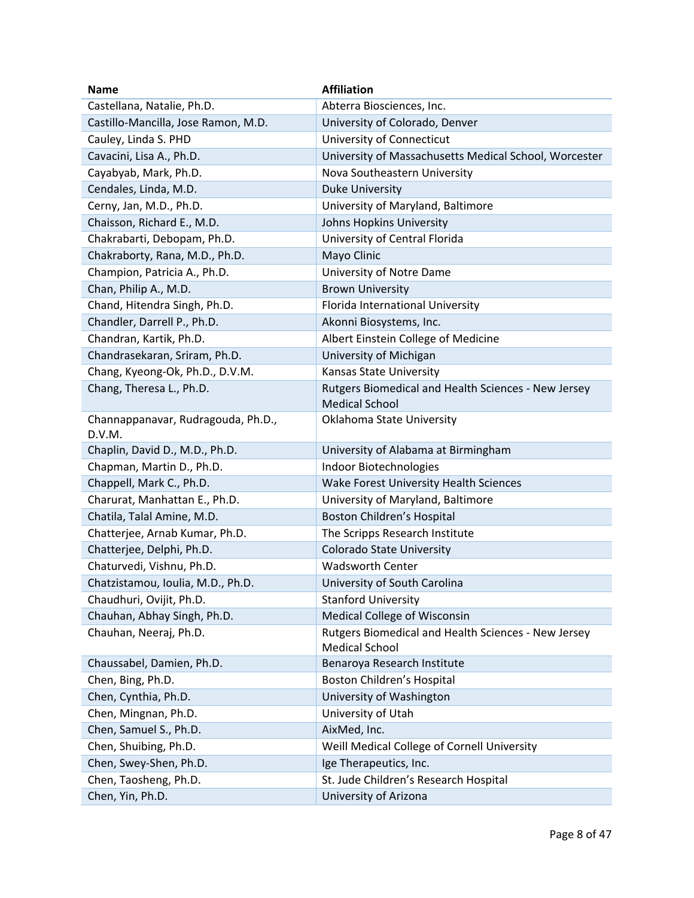| Name | Affiliation |
| --- | --- |
| Castellana, Natalie, Ph.D. | Abterra Biosciences, Inc. |
| Castillo-Mancilla, Jose Ramon, M.D. | University of Colorado, Denver |
| Cauley, Linda S. PHD | University of Connecticut |
| Cavacini, Lisa A., Ph.D. | University of Massachusetts Medical School, Worcester |
| Cayabyab, Mark, Ph.D. | Nova Southeastern University |
| Cendales, Linda, M.D. | Duke University |
| Cerny, Jan, M.D., Ph.D. | University of Maryland, Baltimore |
| Chaisson, Richard E., M.D. | Johns Hopkins University |
| Chakrabarti, Debopam, Ph.D. | University of Central Florida |
| Chakraborty, Rana, M.D., Ph.D. | Mayo Clinic |
| Champion, Patricia A., Ph.D. | University of Notre Dame |
| Chan, Philip A., M.D. | Brown University |
| Chand, Hitendra Singh, Ph.D. | Florida International University |
| Chandler, Darrell P., Ph.D. | Akonni Biosystems, Inc. |
| Chandran, Kartik, Ph.D. | Albert Einstein College of Medicine |
| Chandrasekaran, Sriram, Ph.D. | University of Michigan |
| Chang, Kyeong-Ok, Ph.D., D.V.M. | Kansas State University |
| Chang, Theresa L., Ph.D. | Rutgers Biomedical and Health Sciences - New Jersey Medical School |
| Channappanavar, Rudragouda, Ph.D., D.V.M. | Oklahoma State University |
| Chaplin, David D., M.D., Ph.D. | University of Alabama at Birmingham |
| Chapman, Martin D., Ph.D. | Indoor Biotechnologies |
| Chappell, Mark C., Ph.D. | Wake Forest University Health Sciences |
| Charurat, Manhattan E., Ph.D. | University of Maryland, Baltimore |
| Chatila, Talal Amine, M.D. | Boston Children's Hospital |
| Chatterjee, Arnab Kumar, Ph.D. | The Scripps Research Institute |
| Chatterjee, Delphi, Ph.D. | Colorado State University |
| Chaturvedi, Vishnu, Ph.D. | Wadsworth Center |
| Chatzistamou, Ioulia, M.D., Ph.D. | University of South Carolina |
| Chaudhuri, Ovijit, Ph.D. | Stanford University |
| Chauhan, Abhay Singh, Ph.D. | Medical College of Wisconsin |
| Chauhan, Neeraj, Ph.D. | Rutgers Biomedical and Health Sciences - New Jersey Medical School |
| Chaussabel, Damien, Ph.D. | Benaroya Research Institute |
| Chen, Bing, Ph.D. | Boston Children's Hospital |
| Chen, Cynthia, Ph.D. | University of Washington |
| Chen, Mingnan, Ph.D. | University of Utah |
| Chen, Samuel S., Ph.D. | AixMed, Inc. |
| Chen, Shuibing, Ph.D. | Weill Medical College of Cornell University |
| Chen, Swey-Shen, Ph.D. | Ige Therapeutics, Inc. |
| Chen, Taosheng, Ph.D. | St. Jude Children's Research Hospital |
| Chen, Yin, Ph.D. | University of Arizona |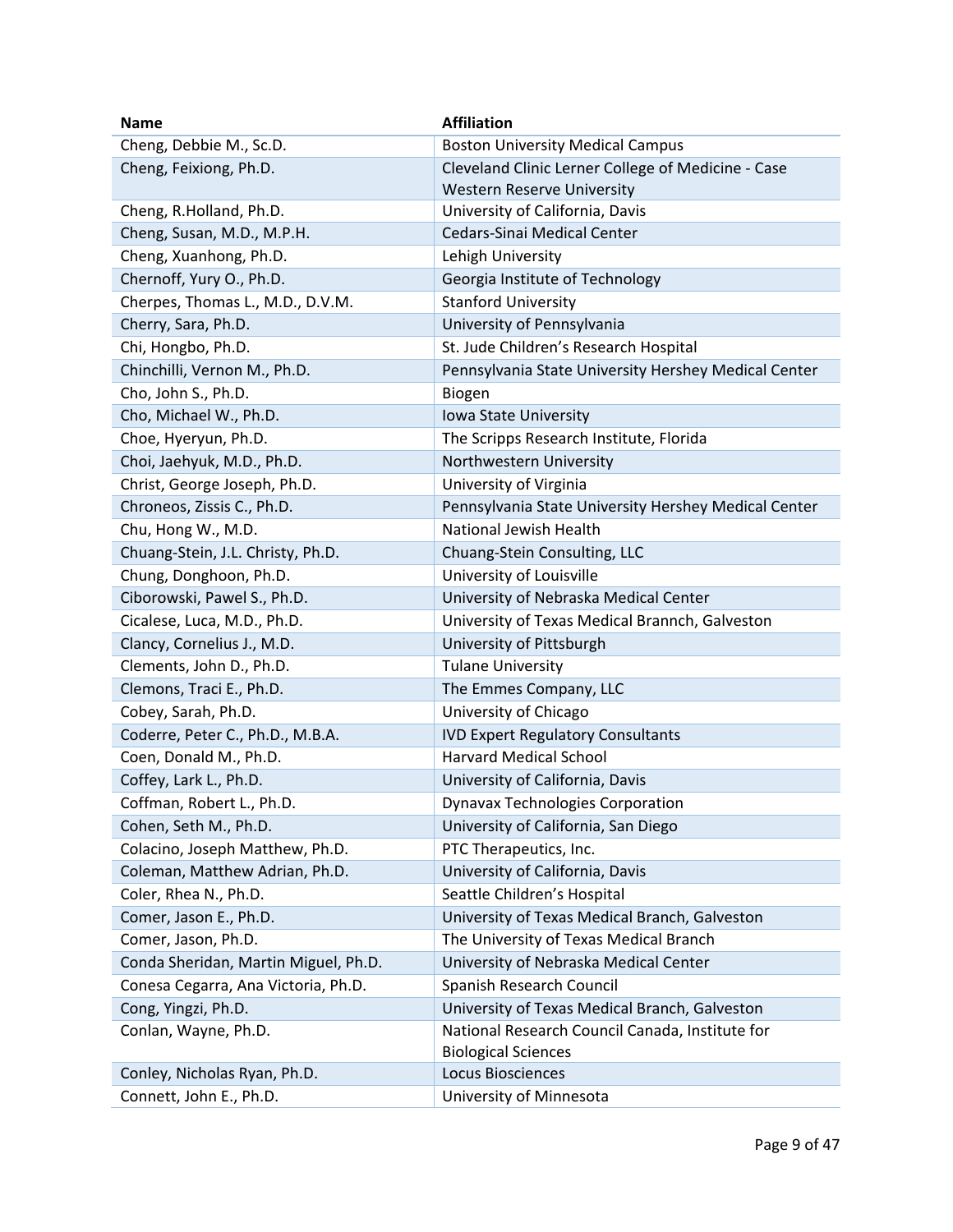| Name | Affiliation |
|---|---|
| Cheng, Debbie M., Sc.D. | Boston University Medical Campus |
| Cheng, Feixiong, Ph.D. | Cleveland Clinic Lerner College of Medicine - Case Western Reserve University |
| Cheng, R.Holland, Ph.D. | University of California, Davis |
| Cheng, Susan, M.D., M.P.H. | Cedars-Sinai Medical Center |
| Cheng, Xuanhong, Ph.D. | Lehigh University |
| Chernoff, Yury O., Ph.D. | Georgia Institute of Technology |
| Cherpes, Thomas L., M.D., D.V.M. | Stanford University |
| Cherry, Sara, Ph.D. | University of Pennsylvania |
| Chi, Hongbo, Ph.D. | St. Jude Children's Research Hospital |
| Chinchilli, Vernon M., Ph.D. | Pennsylvania State University Hershey Medical Center |
| Cho, John S., Ph.D. | Biogen |
| Cho, Michael W., Ph.D. | Iowa State University |
| Choe, Hyeryun, Ph.D. | The Scripps Research Institute, Florida |
| Choi, Jaehyuk, M.D., Ph.D. | Northwestern University |
| Christ, George Joseph, Ph.D. | University of Virginia |
| Chroneos, Zissis C., Ph.D. | Pennsylvania State University Hershey Medical Center |
| Chu, Hong W., M.D. | National Jewish Health |
| Chuang-Stein, J.L. Christy, Ph.D. | Chuang-Stein Consulting, LLC |
| Chung, Donghoon, Ph.D. | University of Louisville |
| Ciborowski, Pawel S., Ph.D. | University of Nebraska Medical Center |
| Cicalese, Luca, M.D., Ph.D. | University of Texas Medical Brannch, Galveston |
| Clancy, Cornelius J., M.D. | University of Pittsburgh |
| Clements, John D., Ph.D. | Tulane University |
| Clemons, Traci E., Ph.D. | The Emmes Company, LLC |
| Cobey, Sarah, Ph.D. | University of Chicago |
| Coderre, Peter C., Ph.D., M.B.A. | IVD Expert Regulatory Consultants |
| Coen, Donald M., Ph.D. | Harvard Medical School |
| Coffey, Lark L., Ph.D. | University of California, Davis |
| Coffman, Robert L., Ph.D. | Dynavax Technologies Corporation |
| Cohen, Seth M., Ph.D. | University of California, San Diego |
| Colacino, Joseph Matthew, Ph.D. | PTC Therapeutics, Inc. |
| Coleman, Matthew Adrian, Ph.D. | University of California, Davis |
| Coler, Rhea N., Ph.D. | Seattle Children's Hospital |
| Comer, Jason E., Ph.D. | University of Texas Medical Branch, Galveston |
| Comer, Jason, Ph.D. | The University of Texas Medical Branch |
| Conda Sheridan, Martin Miguel, Ph.D. | University of Nebraska Medical Center |
| Conesa Cegarra, Ana Victoria, Ph.D. | Spanish Research Council |
| Cong, Yingzi, Ph.D. | University of Texas Medical Branch, Galveston |
| Conlan, Wayne, Ph.D. | National Research Council Canada, Institute for Biological Sciences |
| Conley, Nicholas Ryan, Ph.D. | Locus Biosciences |
| Connett, John E., Ph.D. | University of Minnesota |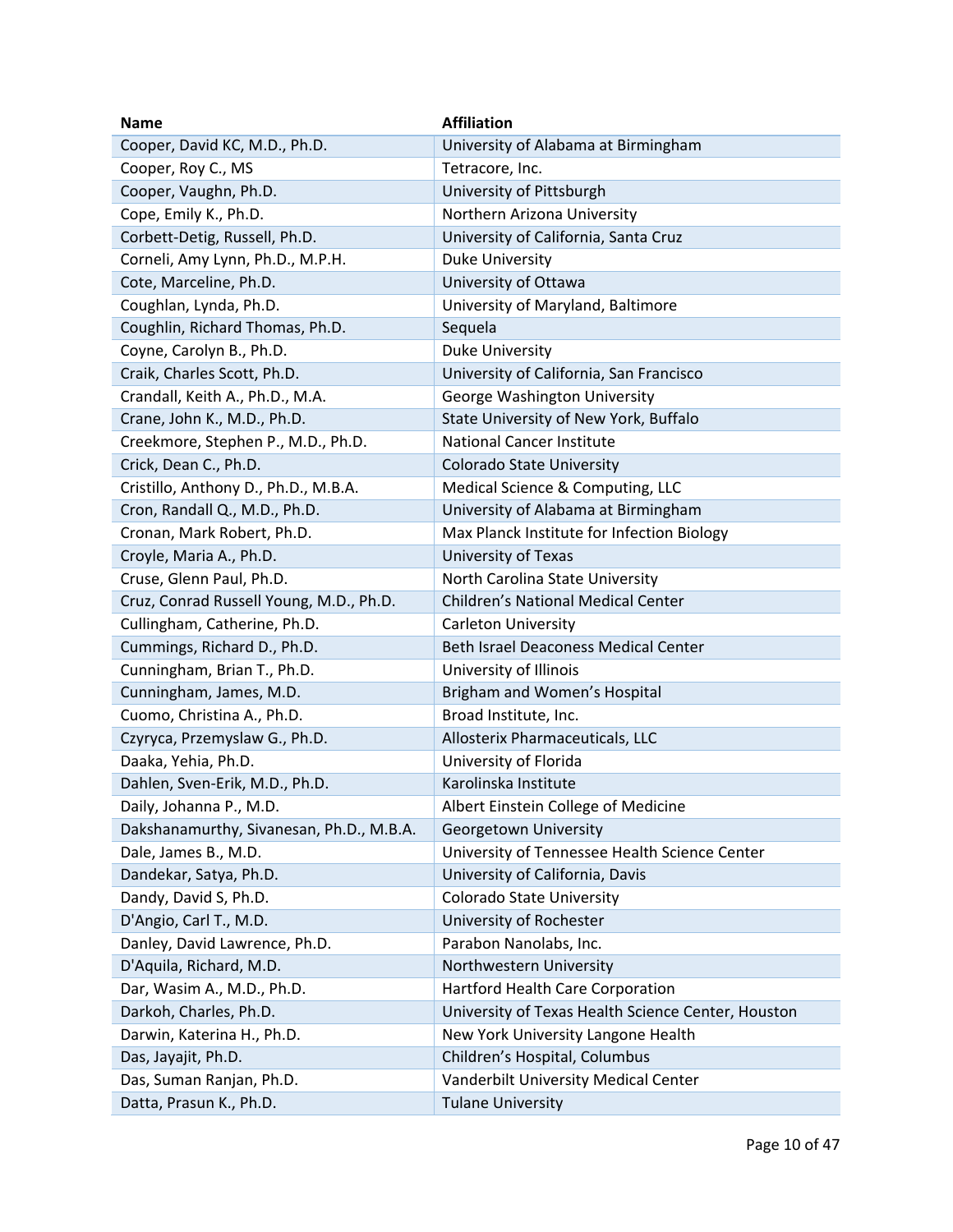| Name | Affiliation |
|---|---|
| Cooper, David KC, M.D., Ph.D. | University of Alabama at Birmingham |
| Cooper, Roy C., MS | Tetracore, Inc. |
| Cooper, Vaughn, Ph.D. | University of Pittsburgh |
| Cope, Emily K., Ph.D. | Northern Arizona University |
| Corbett-Detig, Russell, Ph.D. | University of California, Santa Cruz |
| Corneli, Amy Lynn, Ph.D., M.P.H. | Duke University |
| Cote, Marceline, Ph.D. | University of Ottawa |
| Coughlan, Lynda, Ph.D. | University of Maryland, Baltimore |
| Coughlin, Richard Thomas, Ph.D. | Sequela |
| Coyne, Carolyn B., Ph.D. | Duke University |
| Craik, Charles Scott, Ph.D. | University of California, San Francisco |
| Crandall, Keith A., Ph.D., M.A. | George Washington University |
| Crane, John K., M.D., Ph.D. | State University of New York, Buffalo |
| Creekmore, Stephen P., M.D., Ph.D. | National Cancer Institute |
| Crick, Dean C., Ph.D. | Colorado State University |
| Cristillo, Anthony D., Ph.D., M.B.A. | Medical Science & Computing, LLC |
| Cron, Randall Q., M.D., Ph.D. | University of Alabama at Birmingham |
| Cronan, Mark Robert, Ph.D. | Max Planck Institute for Infection Biology |
| Croyle, Maria A., Ph.D. | University of Texas |
| Cruse, Glenn Paul, Ph.D. | North Carolina State University |
| Cruz, Conrad Russell Young, M.D., Ph.D. | Children's National Medical Center |
| Cullingham, Catherine, Ph.D. | Carleton University |
| Cummings, Richard D., Ph.D. | Beth Israel Deaconess Medical Center |
| Cunningham, Brian T., Ph.D. | University of Illinois |
| Cunningham, James, M.D. | Brigham and Women's Hospital |
| Cuomo, Christina A., Ph.D. | Broad Institute, Inc. |
| Czyryca, Przemyslaw G., Ph.D. | Allosterix Pharmaceuticals, LLC |
| Daaka, Yehia, Ph.D. | University of Florida |
| Dahlen, Sven-Erik, M.D., Ph.D. | Karolinska Institute |
| Daily, Johanna P., M.D. | Albert Einstein College of Medicine |
| Dakshanamurthy, Sivanesan, Ph.D., M.B.A. | Georgetown University |
| Dale, James B., M.D. | University of Tennessee Health Science Center |
| Dandekar, Satya, Ph.D. | University of California, Davis |
| Dandy, David S, Ph.D. | Colorado State University |
| D'Angio, Carl T., M.D. | University of Rochester |
| Danley, David Lawrence, Ph.D. | Parabon Nanolabs, Inc. |
| D'Aquila, Richard, M.D. | Northwestern University |
| Dar, Wasim A., M.D., Ph.D. | Hartford Health Care Corporation |
| Darkoh, Charles, Ph.D. | University of Texas Health Science Center, Houston |
| Darwin, Katerina H., Ph.D. | New York University Langone Health |
| Das, Jayajit, Ph.D. | Children's Hospital, Columbus |
| Das, Suman Ranjan, Ph.D. | Vanderbilt University Medical Center |
| Datta, Prasun K., Ph.D. | Tulane University |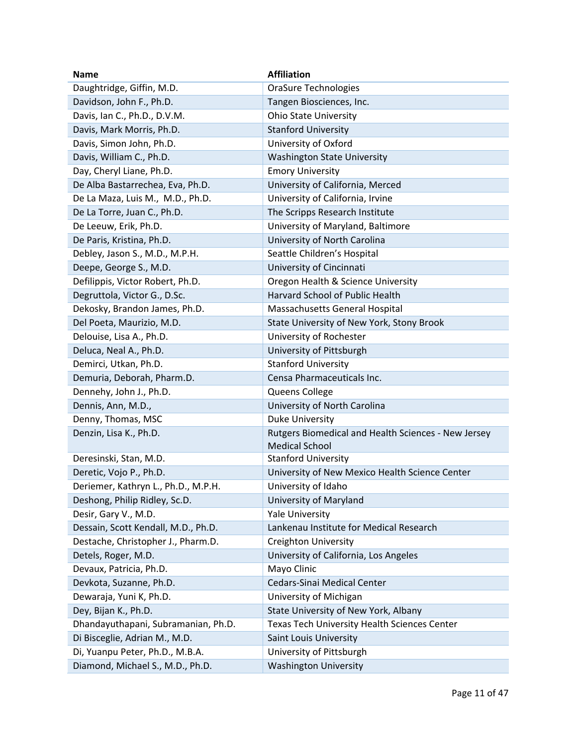| Name | Affiliation |
|---|---|
| Daughtridge, Giffin, M.D. | OraSure Technologies |
| Davidson, John F., Ph.D. | Tangen Biosciences, Inc. |
| Davis, Ian C., Ph.D., D.V.M. | Ohio State University |
| Davis, Mark Morris, Ph.D. | Stanford University |
| Davis, Simon John, Ph.D. | University of Oxford |
| Davis, William C., Ph.D. | Washington State University |
| Day, Cheryl Liane, Ph.D. | Emory University |
| De Alba Bastarrechea, Eva, Ph.D. | University of California, Merced |
| De La Maza, Luis M., M.D., Ph.D. | University of California, Irvine |
| De La Torre, Juan C., Ph.D. | The Scripps Research Institute |
| De Leeuw, Erik, Ph.D. | University of Maryland, Baltimore |
| De Paris, Kristina, Ph.D. | University of North Carolina |
| Debley, Jason S., M.D., M.P.H. | Seattle Children's Hospital |
| Deepe, George S., M.D. | University of Cincinnati |
| Defilippis, Victor Robert, Ph.D. | Oregon Health & Science University |
| Degruttola, Victor G., D.Sc. | Harvard School of Public Health |
| Dekosky, Brandon James, Ph.D. | Massachusetts General Hospital |
| Del Poeta, Maurizio, M.D. | State University of New York, Stony Brook |
| Delouise, Lisa A., Ph.D. | University of Rochester |
| Deluca, Neal A., Ph.D. | University of Pittsburgh |
| Demirci, Utkan, Ph.D. | Stanford University |
| Demuria, Deborah, Pharm.D. | Censa Pharmaceuticals Inc. |
| Dennehy, John J., Ph.D. | Queens College |
| Dennis, Ann, M.D., | University of North Carolina |
| Denny, Thomas, MSC | Duke University |
| Denzin, Lisa K., Ph.D. | Rutgers Biomedical and Health Sciences - New Jersey Medical School |
| Deresinski, Stan, M.D. | Stanford University |
| Deretic, Vojo P., Ph.D. | University of New Mexico Health Science Center |
| Deriemer, Kathryn L., Ph.D., M.P.H. | University of Idaho |
| Deshong, Philip Ridley, Sc.D. | University of Maryland |
| Desir, Gary V., M.D. | Yale University |
| Dessain, Scott Kendall, M.D., Ph.D. | Lankenau Institute for Medical Research |
| Destache, Christopher J., Pharm.D. | Creighton University |
| Detels, Roger, M.D. | University of California, Los Angeles |
| Devaux, Patricia, Ph.D. | Mayo Clinic |
| Devkota, Suzanne, Ph.D. | Cedars-Sinai Medical Center |
| Dewaraja, Yuni K, Ph.D. | University of Michigan |
| Dey, Bijan K., Ph.D. | State University of New York, Albany |
| Dhandayuthapani, Subramanian, Ph.D. | Texas Tech University Health Sciences Center |
| Di Bisceglie, Adrian M., M.D. | Saint Louis University |
| Di, Yuanpu Peter, Ph.D., M.B.A. | University of Pittsburgh |
| Diamond, Michael S., M.D., Ph.D. | Washington University |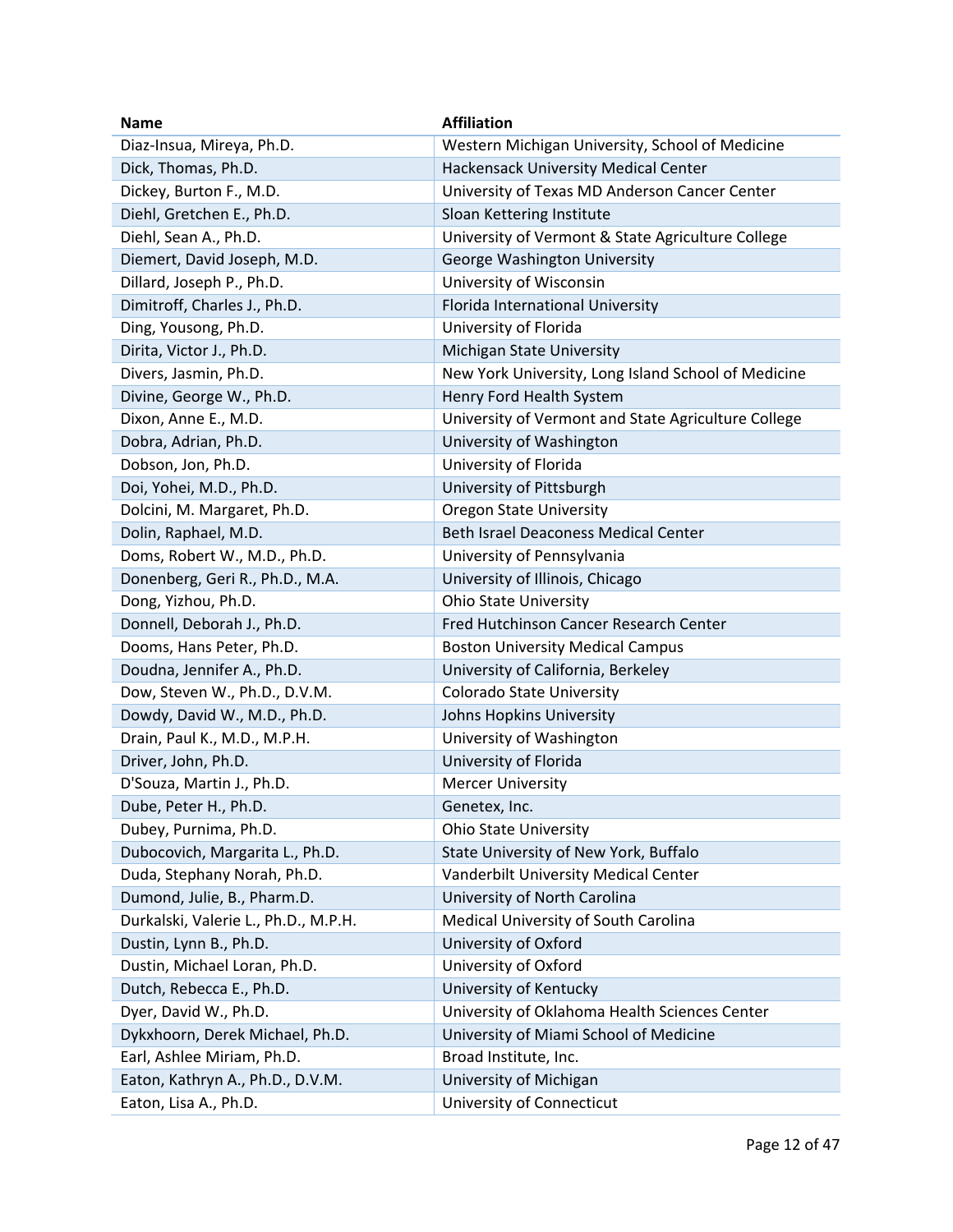| Name | Affiliation |
| --- | --- |
| Diaz-Insua, Mireya, Ph.D. | Western Michigan University, School of Medicine |
| Dick, Thomas, Ph.D. | Hackensack University Medical Center |
| Dickey, Burton F., M.D. | University of Texas MD Anderson Cancer Center |
| Diehl, Gretchen E., Ph.D. | Sloan Kettering Institute |
| Diehl, Sean A., Ph.D. | University of Vermont & State Agriculture College |
| Diemert, David Joseph, M.D. | George Washington University |
| Dillard, Joseph P., Ph.D. | University of Wisconsin |
| Dimitroff, Charles J., Ph.D. | Florida International University |
| Ding, Yousong, Ph.D. | University of Florida |
| Dirita, Victor J., Ph.D. | Michigan State University |
| Divers, Jasmin, Ph.D. | New York University, Long Island School of Medicine |
| Divine, George W., Ph.D. | Henry Ford Health System |
| Dixon, Anne E., M.D. | University of Vermont and State Agriculture College |
| Dobra, Adrian, Ph.D. | University of Washington |
| Dobson, Jon, Ph.D. | University of Florida |
| Doi, Yohei, M.D., Ph.D. | University of Pittsburgh |
| Dolcini, M. Margaret, Ph.D. | Oregon State University |
| Dolin, Raphael, M.D. | Beth Israel Deaconess Medical Center |
| Doms, Robert W., M.D., Ph.D. | University of Pennsylvania |
| Donenberg, Geri R., Ph.D., M.A. | University of Illinois, Chicago |
| Dong, Yizhou, Ph.D. | Ohio State University |
| Donnell, Deborah J., Ph.D. | Fred Hutchinson Cancer Research Center |
| Dooms, Hans Peter, Ph.D. | Boston University Medical Campus |
| Doudna, Jennifer A., Ph.D. | University of California, Berkeley |
| Dow, Steven W., Ph.D., D.V.M. | Colorado State University |
| Dowdy, David W., M.D., Ph.D. | Johns Hopkins University |
| Drain, Paul K., M.D., M.P.H. | University of Washington |
| Driver, John, Ph.D. | University of Florida |
| D'Souza, Martin J., Ph.D. | Mercer University |
| Dube, Peter H., Ph.D. | Genetex, Inc. |
| Dubey, Purnima, Ph.D. | Ohio State University |
| Dubocovich, Margarita L., Ph.D. | State University of New York, Buffalo |
| Duda, Stephany Norah, Ph.D. | Vanderbilt University Medical Center |
| Dumond, Julie, B., Pharm.D. | University of North Carolina |
| Durkalski, Valerie L., Ph.D., M.P.H. | Medical University of South Carolina |
| Dustin, Lynn B., Ph.D. | University of Oxford |
| Dustin, Michael Loran, Ph.D. | University of Oxford |
| Dutch, Rebecca E., Ph.D. | University of Kentucky |
| Dyer, David W., Ph.D. | University of Oklahoma Health Sciences Center |
| Dykxhoorn, Derek Michael, Ph.D. | University of Miami School of Medicine |
| Earl, Ashlee Miriam, Ph.D. | Broad Institute, Inc. |
| Eaton, Kathryn A., Ph.D., D.V.M. | University of Michigan |
| Eaton, Lisa A., Ph.D. | University of Connecticut |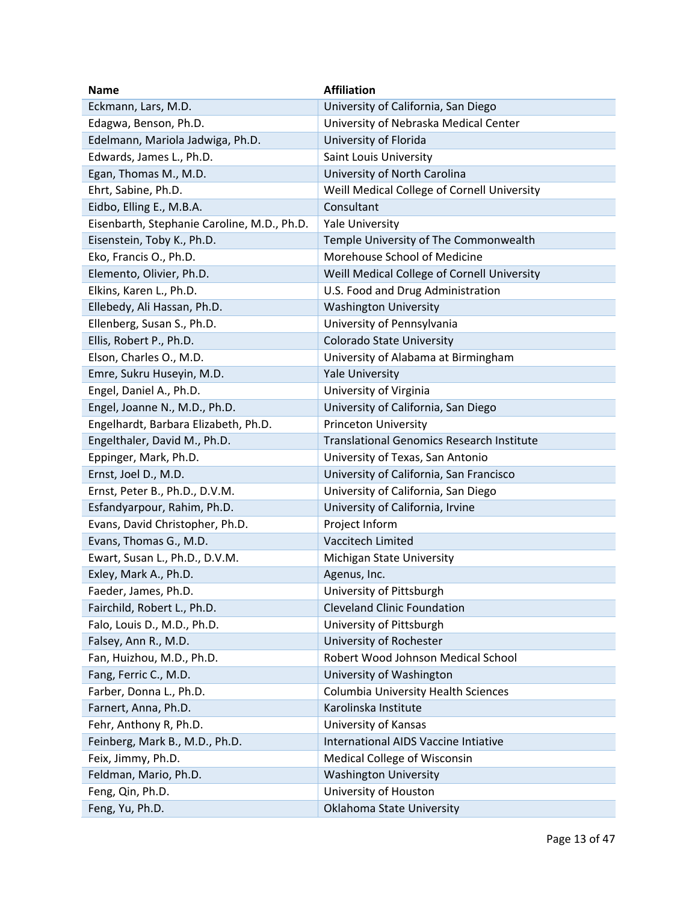| Name | Affiliation |
|---|---|
| Eckmann, Lars, M.D. | University of California, San Diego |
| Edagwa, Benson, Ph.D. | University of Nebraska Medical Center |
| Edelmann, Mariola Jadwiga, Ph.D. | University of Florida |
| Edwards, James L., Ph.D. | Saint Louis University |
| Egan, Thomas M., M.D. | University of North Carolina |
| Ehrt, Sabine, Ph.D. | Weill Medical College of Cornell University |
| Eidbo, Elling E., M.B.A. | Consultant |
| Eisenbarth, Stephanie Caroline, M.D., Ph.D. | Yale University |
| Eisenstein, Toby K., Ph.D. | Temple University of The Commonwealth |
| Eko, Francis O., Ph.D. | Morehouse School of Medicine |
| Elemento, Olivier, Ph.D. | Weill Medical College of Cornell University |
| Elkins, Karen L., Ph.D. | U.S. Food and Drug Administration |
| Ellebedy, Ali Hassan, Ph.D. | Washington University |
| Ellenberg, Susan S., Ph.D. | University of Pennsylvania |
| Ellis, Robert P., Ph.D. | Colorado State University |
| Elson, Charles O., M.D. | University of Alabama at Birmingham |
| Emre, Sukru Huseyin, M.D. | Yale University |
| Engel, Daniel A., Ph.D. | University of Virginia |
| Engel, Joanne N., M.D., Ph.D. | University of California, San Diego |
| Engelhardt, Barbara Elizabeth, Ph.D. | Princeton University |
| Engelthaler, David M., Ph.D. | Translational Genomics Research Institute |
| Eppinger, Mark, Ph.D. | University of Texas, San Antonio |
| Ernst, Joel D., M.D. | University of California, San Francisco |
| Ernst, Peter B., Ph.D., D.V.M. | University of California, San Diego |
| Esfandyarpour, Rahim, Ph.D. | University of California, Irvine |
| Evans, David Christopher, Ph.D. | Project Inform |
| Evans, Thomas G., M.D. | Vaccitech Limited |
| Ewart, Susan L., Ph.D., D.V.M. | Michigan State University |
| Exley, Mark A., Ph.D. | Agenus, Inc. |
| Faeder, James, Ph.D. | University of Pittsburgh |
| Fairchild, Robert L., Ph.D. | Cleveland Clinic Foundation |
| Falo, Louis D., M.D., Ph.D. | University of Pittsburgh |
| Falsey, Ann R., M.D. | University of Rochester |
| Fan, Huizhou, M.D., Ph.D. | Robert Wood Johnson Medical School |
| Fang, Ferric C., M.D. | University of Washington |
| Farber, Donna L., Ph.D. | Columbia University Health Sciences |
| Farnert, Anna, Ph.D. | Karolinska Institute |
| Fehr, Anthony R, Ph.D. | University of Kansas |
| Feinberg, Mark B., M.D., Ph.D. | International AIDS Vaccine Intiative |
| Feix, Jimmy, Ph.D. | Medical College of Wisconsin |
| Feldman, Mario, Ph.D. | Washington University |
| Feng, Qin, Ph.D. | University of Houston |
| Feng, Yu, Ph.D. | Oklahoma State University |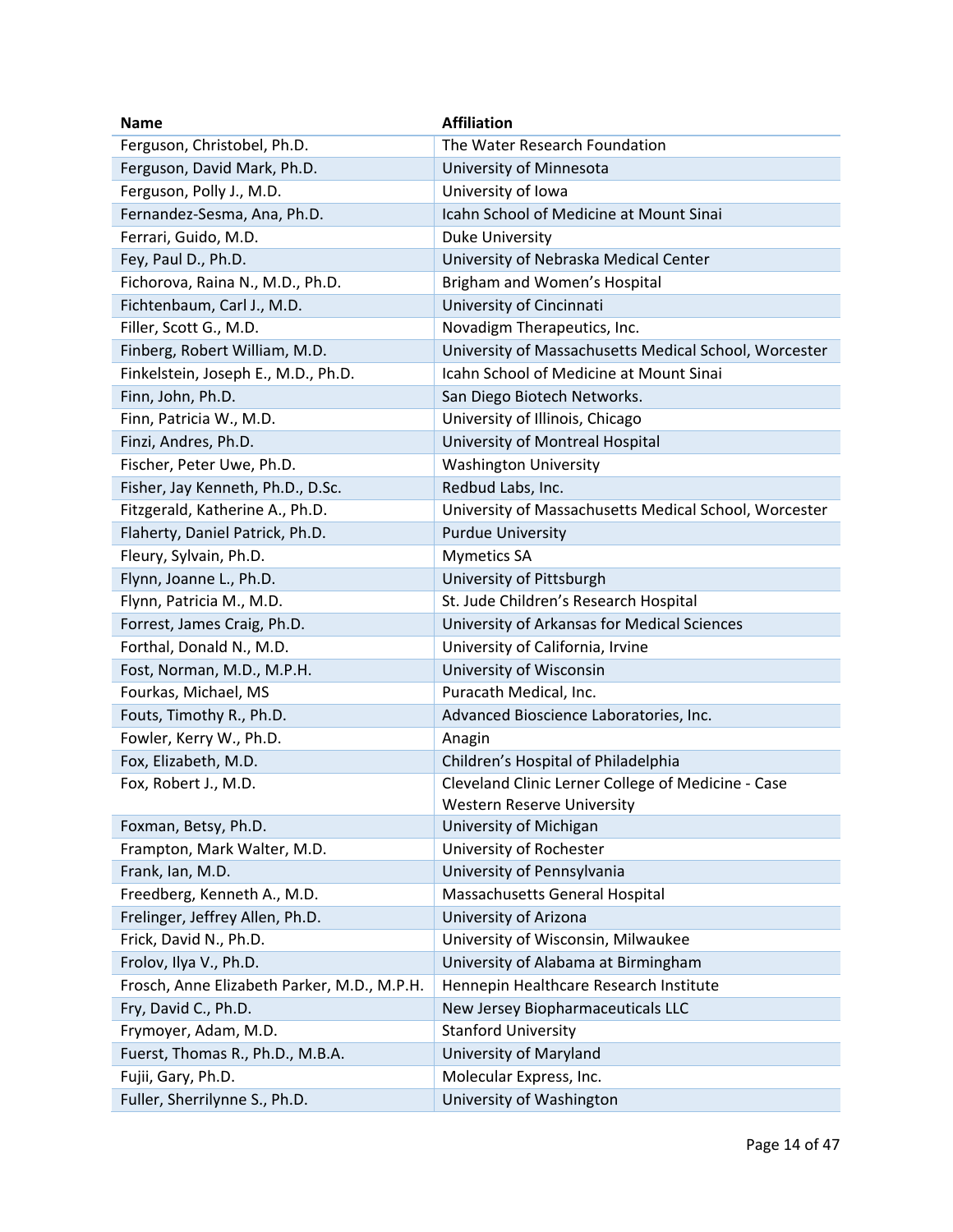| Name | Affiliation |
| --- | --- |
| Ferguson, Christobel, Ph.D. | The Water Research Foundation |
| Ferguson, David Mark, Ph.D. | University of Minnesota |
| Ferguson, Polly J., M.D. | University of Iowa |
| Fernandez-Sesma, Ana, Ph.D. | Icahn School of Medicine at Mount Sinai |
| Ferrari, Guido, M.D. | Duke University |
| Fey, Paul D., Ph.D. | University of Nebraska Medical Center |
| Fichorova, Raina N., M.D., Ph.D. | Brigham and Women’s Hospital |
| Fichtenbaum, Carl J., M.D. | University of Cincinnati |
| Filler, Scott G., M.D. | Novadigm Therapeutics, Inc. |
| Finberg, Robert William, M.D. | University of Massachusetts Medical School, Worcester |
| Finkelstein, Joseph E., M.D., Ph.D. | Icahn School of Medicine at Mount Sinai |
| Finn, John, Ph.D. | San Diego Biotech Networks. |
| Finn, Patricia W., M.D. | University of Illinois, Chicago |
| Finzi, Andres, Ph.D. | University of Montreal Hospital |
| Fischer, Peter Uwe, Ph.D. | Washington University |
| Fisher, Jay Kenneth, Ph.D., D.Sc. | Redbud Labs, Inc. |
| Fitzgerald, Katherine A., Ph.D. | University of Massachusetts Medical School, Worcester |
| Flaherty, Daniel Patrick, Ph.D. | Purdue University |
| Fleury, Sylvain, Ph.D. | Mymetics SA |
| Flynn, Joanne L., Ph.D. | University of Pittsburgh |
| Flynn, Patricia M., M.D. | St. Jude Children’s Research Hospital |
| Forrest, James Craig, Ph.D. | University of Arkansas for Medical Sciences |
| Forthal, Donald N., M.D. | University of California, Irvine |
| Fost, Norman, M.D., M.P.H. | University of Wisconsin |
| Fourkas, Michael, MS | Puracath Medical, Inc. |
| Fouts, Timothy R., Ph.D. | Advanced Bioscience Laboratories, Inc. |
| Fowler, Kerry W., Ph.D. | Anagin |
| Fox, Elizabeth, M.D. | Children’s Hospital of Philadelphia |
| Fox, Robert J., M.D. | Cleveland Clinic Lerner College of Medicine - Case Western Reserve University |
| Foxman, Betsy, Ph.D. | University of Michigan |
| Frampton, Mark Walter, M.D. | University of Rochester |
| Frank, Ian, M.D. | University of Pennsylvania |
| Freedberg, Kenneth A., M.D. | Massachusetts General Hospital |
| Frelinger, Jeffrey Allen, Ph.D. | University of Arizona |
| Frick, David N., Ph.D. | University of Wisconsin, Milwaukee |
| Frolov, Ilya V., Ph.D. | University of Alabama at Birmingham |
| Frosch, Anne Elizabeth Parker, M.D., M.P.H. | Hennepin Healthcare Research Institute |
| Fry, David C., Ph.D. | New Jersey Biopharmaceuticals LLC |
| Frymoyer, Adam, M.D. | Stanford University |
| Fuerst, Thomas R., Ph.D., M.B.A. | University of Maryland |
| Fujii, Gary, Ph.D. | Molecular Express, Inc. |
| Fuller, Sherrilynne S., Ph.D. | University of Washington |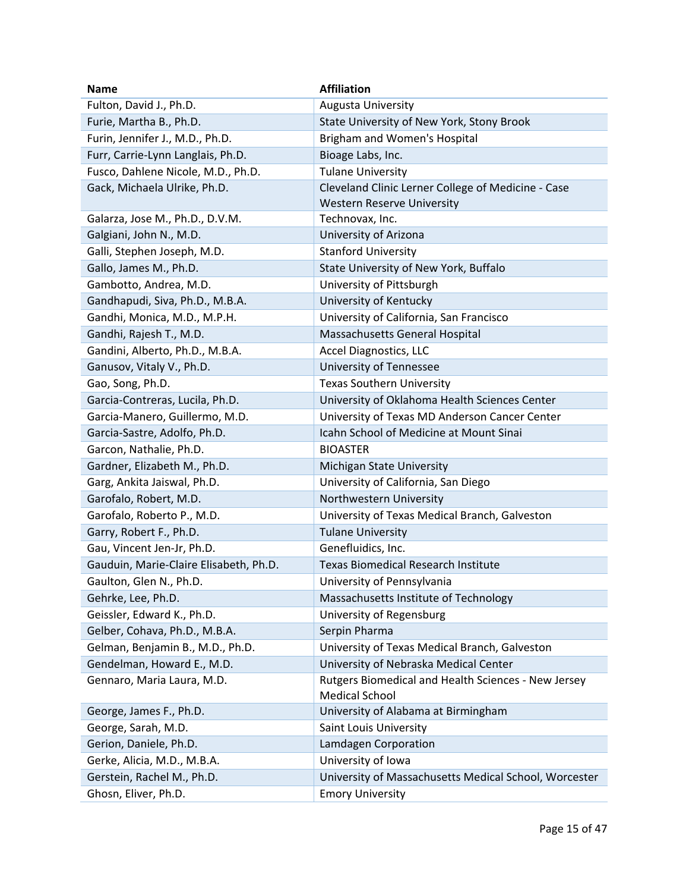| Name | Affiliation |
|---|---|
| Fulton, David J., Ph.D. | Augusta University |
| Furie, Martha B., Ph.D. | State University of New York, Stony Brook |
| Furin, Jennifer J., M.D., Ph.D. | Brigham and Women's Hospital |
| Furr, Carrie-Lynn Langlais, Ph.D. | Bioage Labs, Inc. |
| Fusco, Dahlene Nicole, M.D., Ph.D. | Tulane University |
| Gack, Michaela Ulrike, Ph.D. | Cleveland Clinic Lerner College of Medicine - Case Western Reserve University |
| Galarza, Jose M., Ph.D., D.V.M. | Technovax, Inc. |
| Galgiani, John N., M.D. | University of Arizona |
| Galli, Stephen Joseph, M.D. | Stanford University |
| Gallo, James M., Ph.D. | State University of New York, Buffalo |
| Gambotto, Andrea, M.D. | University of Pittsburgh |
| Gandhapudi, Siva, Ph.D., M.B.A. | University of Kentucky |
| Gandhi, Monica, M.D., M.P.H. | University of California, San Francisco |
| Gandhi, Rajesh T., M.D. | Massachusetts General Hospital |
| Gandini, Alberto, Ph.D., M.B.A. | Accel Diagnostics, LLC |
| Ganusov, Vitaly V., Ph.D. | University of Tennessee |
| Gao, Song, Ph.D. | Texas Southern University |
| Garcia-Contreras, Lucila, Ph.D. | University of Oklahoma Health Sciences Center |
| Garcia-Manero, Guillermo, M.D. | University of Texas MD Anderson Cancer Center |
| Garcia-Sastre, Adolfo, Ph.D. | Icahn School of Medicine at Mount Sinai |
| Garcon, Nathalie, Ph.D. | BIOASTER |
| Gardner, Elizabeth M., Ph.D. | Michigan State University |
| Garg, Ankita Jaiswal, Ph.D. | University of California, San Diego |
| Garofalo, Robert, M.D. | Northwestern University |
| Garofalo, Roberto P., M.D. | University of Texas Medical Branch, Galveston |
| Garry, Robert F., Ph.D. | Tulane University |
| Gau, Vincent Jen-Jr, Ph.D. | Genefluidics, Inc. |
| Gauduin, Marie-Claire Elisabeth, Ph.D. | Texas Biomedical Research Institute |
| Gaulton, Glen N., Ph.D. | University of Pennsylvania |
| Gehrke, Lee, Ph.D. | Massachusetts Institute of Technology |
| Geissler, Edward K., Ph.D. | University of Regensburg |
| Gelber, Cohava, Ph.D., M.B.A. | Serpin Pharma |
| Gelman, Benjamin B., M.D., Ph.D. | University of Texas Medical Branch, Galveston |
| Gendelman, Howard E., M.D. | University of Nebraska Medical Center |
| Gennaro, Maria Laura, M.D. | Rutgers Biomedical and Health Sciences - New Jersey Medical School |
| George, James F., Ph.D. | University of Alabama at Birmingham |
| George, Sarah, M.D. | Saint Louis University |
| Gerion, Daniele, Ph.D. | Lamdagen Corporation |
| Gerke, Alicia, M.D., M.B.A. | University of Iowa |
| Gerstein, Rachel M., Ph.D. | University of Massachusetts Medical School, Worcester |
| Ghosn, Eliver, Ph.D. | Emory University |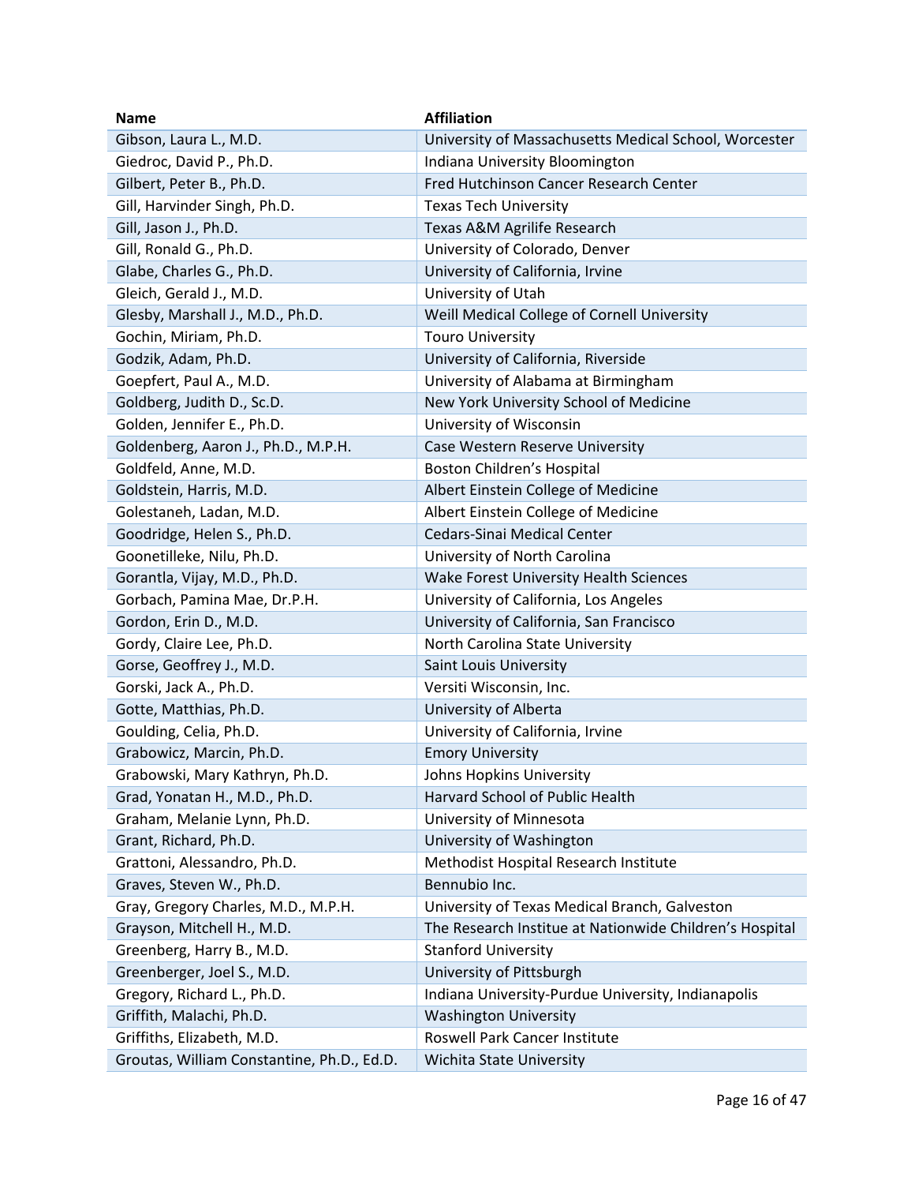| Name | Affiliation |
| --- | --- |
| Gibson, Laura L., M.D. | University of Massachusetts Medical School, Worcester |
| Giedroc, David P., Ph.D. | Indiana University Bloomington |
| Gilbert, Peter B., Ph.D. | Fred Hutchinson Cancer Research Center |
| Gill, Harvinder Singh, Ph.D. | Texas Tech University |
| Gill, Jason J., Ph.D. | Texas A&M Agrilife Research |
| Gill, Ronald G., Ph.D. | University of Colorado, Denver |
| Glabe, Charles G., Ph.D. | University of California, Irvine |
| Gleich, Gerald J., M.D. | University of Utah |
| Glesby, Marshall J., M.D., Ph.D. | Weill Medical College of Cornell University |
| Gochin, Miriam, Ph.D. | Touro University |
| Godzik, Adam, Ph.D. | University of California, Riverside |
| Goepfert, Paul A., M.D. | University of Alabama at Birmingham |
| Goldberg, Judith D., Sc.D. | New York University School of Medicine |
| Golden, Jennifer E., Ph.D. | University of Wisconsin |
| Goldenberg, Aaron J., Ph.D., M.P.H. | Case Western Reserve University |
| Goldfeld, Anne, M.D. | Boston Children's Hospital |
| Goldstein, Harris, M.D. | Albert Einstein College of Medicine |
| Golestaneh, Ladan, M.D. | Albert Einstein College of Medicine |
| Goodridge, Helen S., Ph.D. | Cedars-Sinai Medical Center |
| Goonetilleke, Nilu, Ph.D. | University of North Carolina |
| Gorantla, Vijay, M.D., Ph.D. | Wake Forest University Health Sciences |
| Gorbach, Pamina Mae, Dr.P.H. | University of California, Los Angeles |
| Gordon, Erin D., M.D. | University of California, San Francisco |
| Gordy, Claire Lee, Ph.D. | North Carolina State University |
| Gorse, Geoffrey J., M.D. | Saint Louis University |
| Gorski, Jack A., Ph.D. | Versiti Wisconsin, Inc. |
| Gotte, Matthias, Ph.D. | University of Alberta |
| Goulding, Celia, Ph.D. | University of California, Irvine |
| Grabowicz, Marcin, Ph.D. | Emory University |
| Grabowski, Mary Kathryn, Ph.D. | Johns Hopkins University |
| Grad, Yonatan H., M.D., Ph.D. | Harvard School of Public Health |
| Graham, Melanie Lynn, Ph.D. | University of Minnesota |
| Grant, Richard, Ph.D. | University of Washington |
| Grattoni, Alessandro, Ph.D. | Methodist Hospital Research Institute |
| Graves, Steven W., Ph.D. | Bennubio Inc. |
| Gray, Gregory Charles, M.D., M.P.H. | University of Texas Medical Branch, Galveston |
| Grayson, Mitchell H., M.D. | The Research Institue at Nationwide Children's Hospital |
| Greenberg, Harry B., M.D. | Stanford University |
| Greenberger, Joel S., M.D. | University of Pittsburgh |
| Gregory, Richard L., Ph.D. | Indiana University-Purdue University, Indianapolis |
| Griffith, Malachi, Ph.D. | Washington University |
| Griffiths, Elizabeth, M.D. | Roswell Park Cancer Institute |
| Groutas, William Constantine, Ph.D., Ed.D. | Wichita State University |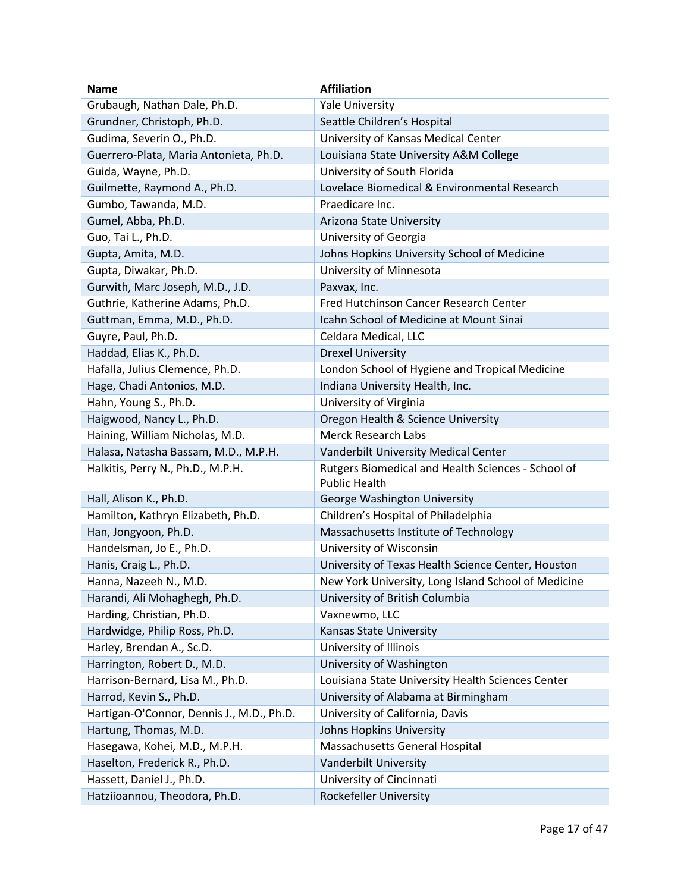| Name | Affiliation |
| --- | --- |
| Grubaugh, Nathan Dale, Ph.D. | Yale University |
| Grundner, Christoph, Ph.D. | Seattle Children's Hospital |
| Gudima, Severin O., Ph.D. | University of Kansas Medical Center |
| Guerrero-Plata, Maria Antonieta, Ph.D. | Louisiana State University A&M College |
| Guida, Wayne, Ph.D. | University of South Florida |
| Guilmette, Raymond A., Ph.D. | Lovelace Biomedical & Environmental Research |
| Gumbo, Tawanda, M.D. | Praedicare Inc. |
| Gumel, Abba, Ph.D. | Arizona State University |
| Guo, Tai L., Ph.D. | University of Georgia |
| Gupta, Amita, M.D. | Johns Hopkins University School of Medicine |
| Gupta, Diwakar, Ph.D. | University of Minnesota |
| Gurwith, Marc Joseph, M.D., J.D. | Paxvax, Inc. |
| Guthrie, Katherine Adams, Ph.D. | Fred Hutchinson Cancer Research Center |
| Guttman, Emma, M.D., Ph.D. | Icahn School of Medicine at Mount Sinai |
| Guyre, Paul, Ph.D. | Celdara Medical, LLC |
| Haddad, Elias K., Ph.D. | Drexel University |
| Hafalla, Julius Clemence, Ph.D. | London School of Hygiene and Tropical Medicine |
| Hage, Chadi Antonios, M.D. | Indiana University Health, Inc. |
| Hahn, Young S., Ph.D. | University of Virginia |
| Haigwood, Nancy L., Ph.D. | Oregon Health & Science University |
| Haining, William Nicholas, M.D. | Merck Research Labs |
| Halasa, Natasha Bassam, M.D., M.P.H. | Vanderbilt University Medical Center |
| Halkitis, Perry N., Ph.D., M.P.H. | Rutgers Biomedical and Health Sciences - School of Public Health |
| Hall, Alison K., Ph.D. | George Washington University |
| Hamilton, Kathryn Elizabeth, Ph.D. | Children's Hospital of Philadelphia |
| Han, Jongyoon, Ph.D. | Massachusetts Institute of Technology |
| Handelsman, Jo E., Ph.D. | University of Wisconsin |
| Hanis, Craig L., Ph.D. | University of Texas Health Science Center, Houston |
| Hanna, Nazeeh N., M.D. | New York University, Long Island School of Medicine |
| Harandi, Ali Mohaghegh, Ph.D. | University of British Columbia |
| Harding, Christian, Ph.D. | Vaxnewmo, LLC |
| Hardwidge, Philip Ross, Ph.D. | Kansas State University |
| Harley, Brendan A., Sc.D. | University of Illinois |
| Harrington, Robert D., M.D. | University of Washington |
| Harrison-Bernard, Lisa M., Ph.D. | Louisiana State University Health Sciences Center |
| Harrod, Kevin S., Ph.D. | University of Alabama at Birmingham |
| Hartigan-O'Connor, Dennis J., M.D., Ph.D. | University of California, Davis |
| Hartung, Thomas, M.D. | Johns Hopkins University |
| Hasegawa, Kohei, M.D., M.P.H. | Massachusetts General Hospital |
| Haselton, Frederick R., Ph.D. | Vanderbilt University |
| Hassett, Daniel J., Ph.D. | University of Cincinnati |
| Hatziioannou, Theodora, Ph.D. | Rockefeller University |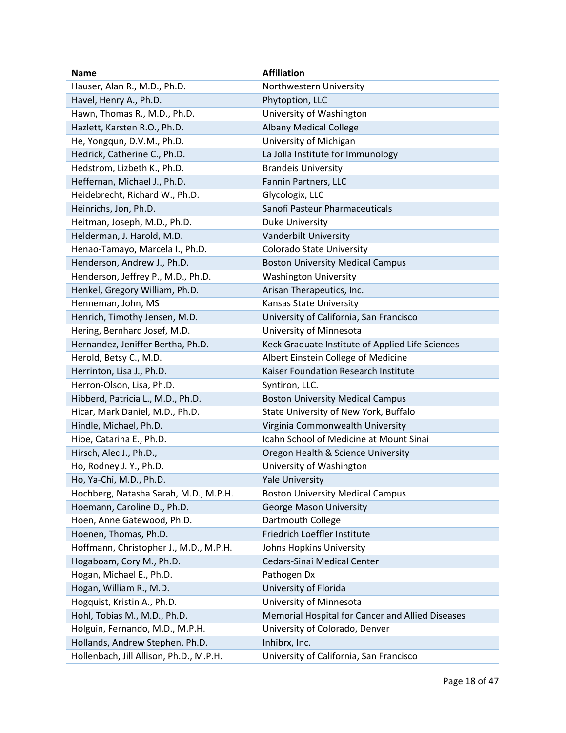| Name | Affiliation |
|---|---|
| Hauser, Alan R., M.D., Ph.D. | Northwestern University |
| Havel, Henry A., Ph.D. | Phytoption, LLC |
| Hawn, Thomas R., M.D., Ph.D. | University of Washington |
| Hazlett, Karsten R.O., Ph.D. | Albany Medical College |
| He, Yongqun, D.V.M., Ph.D. | University of Michigan |
| Hedrick, Catherine C., Ph.D. | La Jolla Institute for Immunology |
| Hedstrom, Lizbeth K., Ph.D. | Brandeis University |
| Heffernan, Michael J., Ph.D. | Fannin Partners, LLC |
| Heidebrecht, Richard W., Ph.D. | Glycologix, LLC |
| Heinrichs, Jon, Ph.D. | Sanofi Pasteur Pharmaceuticals |
| Heitman, Joseph, M.D., Ph.D. | Duke University |
| Helderman, J. Harold, M.D. | Vanderbilt University |
| Henao-Tamayo, Marcela I., Ph.D. | Colorado State University |
| Henderson, Andrew J., Ph.D. | Boston University Medical Campus |
| Henderson, Jeffrey P., M.D., Ph.D. | Washington University |
| Henkel, Gregory William, Ph.D. | Arisan Therapeutics, Inc. |
| Henneman, John, MS | Kansas State University |
| Henrich, Timothy Jensen, M.D. | University of California, San Francisco |
| Hering, Bernhard Josef, M.D. | University of Minnesota |
| Hernandez, Jeniffer Bertha, Ph.D. | Keck Graduate Institute of Applied Life Sciences |
| Herold, Betsy C., M.D. | Albert Einstein College of Medicine |
| Herrinton, Lisa J., Ph.D. | Kaiser Foundation Research Institute |
| Herron-Olson, Lisa, Ph.D. | Syntiron, LLC. |
| Hibberd, Patricia L., M.D., Ph.D. | Boston University Medical Campus |
| Hicar, Mark Daniel, M.D., Ph.D. | State University of New York, Buffalo |
| Hindle, Michael, Ph.D. | Virginia Commonwealth University |
| Hioe, Catarina E., Ph.D. | Icahn School of Medicine at Mount Sinai |
| Hirsch, Alec J., Ph.D., | Oregon Health & Science University |
| Ho, Rodney J. Y., Ph.D. | University of Washington |
| Ho, Ya-Chi, M.D., Ph.D. | Yale University |
| Hochberg, Natasha Sarah, M.D., M.P.H. | Boston University Medical Campus |
| Hoemann, Caroline D., Ph.D. | George Mason University |
| Hoen, Anne Gatewood, Ph.D. | Dartmouth College |
| Hoenen, Thomas, Ph.D. | Friedrich Loeffler Institute |
| Hoffmann, Christopher J., M.D., M.P.H. | Johns Hopkins University |
| Hogaboam, Cory M., Ph.D. | Cedars-Sinai Medical Center |
| Hogan, Michael E., Ph.D. | Pathogen Dx |
| Hogan, William R., M.D. | University of Florida |
| Hogquist, Kristin A., Ph.D. | University of Minnesota |
| Hohl, Tobias M., M.D., Ph.D. | Memorial Hospital for Cancer and Allied Diseases |
| Holguin, Fernando, M.D., M.P.H. | University of Colorado, Denver |
| Hollands, Andrew Stephen, Ph.D. | Inhibrx, Inc. |
| Hollenbach, Jill Allison, Ph.D., M.P.H. | University of California, San Francisco |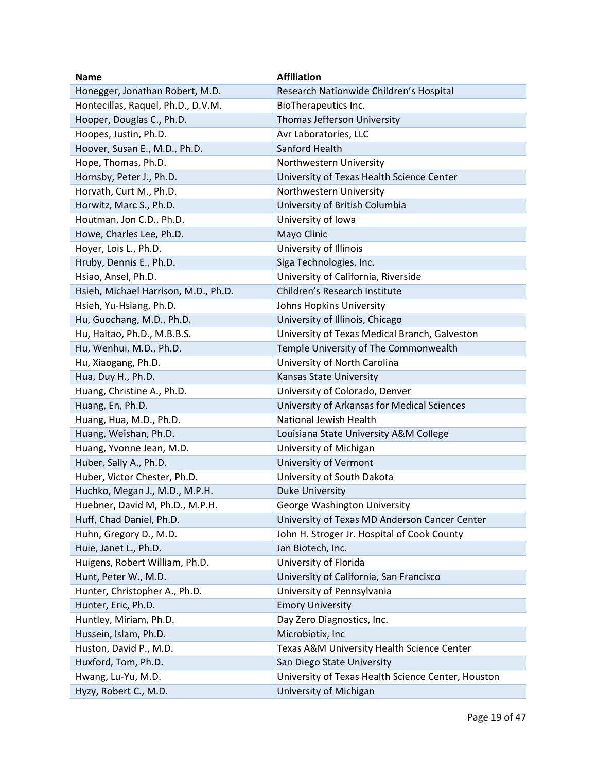| Name | Affiliation |
| --- | --- |
| Honegger, Jonathan Robert, M.D. | Research Nationwide Children's Hospital |
| Hontecillas, Raquel, Ph.D., D.V.M. | BioTherapeutics Inc. |
| Hooper, Douglas C., Ph.D. | Thomas Jefferson University |
| Hoopes, Justin, Ph.D. | Avr Laboratories, LLC |
| Hoover, Susan E., M.D., Ph.D. | Sanford Health |
| Hope, Thomas, Ph.D. | Northwestern University |
| Hornsby, Peter J., Ph.D. | University of Texas Health Science Center |
| Horvath, Curt M., Ph.D. | Northwestern University |
| Horwitz, Marc S., Ph.D. | University of British Columbia |
| Houtman, Jon C.D., Ph.D. | University of Iowa |
| Howe, Charles Lee, Ph.D. | Mayo Clinic |
| Hoyer, Lois L., Ph.D. | University of Illinois |
| Hruby, Dennis E., Ph.D. | Siga Technologies, Inc. |
| Hsiao, Ansel, Ph.D. | University of California, Riverside |
| Hsieh, Michael Harrison, M.D., Ph.D. | Children's Research Institute |
| Hsieh, Yu-Hsiang, Ph.D. | Johns Hopkins University |
| Hu, Guochang, M.D., Ph.D. | University of Illinois, Chicago |
| Hu, Haitao, Ph.D., M.B.B.S. | University of Texas Medical Branch, Galveston |
| Hu, Wenhui, M.D., Ph.D. | Temple University of The Commonwealth |
| Hu, Xiaogang, Ph.D. | University of North Carolina |
| Hua, Duy H., Ph.D. | Kansas State University |
| Huang, Christine A., Ph.D. | University of Colorado, Denver |
| Huang, En, Ph.D. | University of Arkansas for Medical Sciences |
| Huang, Hua, M.D., Ph.D. | National Jewish Health |
| Huang, Weishan, Ph.D. | Louisiana State University A&M College |
| Huang, Yvonne Jean, M.D. | University of Michigan |
| Huber, Sally A., Ph.D. | University of Vermont |
| Huber, Victor Chester, Ph.D. | University of South Dakota |
| Huchko, Megan J., M.D., M.P.H. | Duke University |
| Huebner, David M, Ph.D., M.P.H. | George Washington University |
| Huff, Chad Daniel, Ph.D. | University of Texas MD Anderson Cancer Center |
| Huhn, Gregory D., M.D. | John H. Stroger Jr. Hospital of Cook County |
| Huie, Janet L., Ph.D. | Jan Biotech, Inc. |
| Huigens, Robert William, Ph.D. | University of Florida |
| Hunt, Peter W., M.D. | University of California, San Francisco |
| Hunter, Christopher A., Ph.D. | University of Pennsylvania |
| Hunter, Eric, Ph.D. | Emory University |
| Huntley, Miriam, Ph.D. | Day Zero Diagnostics, Inc. |
| Hussein, Islam, Ph.D. | Microbiotix, Inc |
| Huston, David P., M.D. | Texas A&M University Health Science Center |
| Huxford, Tom, Ph.D. | San Diego State University |
| Hwang, Lu-Yu, M.D. | University of Texas Health Science Center, Houston |
| Hyzy, Robert C., M.D. | University of Michigan |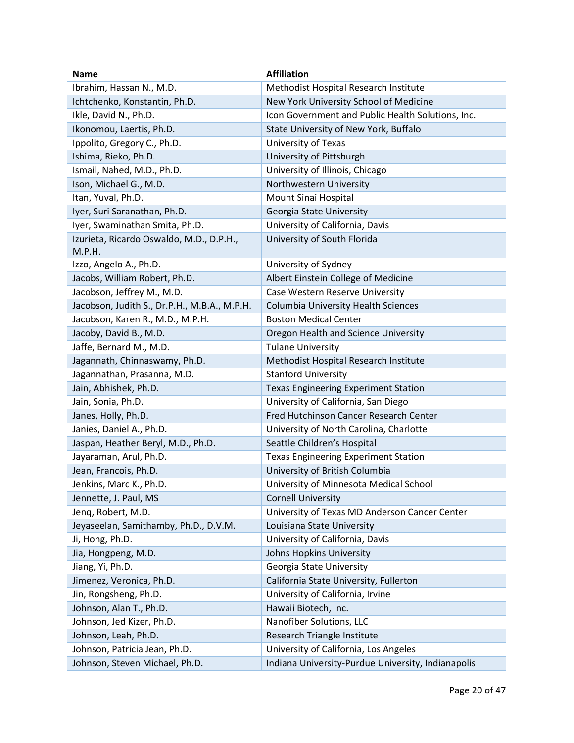| Name | Affiliation |
|---|---|
| Ibrahim, Hassan N., M.D. | Methodist Hospital Research Institute |
| Ichtchenko, Konstantin, Ph.D. | New York University School of Medicine |
| Ikle, David N., Ph.D. | Icon Government and Public Health Solutions, Inc. |
| Ikonomou, Laertis, Ph.D. | State University of New York, Buffalo |
| Ippolito, Gregory C., Ph.D. | University of Texas |
| Ishima, Rieko, Ph.D. | University of Pittsburgh |
| Ismail, Nahed, M.D., Ph.D. | University of Illinois, Chicago |
| Ison, Michael G., M.D. | Northwestern University |
| Itan, Yuval, Ph.D. | Mount Sinai Hospital |
| Iyer, Suri Saranathan, Ph.D. | Georgia State University |
| Iyer, Swaminathan Smita, Ph.D. | University of California, Davis |
| Izurieta, Ricardo Oswaldo, M.D., D.P.H., M.P.H. | University of South Florida |
| Izzo, Angelo A., Ph.D. | University of Sydney |
| Jacobs, William Robert, Ph.D. | Albert Einstein College of Medicine |
| Jacobson, Jeffrey M., M.D. | Case Western Reserve University |
| Jacobson, Judith S., Dr.P.H., M.B.A., M.P.H. | Columbia University Health Sciences |
| Jacobson, Karen R., M.D., M.P.H. | Boston Medical Center |
| Jacoby, David B., M.D. | Oregon Health and Science University |
| Jaffe, Bernard M., M.D. | Tulane University |
| Jagannath, Chinnaswamy, Ph.D. | Methodist Hospital Research Institute |
| Jagannathan, Prasanna, M.D. | Stanford University |
| Jain, Abhishek, Ph.D. | Texas Engineering Experiment Station |
| Jain, Sonia, Ph.D. | University of California, San Diego |
| Janes, Holly, Ph.D. | Fred Hutchinson Cancer Research Center |
| Janies, Daniel A., Ph.D. | University of North Carolina, Charlotte |
| Jaspan, Heather Beryl, M.D., Ph.D. | Seattle Children's Hospital |
| Jayaraman, Arul, Ph.D. | Texas Engineering Experiment Station |
| Jean, Francois, Ph.D. | University of British Columbia |
| Jenkins, Marc K., Ph.D. | University of Minnesota Medical School |
| Jennette, J. Paul, MS | Cornell University |
| Jenq, Robert, M.D. | University of Texas MD Anderson Cancer Center |
| Jeyaseelan, Samithamby, Ph.D., D.V.M. | Louisiana State University |
| Ji, Hong, Ph.D. | University of California, Davis |
| Jia, Hongpeng, M.D. | Johns Hopkins University |
| Jiang, Yi, Ph.D. | Georgia State University |
| Jimenez, Veronica, Ph.D. | California State University, Fullerton |
| Jin, Rongsheng, Ph.D. | University of California, Irvine |
| Johnson, Alan T., Ph.D. | Hawaii Biotech, Inc. |
| Johnson, Jed Kizer, Ph.D. | Nanofiber Solutions, LLC |
| Johnson, Leah, Ph.D. | Research Triangle Institute |
| Johnson, Patricia Jean, Ph.D. | University of California, Los Angeles |
| Johnson, Steven Michael, Ph.D. | Indiana University-Purdue University, Indianapolis |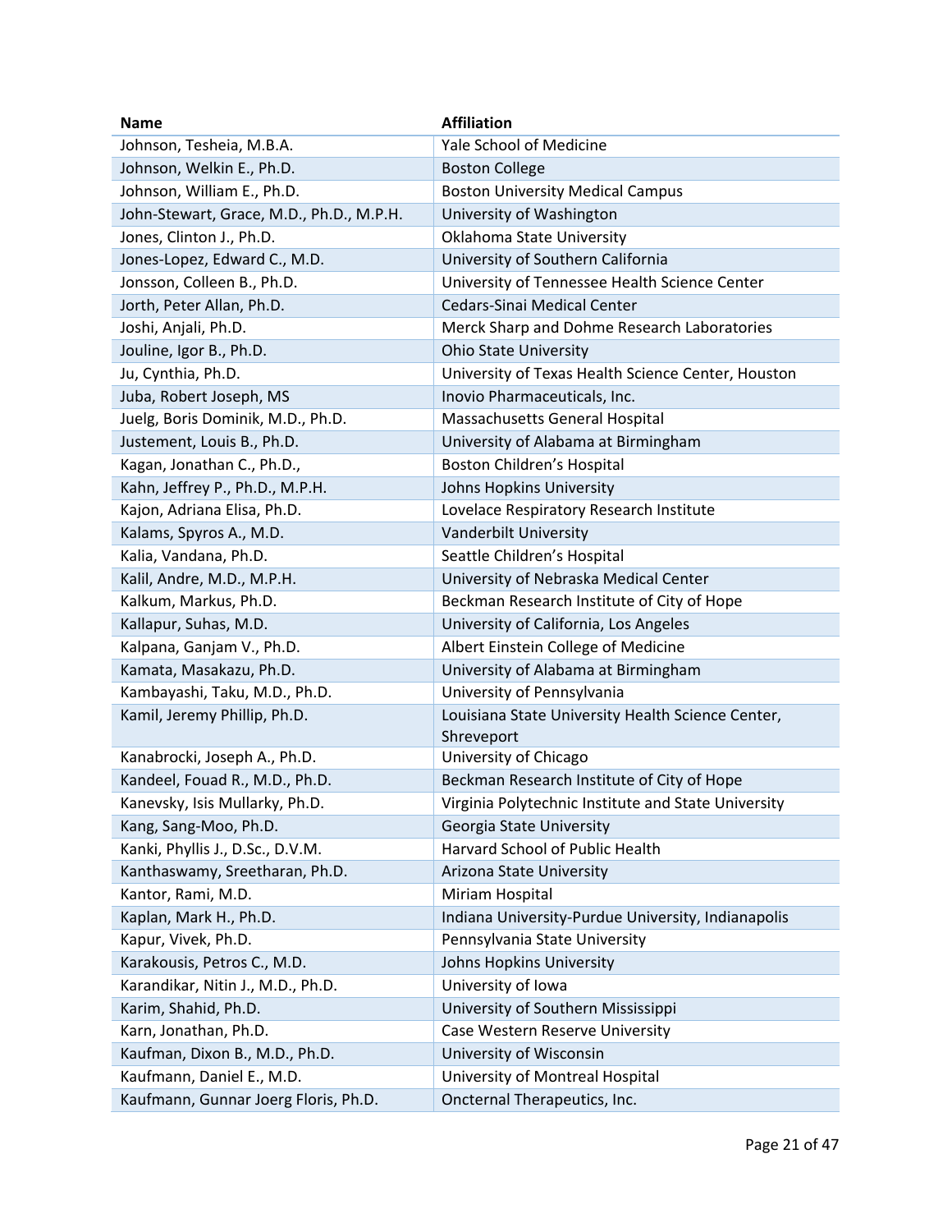| Name | Affiliation |
|---|---|
| Johnson, Tesheia, M.B.A. | Yale School of Medicine |
| Johnson, Welkin E., Ph.D. | Boston College |
| Johnson, William E., Ph.D. | Boston University Medical Campus |
| John-Stewart, Grace, M.D., Ph.D., M.P.H. | University of Washington |
| Jones, Clinton J., Ph.D. | Oklahoma State University |
| Jones-Lopez, Edward C., M.D. | University of Southern California |
| Jonsson, Colleen B., Ph.D. | University of Tennessee Health Science Center |
| Jorth, Peter Allan, Ph.D. | Cedars-Sinai Medical Center |
| Joshi, Anjali, Ph.D. | Merck Sharp and Dohme Research Laboratories |
| Jouline, Igor B., Ph.D. | Ohio State University |
| Ju, Cynthia, Ph.D. | University of Texas Health Science Center, Houston |
| Juba, Robert Joseph, MS | Inovio Pharmaceuticals, Inc. |
| Juelg, Boris Dominik, M.D., Ph.D. | Massachusetts General Hospital |
| Justement, Louis B., Ph.D. | University of Alabama at Birmingham |
| Kagan, Jonathan C., Ph.D., | Boston Children's Hospital |
| Kahn, Jeffrey P., Ph.D., M.P.H. | Johns Hopkins University |
| Kajon, Adriana Elisa, Ph.D. | Lovelace Respiratory Research Institute |
| Kalams, Spyros A., M.D. | Vanderbilt University |
| Kalia, Vandana, Ph.D. | Seattle Children's Hospital |
| Kalil, Andre, M.D., M.P.H. | University of Nebraska Medical Center |
| Kalkum, Markus, Ph.D. | Beckman Research Institute of City of Hope |
| Kallapur, Suhas, M.D. | University of California, Los Angeles |
| Kalpana, Ganjam V., Ph.D. | Albert Einstein College of Medicine |
| Kamata, Masakazu, Ph.D. | University of Alabama at Birmingham |
| Kambayashi, Taku, M.D., Ph.D. | University of Pennsylvania |
| Kamil, Jeremy Phillip, Ph.D. | Louisiana State University Health Science Center, Shreveport |
| Kanabrocki, Joseph A., Ph.D. | University of Chicago |
| Kandeel, Fouad R., M.D., Ph.D. | Beckman Research Institute of City of Hope |
| Kanevsky, Isis Mullarky, Ph.D. | Virginia Polytechnic Institute and State University |
| Kang, Sang-Moo, Ph.D. | Georgia State University |
| Kanki, Phyllis J., D.Sc., D.V.M. | Harvard School of Public Health |
| Kanthaswamy, Sreetharan, Ph.D. | Arizona State University |
| Kantor, Rami, M.D. | Miriam Hospital |
| Kaplan, Mark H., Ph.D. | Indiana University-Purdue University, Indianapolis |
| Kapur, Vivek, Ph.D. | Pennsylvania State University |
| Karakousis, Petros C., M.D. | Johns Hopkins University |
| Karandikar, Nitin J., M.D., Ph.D. | University of Iowa |
| Karim, Shahid, Ph.D. | University of Southern Mississippi |
| Karn, Jonathan, Ph.D. | Case Western Reserve University |
| Kaufman, Dixon B., M.D., Ph.D. | University of Wisconsin |
| Kaufmann, Daniel E., M.D. | University of Montreal Hospital |
| Kaufmann, Gunnar Joerg Floris, Ph.D. | Oncternal Therapeutics, Inc. |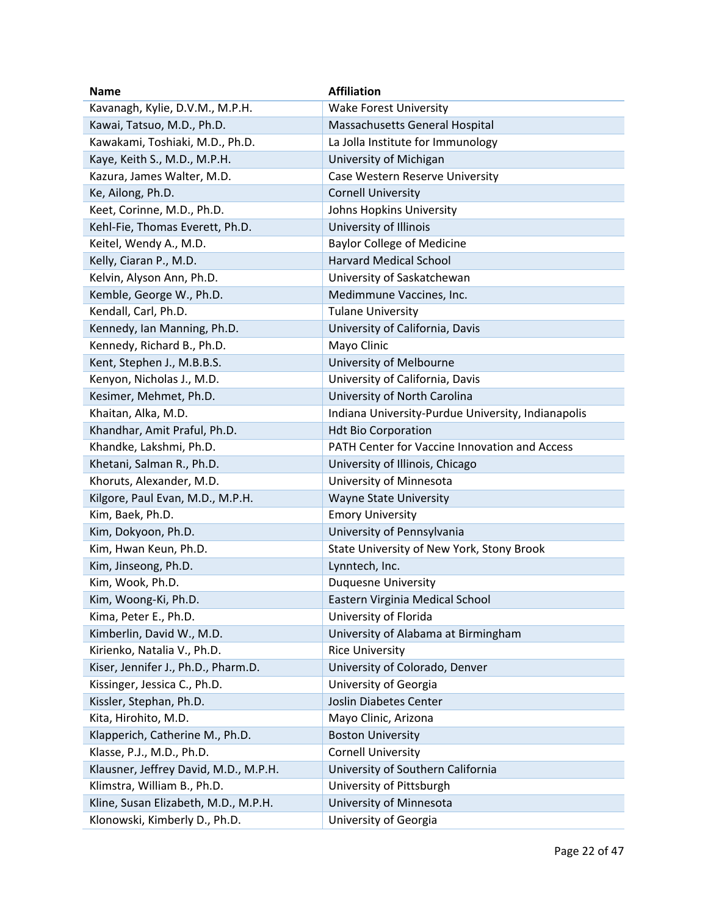| Name | Affiliation |
| --- | --- |
| Kavanagh, Kylie, D.V.M., M.P.H. | Wake Forest University |
| Kawai, Tatsuo, M.D., Ph.D. | Massachusetts General Hospital |
| Kawakami, Toshiaki, M.D., Ph.D. | La Jolla Institute for Immunology |
| Kaye, Keith S., M.D., M.P.H. | University of Michigan |
| Kazura, James Walter, M.D. | Case Western Reserve University |
| Ke, Ailong, Ph.D. | Cornell University |
| Keet, Corinne, M.D., Ph.D. | Johns Hopkins University |
| Kehl-Fie, Thomas Everett, Ph.D. | University of Illinois |
| Keitel, Wendy A., M.D. | Baylor College of Medicine |
| Kelly, Ciaran P., M.D. | Harvard Medical School |
| Kelvin, Alyson Ann, Ph.D. | University of Saskatchewan |
| Kemble, George W., Ph.D. | Medimmune Vaccines, Inc. |
| Kendall, Carl, Ph.D. | Tulane University |
| Kennedy, Ian Manning, Ph.D. | University of California, Davis |
| Kennedy, Richard B., Ph.D. | Mayo Clinic |
| Kent, Stephen J., M.B.B.S. | University of Melbourne |
| Kenyon, Nicholas J., M.D. | University of California, Davis |
| Kesimer, Mehmet, Ph.D. | University of North Carolina |
| Khaitan, Alka, M.D. | Indiana University-Purdue University, Indianapolis |
| Khandhar, Amit Praful, Ph.D. | Hdt Bio Corporation |
| Khandke, Lakshmi, Ph.D. | PATH Center for Vaccine Innovation and Access |
| Khetani, Salman R., Ph.D. | University of Illinois, Chicago |
| Khoruts, Alexander, M.D. | University of Minnesota |
| Kilgore, Paul Evan, M.D., M.P.H. | Wayne State University |
| Kim, Baek, Ph.D. | Emory University |
| Kim, Dokyoon, Ph.D. | University of Pennsylvania |
| Kim, Hwan Keun, Ph.D. | State University of New York, Stony Brook |
| Kim, Jinseong, Ph.D. | Lynntech, Inc. |
| Kim, Wook, Ph.D. | Duquesne University |
| Kim, Woong-Ki, Ph.D. | Eastern Virginia Medical School |
| Kima, Peter E., Ph.D. | University of Florida |
| Kimberlin, David W., M.D. | University of Alabama at Birmingham |
| Kirienko, Natalia V., Ph.D. | Rice University |
| Kiser, Jennifer J., Ph.D., Pharm.D. | University of Colorado, Denver |
| Kissinger, Jessica C., Ph.D. | University of Georgia |
| Kissler, Stephan, Ph.D. | Joslin Diabetes Center |
| Kita, Hirohito, M.D. | Mayo Clinic, Arizona |
| Klapperich, Catherine M., Ph.D. | Boston University |
| Klasse, P.J., M.D., Ph.D. | Cornell University |
| Klausner, Jeffrey David, M.D., M.P.H. | University of Southern California |
| Klimstra, William B., Ph.D. | University of Pittsburgh |
| Kline, Susan Elizabeth, M.D., M.P.H. | University of Minnesota |
| Klonowski, Kimberly D., Ph.D. | University of Georgia |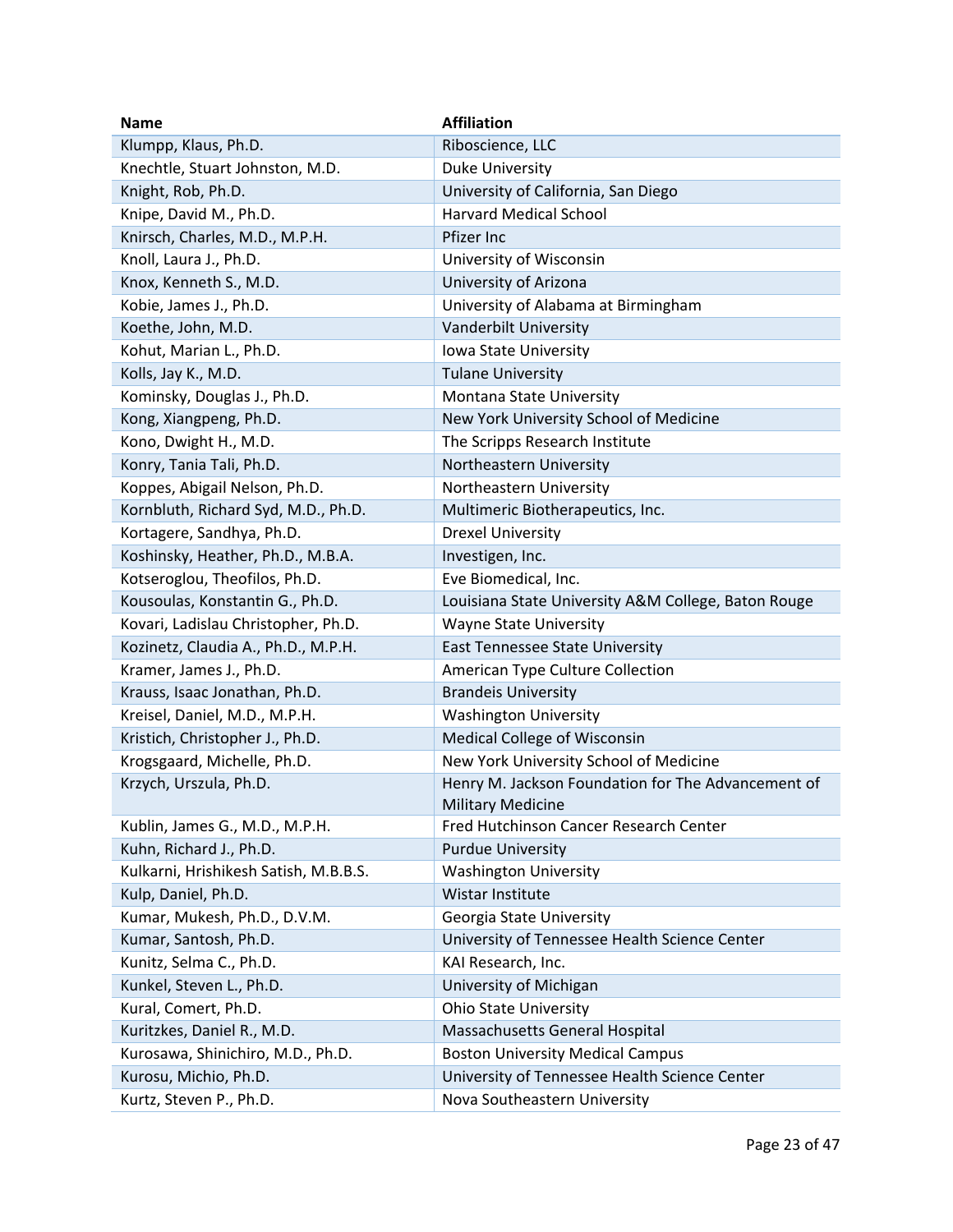| Name | Affiliation |
|---|---|
| Klumpp, Klaus, Ph.D. | Riboscience, LLC |
| Knechtle, Stuart Johnston, M.D. | Duke University |
| Knight, Rob, Ph.D. | University of California, San Diego |
| Knipe, David M., Ph.D. | Harvard Medical School |
| Knirsch, Charles, M.D., M.P.H. | Pfizer Inc |
| Knoll, Laura J., Ph.D. | University of Wisconsin |
| Knox, Kenneth S., M.D. | University of Arizona |
| Kobie, James J., Ph.D. | University of Alabama at Birmingham |
| Koethe, John, M.D. | Vanderbilt University |
| Kohut, Marian L., Ph.D. | Iowa State University |
| Kolls, Jay K., M.D. | Tulane University |
| Kominsky, Douglas J., Ph.D. | Montana State University |
| Kong, Xiangpeng, Ph.D. | New York University School of Medicine |
| Kono, Dwight H., M.D. | The Scripps Research Institute |
| Konry, Tania Tali, Ph.D. | Northeastern University |
| Koppes, Abigail Nelson, Ph.D. | Northeastern University |
| Kornbluth, Richard Syd, M.D., Ph.D. | Multimeric Biotherapeutics, Inc. |
| Kortagere, Sandhya, Ph.D. | Drexel University |
| Koshinsky, Heather, Ph.D., M.B.A. | Investigen, Inc. |
| Kotseroglou, Theofilos, Ph.D. | Eve Biomedical, Inc. |
| Kousoulas, Konstantin G., Ph.D. | Louisiana State University A&M College, Baton Rouge |
| Kovari, Ladislau Christopher, Ph.D. | Wayne State University |
| Kozinetz, Claudia A., Ph.D., M.P.H. | East Tennessee State University |
| Kramer, James J., Ph.D. | American Type Culture Collection |
| Krauss, Isaac Jonathan, Ph.D. | Brandeis University |
| Kreisel, Daniel, M.D., M.P.H. | Washington University |
| Kristich, Christopher J., Ph.D. | Medical College of Wisconsin |
| Krogsgaard, Michelle, Ph.D. | New York University School of Medicine |
| Krzych, Urszula, Ph.D. | Henry M. Jackson Foundation for The Advancement of Military Medicine |
| Kublin, James G., M.D., M.P.H. | Fred Hutchinson Cancer Research Center |
| Kuhn, Richard J., Ph.D. | Purdue University |
| Kulkarni, Hrishikesh Satish, M.B.B.S. | Washington University |
| Kulp, Daniel, Ph.D. | Wistar Institute |
| Kumar, Mukesh, Ph.D., D.V.M. | Georgia State University |
| Kumar, Santosh, Ph.D. | University of Tennessee Health Science Center |
| Kunitz, Selma C., Ph.D. | KAI Research, Inc. |
| Kunkel, Steven L., Ph.D. | University of Michigan |
| Kural, Comert, Ph.D. | Ohio State University |
| Kuritzkes, Daniel R., M.D. | Massachusetts General Hospital |
| Kurosawa, Shinichiro, M.D., Ph.D. | Boston University Medical Campus |
| Kurosu, Michio, Ph.D. | University of Tennessee Health Science Center |
| Kurtz, Steven P., Ph.D. | Nova Southeastern University |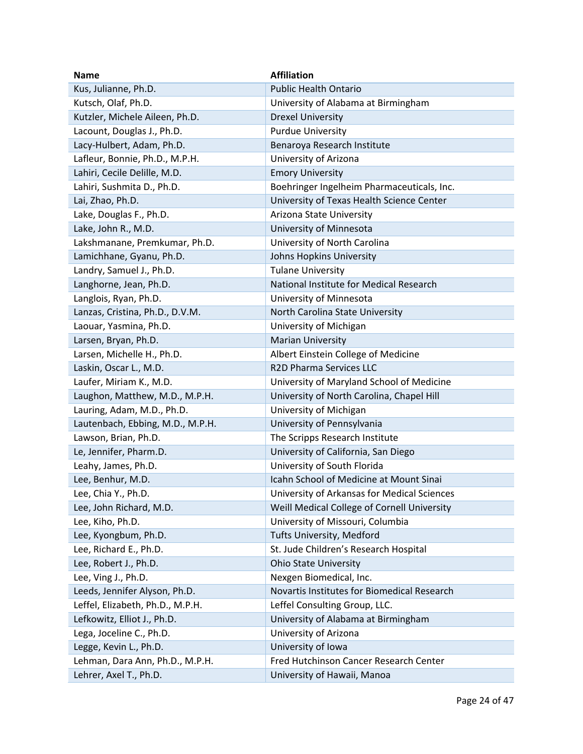| Name | Affiliation |
|---|---|
| Kus, Julianne, Ph.D. | Public Health Ontario |
| Kutsch, Olaf, Ph.D. | University of Alabama at Birmingham |
| Kutzler, Michele Aileen, Ph.D. | Drexel University |
| Lacount, Douglas J., Ph.D. | Purdue University |
| Lacy-Hulbert, Adam, Ph.D. | Benaroya Research Institute |
| Lafleur, Bonnie, Ph.D., M.P.H. | University of Arizona |
| Lahiri, Cecile Delille, M.D. | Emory University |
| Lahiri, Sushmita D., Ph.D. | Boehringer Ingelheim Pharmaceuticals, Inc. |
| Lai, Zhao, Ph.D. | University of Texas Health Science Center |
| Lake, Douglas F., Ph.D. | Arizona State University |
| Lake, John R., M.D. | University of Minnesota |
| Lakshmanane, Premkumar, Ph.D. | University of North Carolina |
| Lamichhane, Gyanu, Ph.D. | Johns Hopkins University |
| Landry, Samuel J., Ph.D. | Tulane University |
| Langhorne, Jean, Ph.D. | National Institute for Medical Research |
| Langlois, Ryan, Ph.D. | University of Minnesota |
| Lanzas, Cristina, Ph.D., D.V.M. | North Carolina State University |
| Laouar, Yasmina, Ph.D. | University of Michigan |
| Larsen, Bryan, Ph.D. | Marian University |
| Larsen, Michelle H., Ph.D. | Albert Einstein College of Medicine |
| Laskin, Oscar L., M.D. | R2D Pharma Services LLC |
| Laufer, Miriam K., M.D. | University of Maryland School of Medicine |
| Laughon, Matthew, M.D., M.P.H. | University of North Carolina, Chapel Hill |
| Lauring, Adam, M.D., Ph.D. | University of Michigan |
| Lautenbach, Ebbing, M.D., M.P.H. | University of Pennsylvania |
| Lawson, Brian, Ph.D. | The Scripps Research Institute |
| Le, Jennifer, Pharm.D. | University of California, San Diego |
| Leahy, James, Ph.D. | University of South Florida |
| Lee, Benhur, M.D. | Icahn School of Medicine at Mount Sinai |
| Lee, Chia Y., Ph.D. | University of Arkansas for Medical Sciences |
| Lee, John Richard, M.D. | Weill Medical College of Cornell University |
| Lee, Kiho, Ph.D. | University of Missouri, Columbia |
| Lee, Kyongbum, Ph.D. | Tufts University, Medford |
| Lee, Richard E., Ph.D. | St. Jude Children’s Research Hospital |
| Lee, Robert J., Ph.D. | Ohio State University |
| Lee, Ving J., Ph.D. | Nexgen Biomedical, Inc. |
| Leeds, Jennifer Alyson, Ph.D. | Novartis Institutes for Biomedical Research |
| Leffel, Elizabeth, Ph.D., M.P.H. | Leffel Consulting Group, LLC. |
| Lefkowitz, Elliot J., Ph.D. | University of Alabama at Birmingham |
| Lega, Joceline C., Ph.D. | University of Arizona |
| Legge, Kevin L., Ph.D. | University of Iowa |
| Lehman, Dara Ann, Ph.D., M.P.H. | Fred Hutchinson Cancer Research Center |
| Lehrer, Axel T., Ph.D. | University of Hawaii, Manoa |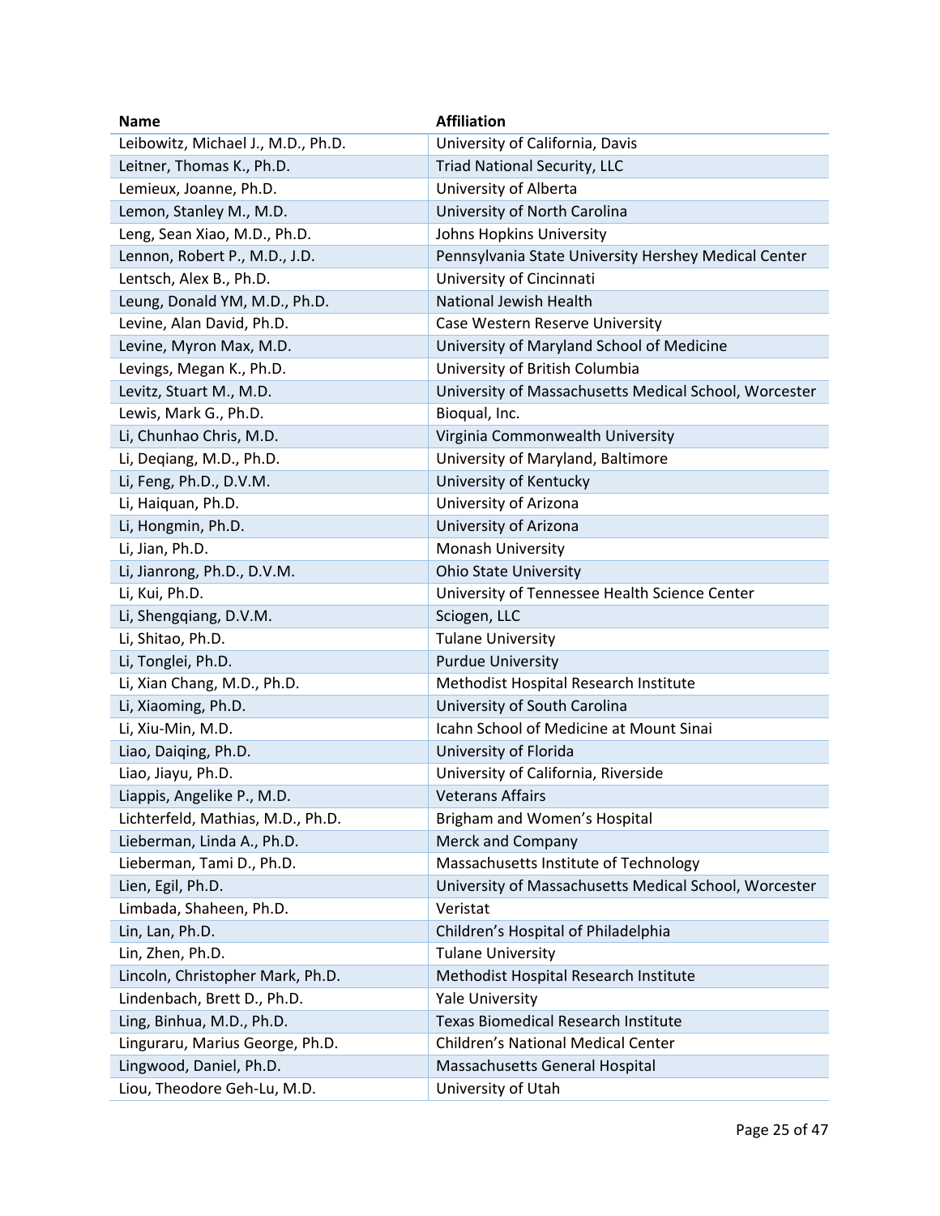| Name | Affiliation |
| --- | --- |
| Leibowitz, Michael J., M.D., Ph.D. | University of California, Davis |
| Leitner, Thomas K., Ph.D. | Triad National Security, LLC |
| Lemieux, Joanne, Ph.D. | University of Alberta |
| Lemon, Stanley M., M.D. | University of North Carolina |
| Leng, Sean Xiao, M.D., Ph.D. | Johns Hopkins University |
| Lennon, Robert P., M.D., J.D. | Pennsylvania State University Hershey Medical Center |
| Lentsch, Alex B., Ph.D. | University of Cincinnati |
| Leung, Donald YM, M.D., Ph.D. | National Jewish Health |
| Levine, Alan David, Ph.D. | Case Western Reserve University |
| Levine, Myron Max, M.D. | University of Maryland School of Medicine |
| Levings, Megan K., Ph.D. | University of British Columbia |
| Levitz, Stuart M., M.D. | University of Massachusetts Medical School, Worcester |
| Lewis, Mark G., Ph.D. | Bioqual, Inc. |
| Li, Chunhao Chris, M.D. | Virginia Commonwealth University |
| Li, Deqiang, M.D., Ph.D. | University of Maryland, Baltimore |
| Li, Feng, Ph.D., D.V.M. | University of Kentucky |
| Li, Haiquan, Ph.D. | University of Arizona |
| Li, Hongmin, Ph.D. | University of Arizona |
| Li, Jian, Ph.D. | Monash University |
| Li, Jianrong, Ph.D., D.V.M. | Ohio State University |
| Li, Kui, Ph.D. | University of Tennessee Health Science Center |
| Li, Shengqiang, D.V.M. | Sciogen, LLC |
| Li, Shitao, Ph.D. | Tulane University |
| Li, Tonglei, Ph.D. | Purdue University |
| Li, Xian Chang, M.D., Ph.D. | Methodist Hospital Research Institute |
| Li, Xiaoming, Ph.D. | University of South Carolina |
| Li, Xiu-Min, M.D. | Icahn School of Medicine at Mount Sinai |
| Liao, Daiqing, Ph.D. | University of Florida |
| Liao, Jiayu, Ph.D. | University of California, Riverside |
| Liappis, Angelike P., M.D. | Veterans Affairs |
| Lichterfeld, Mathias, M.D., Ph.D. | Brigham and Women's Hospital |
| Lieberman, Linda A., Ph.D. | Merck and Company |
| Lieberman, Tami D., Ph.D. | Massachusetts Institute of Technology |
| Lien, Egil, Ph.D. | University of Massachusetts Medical School, Worcester |
| Limbada, Shaheen, Ph.D. | Veristat |
| Lin, Lan, Ph.D. | Children's Hospital of Philadelphia |
| Lin, Zhen, Ph.D. | Tulane University |
| Lincoln, Christopher Mark, Ph.D. | Methodist Hospital Research Institute |
| Lindenbach, Brett D., Ph.D. | Yale University |
| Ling, Binhua, M.D., Ph.D. | Texas Biomedical Research Institute |
| Linguraru, Marius George, Ph.D. | Children's National Medical Center |
| Lingwood, Daniel, Ph.D. | Massachusetts General Hospital |
| Liou, Theodore Geh-Lu, M.D. | University of Utah |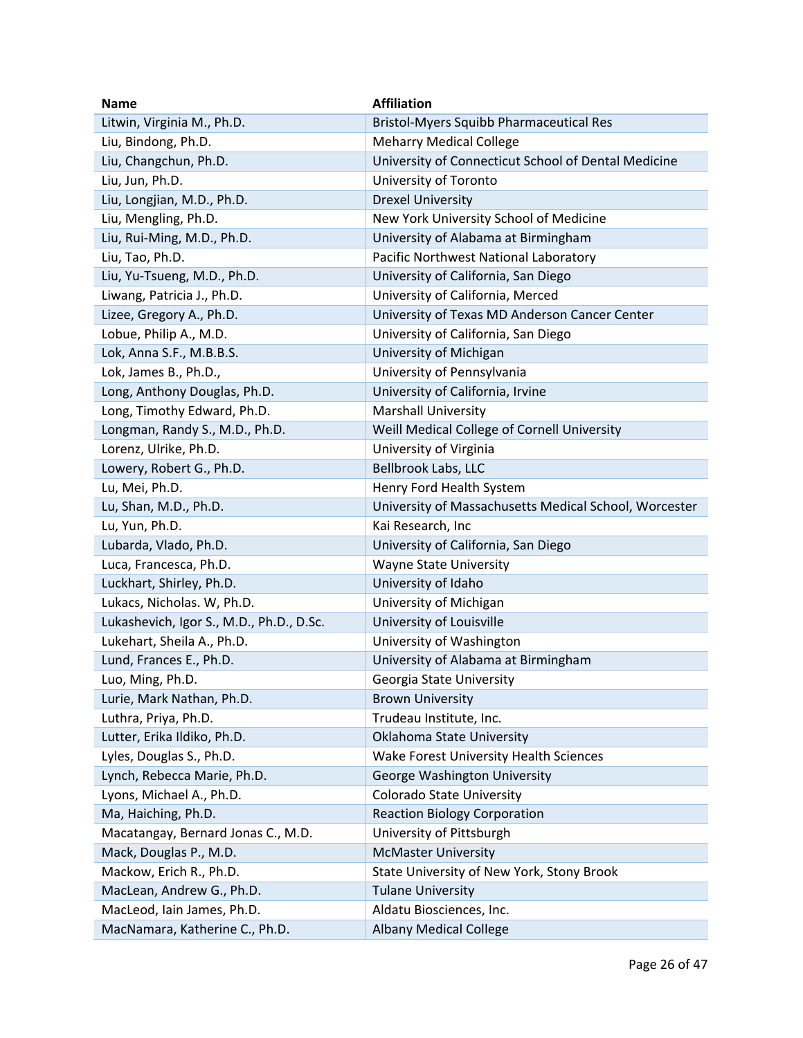| Name | Affiliation |
|---|---|
| Litwin, Virginia M., Ph.D. | Bristol-Myers Squibb Pharmaceutical Res |
| Liu, Bindong, Ph.D. | Meharry Medical College |
| Liu, Changchun, Ph.D. | University of Connecticut School of Dental Medicine |
| Liu, Jun, Ph.D. | University of Toronto |
| Liu, Longjian, M.D., Ph.D. | Drexel University |
| Liu, Mengling, Ph.D. | New York University School of Medicine |
| Liu, Rui-Ming, M.D., Ph.D. | University of Alabama at Birmingham |
| Liu, Tao, Ph.D. | Pacific Northwest National Laboratory |
| Liu, Yu-Tsueng, M.D., Ph.D. | University of California, San Diego |
| Liwang, Patricia J., Ph.D. | University of California, Merced |
| Lizee, Gregory A., Ph.D. | University of Texas MD Anderson Cancer Center |
| Lobue, Philip A., M.D. | University of California, San Diego |
| Lok, Anna S.F., M.B.B.S. | University of Michigan |
| Lok, James B., Ph.D., | University of Pennsylvania |
| Long, Anthony Douglas, Ph.D. | University of California, Irvine |
| Long, Timothy Edward, Ph.D. | Marshall University |
| Longman, Randy S., M.D., Ph.D. | Weill Medical College of Cornell University |
| Lorenz, Ulrike, Ph.D. | University of Virginia |
| Lowery, Robert G., Ph.D. | Bellbrook Labs, LLC |
| Lu, Mei, Ph.D. | Henry Ford Health System |
| Lu, Shan, M.D., Ph.D. | University of Massachusetts Medical School, Worcester |
| Lu, Yun, Ph.D. | Kai Research, Inc |
| Lubarda, Vlado, Ph.D. | University of California, San Diego |
| Luca, Francesca, Ph.D. | Wayne State University |
| Luckhart, Shirley, Ph.D. | University of Idaho |
| Lukacs, Nicholas. W, Ph.D. | University of Michigan |
| Lukashevich, Igor S., M.D., Ph.D., D.Sc. | University of Louisville |
| Lukehart, Sheila A., Ph.D. | University of Washington |
| Lund, Frances E., Ph.D. | University of Alabama at Birmingham |
| Luo, Ming, Ph.D. | Georgia State University |
| Lurie, Mark Nathan, Ph.D. | Brown University |
| Luthra, Priya, Ph.D. | Trudeau Institute, Inc. |
| Lutter, Erika Ildiko, Ph.D. | Oklahoma State University |
| Lyles, Douglas S., Ph.D. | Wake Forest University Health Sciences |
| Lynch, Rebecca Marie, Ph.D. | George Washington University |
| Lyons, Michael A., Ph.D. | Colorado State University |
| Ma, Haiching, Ph.D. | Reaction Biology Corporation |
| Macatangay, Bernard Jonas C., M.D. | University of Pittsburgh |
| Mack, Douglas P., M.D. | McMaster University |
| Mackow, Erich R., Ph.D. | State University of New York, Stony Brook |
| MacLean, Andrew G., Ph.D. | Tulane University |
| MacLeod, Iain James, Ph.D. | Aldatu Biosciences, Inc. |
| MacNamara, Katherine C., Ph.D. | Albany Medical College |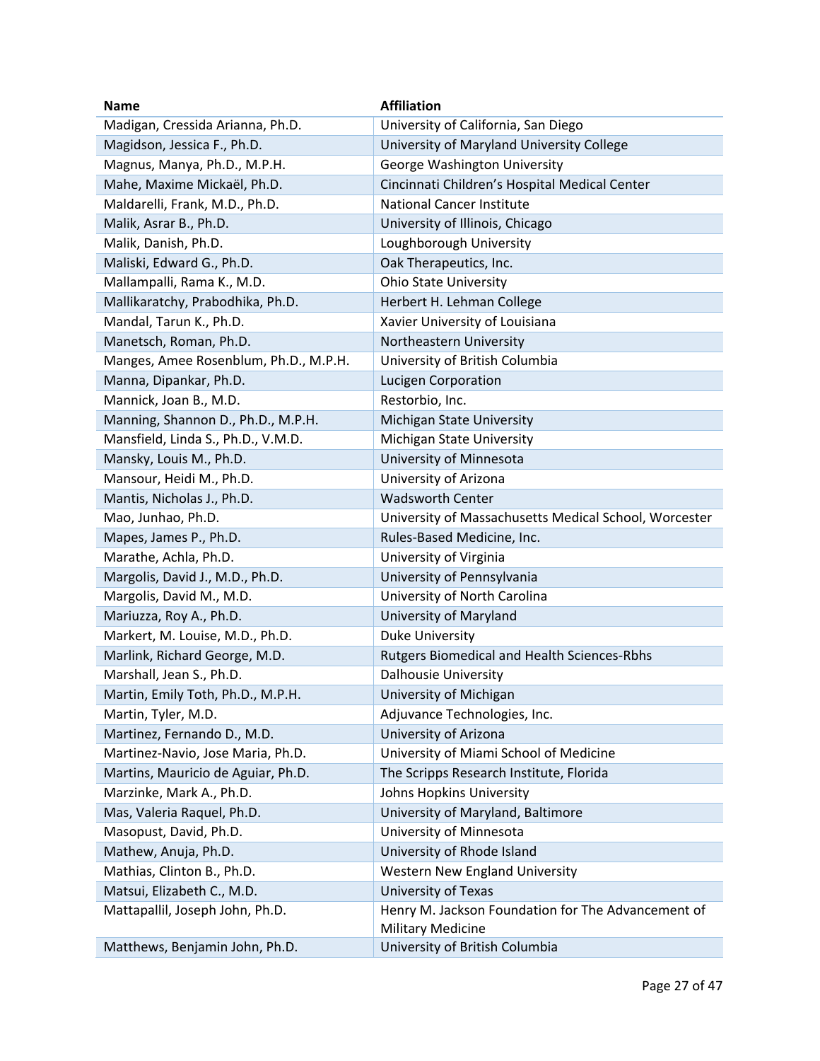| Name | Affiliation |
|---|---|
| Madigan, Cressida Arianna, Ph.D. | University of California, San Diego |
| Magidson, Jessica F., Ph.D. | University of Maryland University College |
| Magnus, Manya, Ph.D., M.P.H. | George Washington University |
| Mahe, Maxime Mickaël, Ph.D. | Cincinnati Children's Hospital Medical Center |
| Maldarelli, Frank, M.D., Ph.D. | National Cancer Institute |
| Malik, Asrar B., Ph.D. | University of Illinois, Chicago |
| Malik, Danish, Ph.D. | Loughborough University |
| Maliski, Edward G., Ph.D. | Oak Therapeutics, Inc. |
| Mallampalli, Rama K., M.D. | Ohio State University |
| Mallikaratchy, Prabodhika, Ph.D. | Herbert H. Lehman College |
| Mandal, Tarun K., Ph.D. | Xavier University of Louisiana |
| Manetsch, Roman, Ph.D. | Northeastern University |
| Manges, Amee Rosenblum, Ph.D., M.P.H. | University of British Columbia |
| Manna, Dipankar, Ph.D. | Lucigen Corporation |
| Mannick, Joan B., M.D. | Restorbio, Inc. |
| Manning, Shannon D., Ph.D., M.P.H. | Michigan State University |
| Mansfield, Linda S., Ph.D., V.M.D. | Michigan State University |
| Mansky, Louis M., Ph.D. | University of Minnesota |
| Mansour, Heidi M., Ph.D. | University of Arizona |
| Mantis, Nicholas J., Ph.D. | Wadsworth Center |
| Mao, Junhao, Ph.D. | University of Massachusetts Medical School, Worcester |
| Mapes, James P., Ph.D. | Rules-Based Medicine, Inc. |
| Marathe, Achla, Ph.D. | University of Virginia |
| Margolis, David J., M.D., Ph.D. | University of Pennsylvania |
| Margolis, David M., M.D. | University of North Carolina |
| Mariuzza, Roy A., Ph.D. | University of Maryland |
| Markert, M. Louise, M.D., Ph.D. | Duke University |
| Marlink, Richard George, M.D. | Rutgers Biomedical and Health Sciences-Rbhs |
| Marshall, Jean S., Ph.D. | Dalhousie University |
| Martin, Emily Toth, Ph.D., M.P.H. | University of Michigan |
| Martin, Tyler, M.D. | Adjuvance Technologies, Inc. |
| Martinez, Fernando D., M.D. | University of Arizona |
| Martinez-Navio, Jose Maria, Ph.D. | University of Miami School of Medicine |
| Martins, Mauricio de Aguiar, Ph.D. | The Scripps Research Institute, Florida |
| Marzinke, Mark A., Ph.D. | Johns Hopkins University |
| Mas, Valeria Raquel, Ph.D. | University of Maryland, Baltimore |
| Masopust, David, Ph.D. | University of Minnesota |
| Mathew, Anuja, Ph.D. | University of Rhode Island |
| Mathias, Clinton B., Ph.D. | Western New England University |
| Matsui, Elizabeth C., M.D. | University of Texas |
| Mattapallil, Joseph John, Ph.D. | Henry M. Jackson Foundation for The Advancement of Military Medicine |
| Matthews, Benjamin John, Ph.D. | University of British Columbia |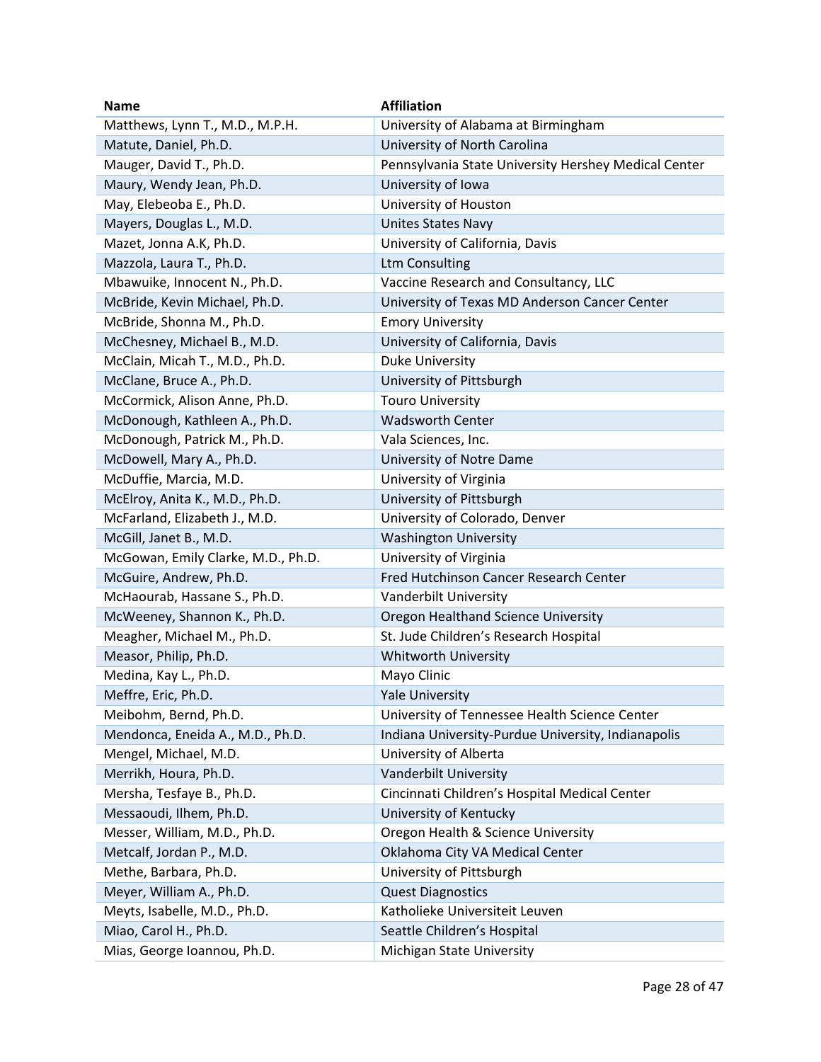| Name | Affiliation |
| --- | --- |
| Matthews, Lynn T., M.D., M.P.H. | University of Alabama at Birmingham |
| Matute, Daniel, Ph.D. | University of North Carolina |
| Mauger, David T., Ph.D. | Pennsylvania State University Hershey Medical Center |
| Maury, Wendy Jean, Ph.D. | University of Iowa |
| May, Elebeoba E., Ph.D. | University of Houston |
| Mayers, Douglas L., M.D. | Unites States Navy |
| Mazet, Jonna A.K, Ph.D. | University of California, Davis |
| Mazzola, Laura T., Ph.D. | Ltm Consulting |
| Mbawuike, Innocent N., Ph.D. | Vaccine Research and Consultancy, LLC |
| McBride, Kevin Michael, Ph.D. | University of Texas MD Anderson Cancer Center |
| McBride, Shonna M., Ph.D. | Emory University |
| McChesney, Michael B., M.D. | University of California, Davis |
| McClain, Micah T., M.D., Ph.D. | Duke University |
| McClane, Bruce A., Ph.D. | University of Pittsburgh |
| McCormick, Alison Anne, Ph.D. | Touro University |
| McDonough, Kathleen A., Ph.D. | Wadsworth Center |
| McDonough, Patrick M., Ph.D. | Vala Sciences, Inc. |
| McDowell, Mary A., Ph.D. | University of Notre Dame |
| McDuffie, Marcia, M.D. | University of Virginia |
| McElroy, Anita K., M.D., Ph.D. | University of Pittsburgh |
| McFarland, Elizabeth J., M.D. | University of Colorado, Denver |
| McGill, Janet B., M.D. | Washington University |
| McGowan, Emily Clarke, M.D., Ph.D. | University of Virginia |
| McGuire, Andrew, Ph.D. | Fred Hutchinson Cancer Research Center |
| McHaourab, Hassane S., Ph.D. | Vanderbilt University |
| McWeeney, Shannon K., Ph.D. | Oregon Healthand Science University |
| Meagher, Michael M., Ph.D. | St. Jude Children's Research Hospital |
| Measor, Philip, Ph.D. | Whitworth University |
| Medina, Kay L., Ph.D. | Mayo Clinic |
| Meffre, Eric, Ph.D. | Yale University |
| Meibohm, Bernd, Ph.D. | University of Tennessee Health Science Center |
| Mendonca, Eneida A., M.D., Ph.D. | Indiana University-Purdue University, Indianapolis |
| Mengel, Michael, M.D. | University of Alberta |
| Merrikh, Houra, Ph.D. | Vanderbilt University |
| Mersha, Tesfaye B., Ph.D. | Cincinnati Children's Hospital Medical Center |
| Messaoudi, Ilhem, Ph.D. | University of Kentucky |
| Messer, William, M.D., Ph.D. | Oregon Health & Science University |
| Metcalf, Jordan P., M.D. | Oklahoma City VA Medical Center |
| Methe, Barbara, Ph.D. | University of Pittsburgh |
| Meyer, William A., Ph.D. | Quest Diagnostics |
| Meyts, Isabelle, M.D., Ph.D. | Katholieke Universiteit Leuven |
| Miao, Carol H., Ph.D. | Seattle Children's Hospital |
| Mias, George Ioannou, Ph.D. | Michigan State University |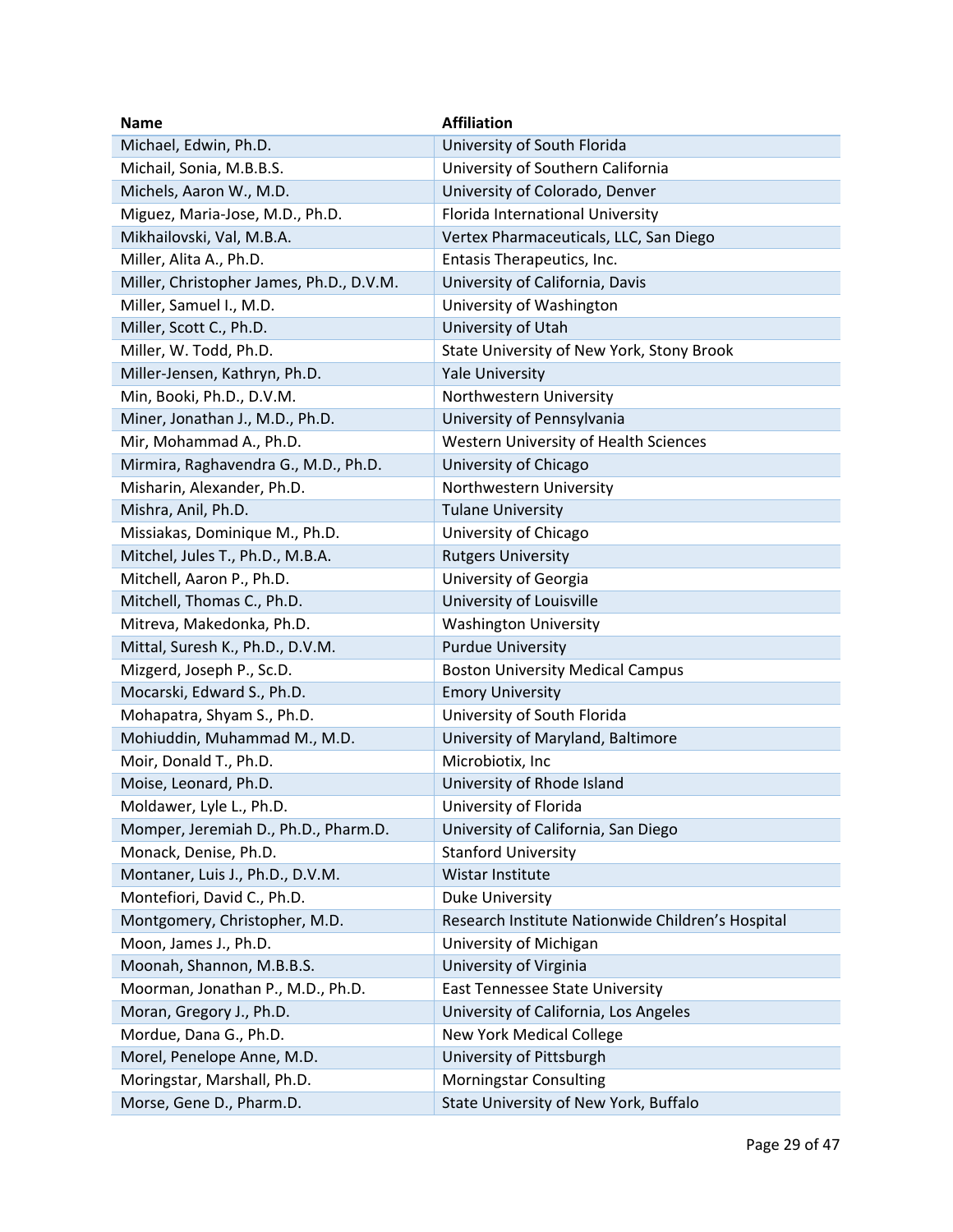| Name | Affiliation |
|---|---|
| Michael, Edwin, Ph.D. | University of South Florida |
| Michail, Sonia, M.B.B.S. | University of Southern California |
| Michels, Aaron W., M.D. | University of Colorado, Denver |
| Miguez, Maria-Jose, M.D., Ph.D. | Florida International University |
| Mikhailovski, Val, M.B.A. | Vertex Pharmaceuticals, LLC, San Diego |
| Miller, Alita A., Ph.D. | Entasis Therapeutics, Inc. |
| Miller, Christopher James, Ph.D., D.V.M. | University of California, Davis |
| Miller, Samuel I., M.D. | University of Washington |
| Miller, Scott C., Ph.D. | University of Utah |
| Miller, W. Todd, Ph.D. | State University of New York, Stony Brook |
| Miller-Jensen, Kathryn, Ph.D. | Yale University |
| Min, Booki, Ph.D., D.V.M. | Northwestern University |
| Miner, Jonathan J., M.D., Ph.D. | University of Pennsylvania |
| Mir, Mohammad A., Ph.D. | Western University of Health Sciences |
| Mirmira, Raghavendra G., M.D., Ph.D. | University of Chicago |
| Misharin, Alexander, Ph.D. | Northwestern University |
| Mishra, Anil, Ph.D. | Tulane University |
| Missiakas, Dominique M., Ph.D. | University of Chicago |
| Mitchel, Jules T., Ph.D., M.B.A. | Rutgers University |
| Mitchell, Aaron P., Ph.D. | University of Georgia |
| Mitchell, Thomas C., Ph.D. | University of Louisville |
| Mitreva, Makedonka, Ph.D. | Washington University |
| Mittal, Suresh K., Ph.D., D.V.M. | Purdue University |
| Mizgerd, Joseph P., Sc.D. | Boston University Medical Campus |
| Mocarski, Edward S., Ph.D. | Emory University |
| Mohapatra, Shyam S., Ph.D. | University of South Florida |
| Mohiuddin, Muhammad M., M.D. | University of Maryland, Baltimore |
| Moir, Donald T., Ph.D. | Microbiotix, Inc |
| Moise, Leonard, Ph.D. | University of Rhode Island |
| Moldawer, Lyle L., Ph.D. | University of Florida |
| Momper, Jeremiah D., Ph.D., Pharm.D. | University of California, San Diego |
| Monack, Denise, Ph.D. | Stanford University |
| Montaner, Luis J., Ph.D., D.V.M. | Wistar Institute |
| Montefiori, David C., Ph.D. | Duke University |
| Montgomery, Christopher, M.D. | Research Institute Nationwide Children's Hospital |
| Moon, James J., Ph.D. | University of Michigan |
| Moonah, Shannon, M.B.B.S. | University of Virginia |
| Moorman, Jonathan P., M.D., Ph.D. | East Tennessee State University |
| Moran, Gregory J., Ph.D. | University of California, Los Angeles |
| Mordue, Dana G., Ph.D. | New York Medical College |
| Morel, Penelope Anne, M.D. | University of Pittsburgh |
| Moringstar, Marshall, Ph.D. | Morningstar Consulting |
| Morse, Gene D., Pharm.D. | State University of New York, Buffalo |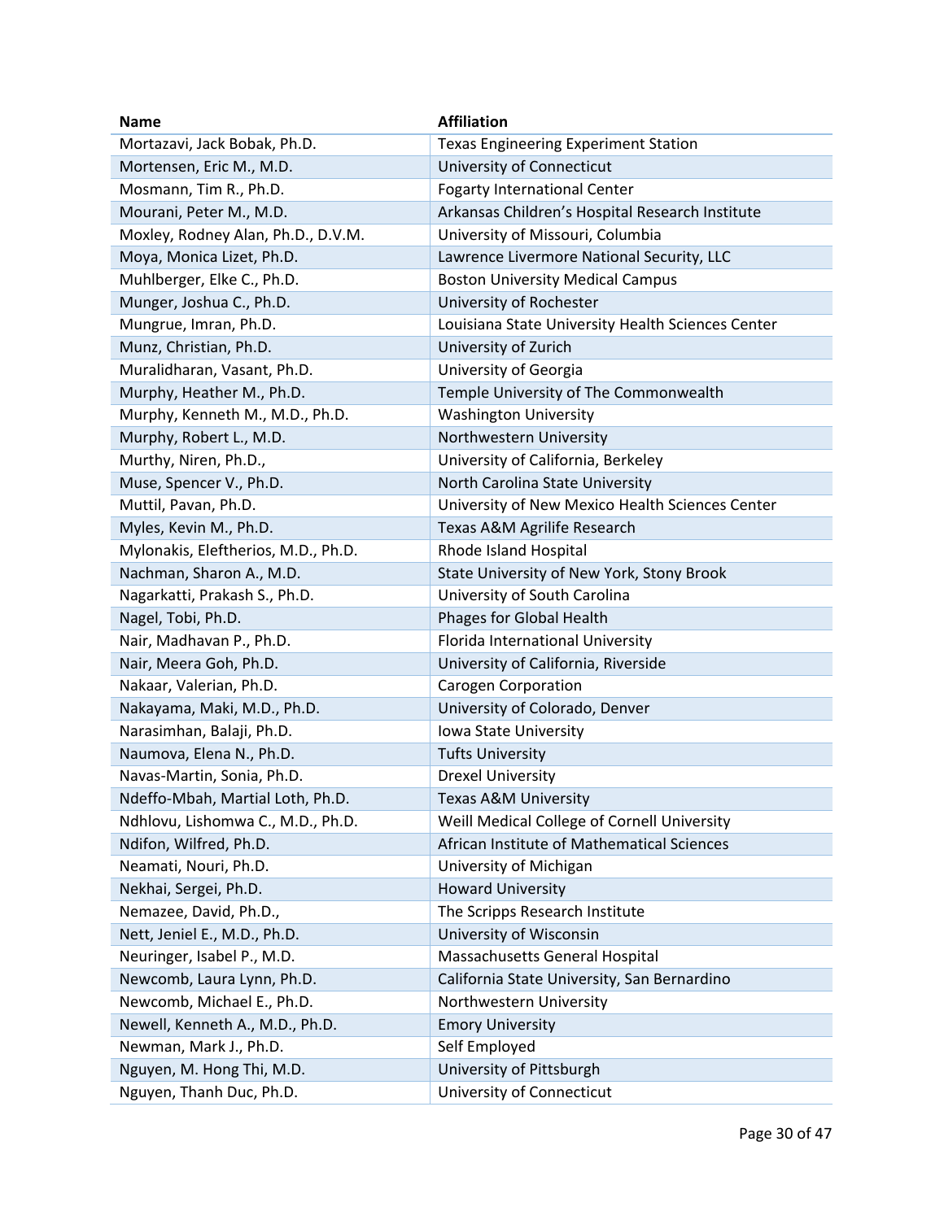| Name | Affiliation |
|---|---|
| Mortazavi, Jack Bobak, Ph.D. | Texas Engineering Experiment Station |
| Mortensen, Eric M., M.D. | University of Connecticut |
| Mosmann, Tim R., Ph.D. | Fogarty International Center |
| Mourani, Peter M., M.D. | Arkansas Children's Hospital Research Institute |
| Moxley, Rodney Alan, Ph.D., D.V.M. | University of Missouri, Columbia |
| Moya, Monica Lizet, Ph.D. | Lawrence Livermore National Security, LLC |
| Muhlberger, Elke C., Ph.D. | Boston University Medical Campus |
| Munger, Joshua C., Ph.D. | University of Rochester |
| Mungrue, Imran, Ph.D. | Louisiana State University Health Sciences Center |
| Munz, Christian, Ph.D. | University of Zurich |
| Muralidharan, Vasant, Ph.D. | University of Georgia |
| Murphy, Heather M., Ph.D. | Temple University of The Commonwealth |
| Murphy, Kenneth M., M.D., Ph.D. | Washington University |
| Murphy, Robert L., M.D. | Northwestern University |
| Murthy, Niren, Ph.D., | University of California, Berkeley |
| Muse, Spencer V., Ph.D. | North Carolina State University |
| Muttil, Pavan, Ph.D. | University of New Mexico Health Sciences Center |
| Myles, Kevin M., Ph.D. | Texas A&M Agrilife Research |
| Mylonakis, Eleftherios, M.D., Ph.D. | Rhode Island Hospital |
| Nachman, Sharon A., M.D. | State University of New York, Stony Brook |
| Nagarkatti, Prakash S., Ph.D. | University of South Carolina |
| Nagel, Tobi, Ph.D. | Phages for Global Health |
| Nair, Madhavan P., Ph.D. | Florida International University |
| Nair, Meera Goh, Ph.D. | University of California, Riverside |
| Nakaar, Valerian, Ph.D. | Carogen Corporation |
| Nakayama, Maki, M.D., Ph.D. | University of Colorado, Denver |
| Narasimhan, Balaji, Ph.D. | Iowa State University |
| Naumova, Elena N., Ph.D. | Tufts University |
| Navas-Martin, Sonia, Ph.D. | Drexel University |
| Ndeffo-Mbah, Martial Loth, Ph.D. | Texas A&M University |
| Ndhlovu, Lishomwa C., M.D., Ph.D. | Weill Medical College of Cornell University |
| Ndifon, Wilfred, Ph.D. | African Institute of Mathematical Sciences |
| Neamati, Nouri, Ph.D. | University of Michigan |
| Nekhai, Sergei, Ph.D. | Howard University |
| Nemazee, David, Ph.D., | The Scripps Research Institute |
| Nett, Jeniel E., M.D., Ph.D. | University of Wisconsin |
| Neuringer, Isabel P., M.D. | Massachusetts General Hospital |
| Newcomb, Laura Lynn, Ph.D. | California State University, San Bernardino |
| Newcomb, Michael E., Ph.D. | Northwestern University |
| Newell, Kenneth A., M.D., Ph.D. | Emory University |
| Newman, Mark J., Ph.D. | Self Employed |
| Nguyen, M. Hong Thi, M.D. | University of Pittsburgh |
| Nguyen, Thanh Duc, Ph.D. | University of Connecticut |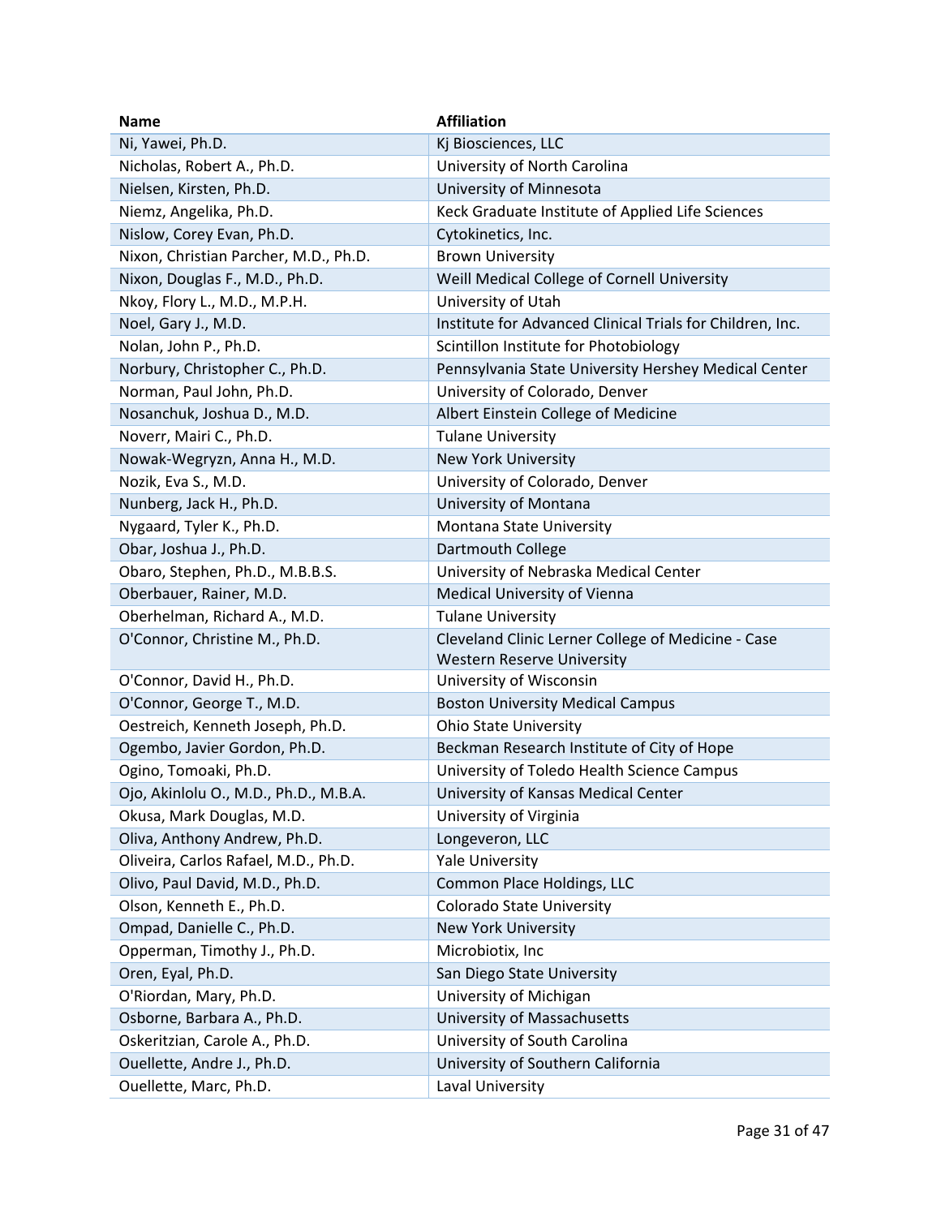| Name | Affiliation |
| --- | --- |
| Ni, Yawei, Ph.D. | Kj Biosciences, LLC |
| Nicholas, Robert A., Ph.D. | University of North Carolina |
| Nielsen, Kirsten, Ph.D. | University of Minnesota |
| Niemz, Angelika, Ph.D. | Keck Graduate Institute of Applied Life Sciences |
| Nislow, Corey Evan, Ph.D. | Cytokinetics, Inc. |
| Nixon, Christian Parcher, M.D., Ph.D. | Brown University |
| Nixon, Douglas F., M.D., Ph.D. | Weill Medical College of Cornell University |
| Nkoy, Flory L., M.D., M.P.H. | University of Utah |
| Noel, Gary J., M.D. | Institute for Advanced Clinical Trials for Children, Inc. |
| Nolan, John P., Ph.D. | Scintillon Institute for Photobiology |
| Norbury, Christopher C., Ph.D. | Pennsylvania State University Hershey Medical Center |
| Norman, Paul John, Ph.D. | University of Colorado, Denver |
| Nosanchuk, Joshua D., M.D. | Albert Einstein College of Medicine |
| Noverr, Mairi C., Ph.D. | Tulane University |
| Nowak-Wegryzn, Anna H., M.D. | New York University |
| Nozik, Eva S., M.D. | University of Colorado, Denver |
| Nunberg, Jack H., Ph.D. | University of Montana |
| Nygaard, Tyler K., Ph.D. | Montana State University |
| Obar, Joshua J., Ph.D. | Dartmouth College |
| Obaro, Stephen, Ph.D., M.B.B.S. | University of Nebraska Medical Center |
| Oberbauer, Rainer, M.D. | Medical University of Vienna |
| Oberhelman, Richard A., M.D. | Tulane University |
| O'Connor, Christine M., Ph.D. | Cleveland Clinic Lerner College of Medicine - Case Western Reserve University |
| O'Connor, David H., Ph.D. | University of Wisconsin |
| O'Connor, George T., M.D. | Boston University Medical Campus |
| Oestreich, Kenneth Joseph, Ph.D. | Ohio State University |
| Ogembo, Javier Gordon, Ph.D. | Beckman Research Institute of City of Hope |
| Ogino, Tomoaki, Ph.D. | University of Toledo Health Science Campus |
| Ojo, Akinlolu O., M.D., Ph.D., M.B.A. | University of Kansas Medical Center |
| Okusa, Mark Douglas, M.D. | University of Virginia |
| Oliva, Anthony Andrew, Ph.D. | Longeveron, LLC |
| Oliveira, Carlos Rafael, M.D., Ph.D. | Yale University |
| Olivo, Paul David, M.D., Ph.D. | Common Place Holdings, LLC |
| Olson, Kenneth E., Ph.D. | Colorado State University |
| Ompad, Danielle C., Ph.D. | New York University |
| Opperman, Timothy J., Ph.D. | Microbiotix, Inc |
| Oren, Eyal, Ph.D. | San Diego State University |
| O'Riordan, Mary, Ph.D. | University of Michigan |
| Osborne, Barbara A., Ph.D. | University of Massachusetts |
| Oskeritzian, Carole A., Ph.D. | University of South Carolina |
| Ouellette, Andre J., Ph.D. | University of Southern California |
| Ouellette, Marc, Ph.D. | Laval University |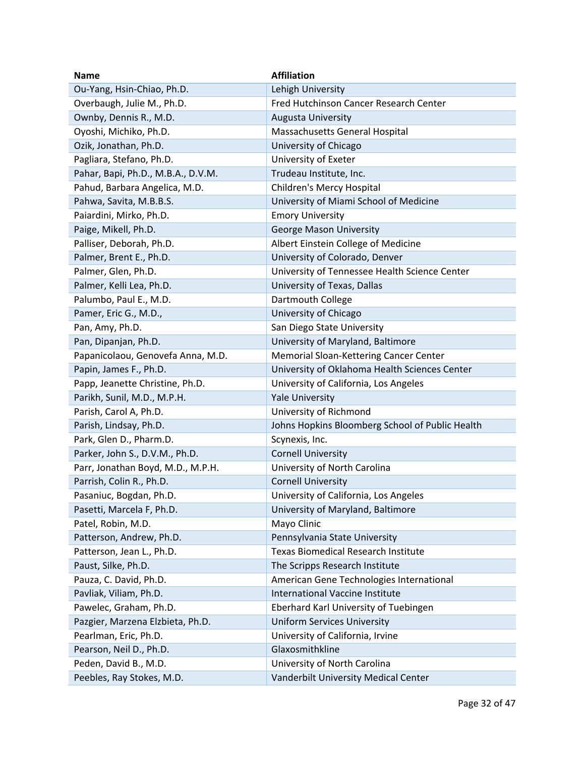| Name | Affiliation |
| --- | --- |
| Ou-Yang, Hsin-Chiao, Ph.D. | Lehigh University |
| Overbaugh, Julie M., Ph.D. | Fred Hutchinson Cancer Research Center |
| Ownby, Dennis R., M.D. | Augusta University |
| Oyoshi, Michiko, Ph.D. | Massachusetts General Hospital |
| Ozik, Jonathan, Ph.D. | University of Chicago |
| Pagliara, Stefano, Ph.D. | University of Exeter |
| Pahar, Bapi, Ph.D., M.B.A., D.V.M. | Trudeau Institute, Inc. |
| Pahud, Barbara Angelica, M.D. | Children's Mercy Hospital |
| Pahwa, Savita, M.B.B.S. | University of Miami School of Medicine |
| Paiardini, Mirko, Ph.D. | Emory University |
| Paige, Mikell, Ph.D. | George Mason University |
| Palliser, Deborah, Ph.D. | Albert Einstein College of Medicine |
| Palmer, Brent E., Ph.D. | University of Colorado, Denver |
| Palmer, Glen, Ph.D. | University of Tennessee Health Science Center |
| Palmer, Kelli Lea, Ph.D. | University of Texas, Dallas |
| Palumbo, Paul E., M.D. | Dartmouth College |
| Pamer, Eric G., M.D., | University of Chicago |
| Pan, Amy, Ph.D. | San Diego State University |
| Pan, Dipanjan, Ph.D. | University of Maryland, Baltimore |
| Papanicolaou, Genovefa Anna, M.D. | Memorial Sloan-Kettering Cancer Center |
| Papin, James F., Ph.D. | University of Oklahoma Health Sciences Center |
| Papp, Jeanette Christine, Ph.D. | University of California, Los Angeles |
| Parikh, Sunil, M.D., M.P.H. | Yale University |
| Parish, Carol A, Ph.D. | University of Richmond |
| Parish, Lindsay, Ph.D. | Johns Hopkins Bloomberg School of Public Health |
| Park, Glen D., Pharm.D. | Scynexis, Inc. |
| Parker, John S., D.V.M., Ph.D. | Cornell University |
| Parr, Jonathan Boyd, M.D., M.P.H. | University of North Carolina |
| Parrish, Colin R., Ph.D. | Cornell University |
| Pasaniuc, Bogdan, Ph.D. | University of California, Los Angeles |
| Pasetti, Marcela F, Ph.D. | University of Maryland, Baltimore |
| Patel, Robin, M.D. | Mayo Clinic |
| Patterson, Andrew, Ph.D. | Pennsylvania State University |
| Patterson, Jean L., Ph.D. | Texas Biomedical Research Institute |
| Paust, Silke, Ph.D. | The Scripps Research Institute |
| Pauza, C. David, Ph.D. | American Gene Technologies International |
| Pavliak, Viliam, Ph.D. | International Vaccine Institute |
| Pawelec, Graham, Ph.D. | Eberhard Karl University of Tuebingen |
| Pazgier, Marzena Elzbieta, Ph.D. | Uniform Services University |
| Pearlman, Eric, Ph.D. | University of California, Irvine |
| Pearson, Neil D., Ph.D. | Glaxosmithkline |
| Peden, David B., M.D. | University of North Carolina |
| Peebles, Ray Stokes, M.D. | Vanderbilt University Medical Center |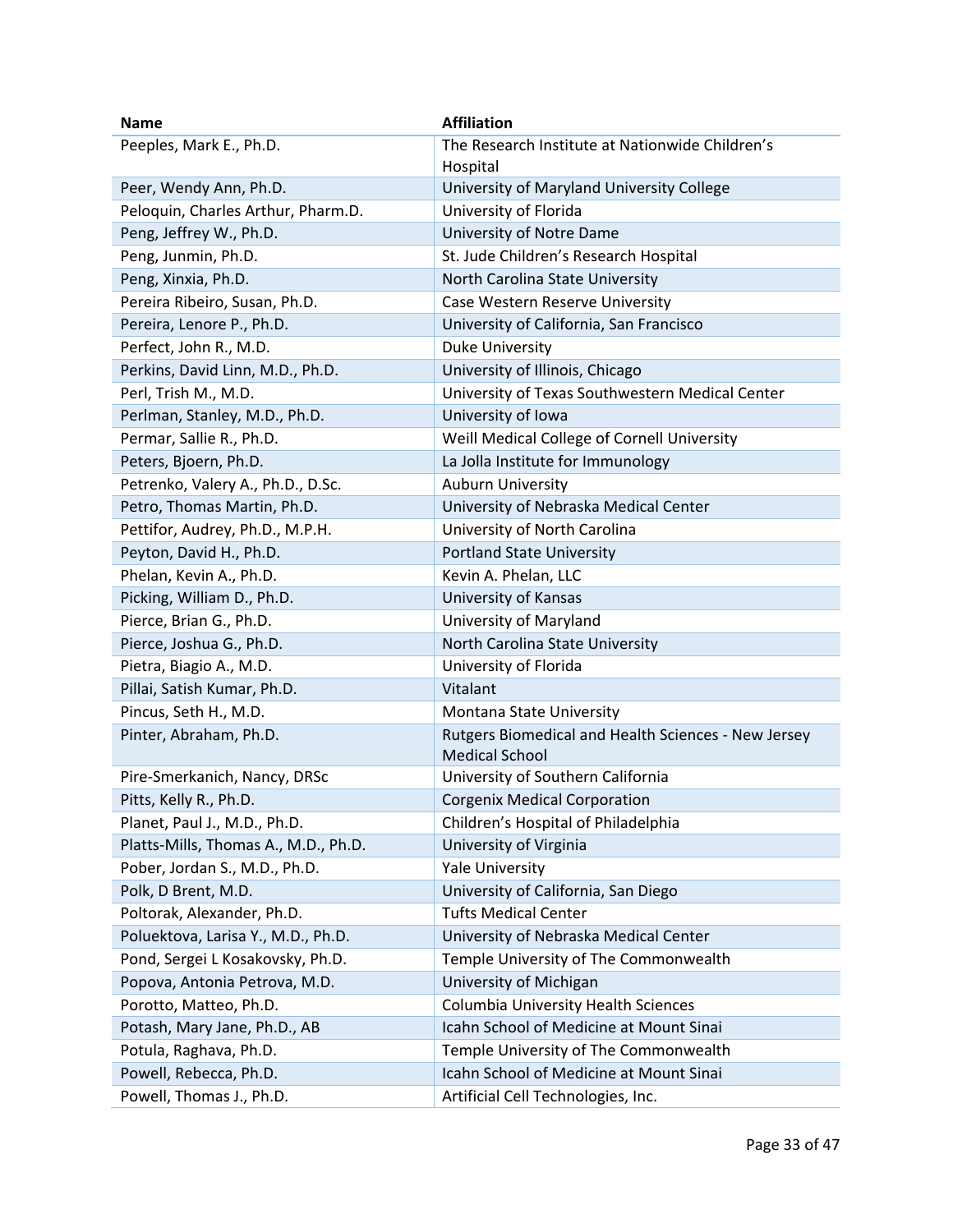| Name | Affiliation |
| --- | --- |
| Peeples, Mark E., Ph.D. | The Research Institute at Nationwide Children's Hospital |
| Peer, Wendy Ann, Ph.D. | University of Maryland University College |
| Peloquin, Charles Arthur, Pharm.D. | University of Florida |
| Peng, Jeffrey W., Ph.D. | University of Notre Dame |
| Peng, Junmin, Ph.D. | St. Jude Children's Research Hospital |
| Peng, Xinxia, Ph.D. | North Carolina State University |
| Pereira Ribeiro, Susan, Ph.D. | Case Western Reserve University |
| Pereira, Lenore P., Ph.D. | University of California, San Francisco |
| Perfect, John R., M.D. | Duke University |
| Perkins, David Linn, M.D., Ph.D. | University of Illinois, Chicago |
| Perl, Trish M., M.D. | University of Texas Southwestern Medical Center |
| Perlman, Stanley, M.D., Ph.D. | University of Iowa |
| Permar, Sallie R., Ph.D. | Weill Medical College of Cornell University |
| Peters, Bjoern, Ph.D. | La Jolla Institute for Immunology |
| Petrenko, Valery A., Ph.D., D.Sc. | Auburn University |
| Petro, Thomas Martin, Ph.D. | University of Nebraska Medical Center |
| Pettifor, Audrey, Ph.D., M.P.H. | University of North Carolina |
| Peyton, David H., Ph.D. | Portland State University |
| Phelan, Kevin A., Ph.D. | Kevin A. Phelan, LLC |
| Picking, William D., Ph.D. | University of Kansas |
| Pierce, Brian G., Ph.D. | University of Maryland |
| Pierce, Joshua G., Ph.D. | North Carolina State University |
| Pietra, Biagio A., M.D. | University of Florida |
| Pillai, Satish Kumar, Ph.D. | Vitalant |
| Pincus, Seth H., M.D. | Montana State University |
| Pinter, Abraham, Ph.D. | Rutgers Biomedical and Health Sciences - New Jersey Medical School |
| Pire-Smerkanich, Nancy, DRSc | University of Southern California |
| Pitts, Kelly R., Ph.D. | Corgenix Medical Corporation |
| Planet, Paul J., M.D., Ph.D. | Children's Hospital of Philadelphia |
| Platts-Mills, Thomas A., M.D., Ph.D. | University of Virginia |
| Pober, Jordan S., M.D., Ph.D. | Yale University |
| Polk, D Brent, M.D. | University of California, San Diego |
| Poltorak, Alexander, Ph.D. | Tufts Medical Center |
| Poluektova, Larisa Y., M.D., Ph.D. | University of Nebraska Medical Center |
| Pond, Sergei L Kosakovsky, Ph.D. | Temple University of The Commonwealth |
| Popova, Antonia Petrova, M.D. | University of Michigan |
| Porotto, Matteo, Ph.D. | Columbia University Health Sciences |
| Potash, Mary Jane, Ph.D., AB | Icahn School of Medicine at Mount Sinai |
| Potula, Raghava, Ph.D. | Temple University of The Commonwealth |
| Powell, Rebecca, Ph.D. | Icahn School of Medicine at Mount Sinai |
| Powell, Thomas J., Ph.D. | Artificial Cell Technologies, Inc. |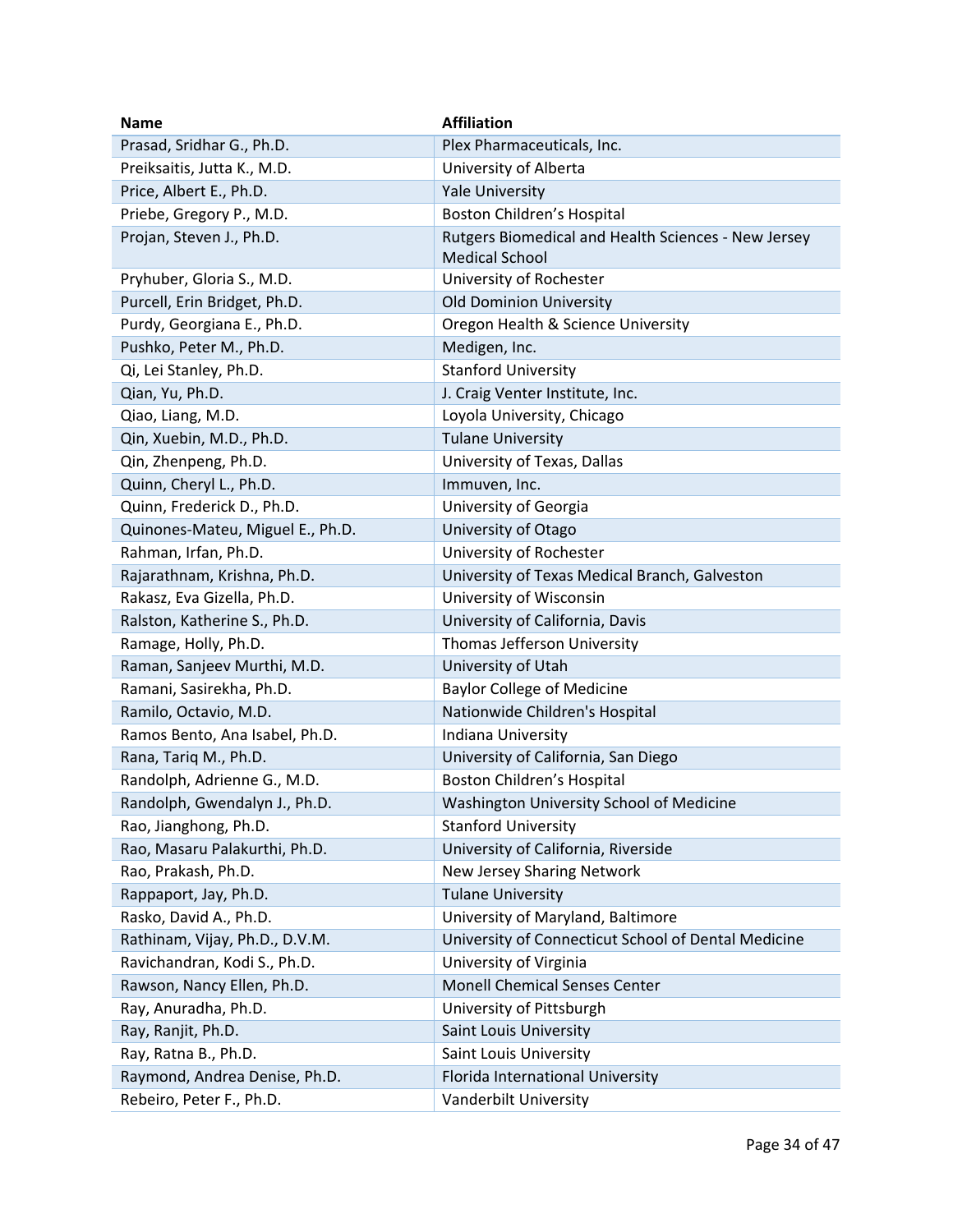| Name | Affiliation |
| --- | --- |
| Prasad, Sridhar G., Ph.D. | Plex Pharmaceuticals, Inc. |
| Preiksaitis, Jutta K., M.D. | University of Alberta |
| Price, Albert E., Ph.D. | Yale University |
| Priebe, Gregory P., M.D. | Boston Children's Hospital |
| Projan, Steven J., Ph.D. | Rutgers Biomedical and Health Sciences - New Jersey Medical School |
| Pryhuber, Gloria S., M.D. | University of Rochester |
| Purcell, Erin Bridget, Ph.D. | Old Dominion University |
| Purdy, Georgiana E., Ph.D. | Oregon Health & Science University |
| Pushko, Peter M., Ph.D. | Medigen, Inc. |
| Qi, Lei Stanley, Ph.D. | Stanford University |
| Qian, Yu, Ph.D. | J. Craig Venter Institute, Inc. |
| Qiao, Liang, M.D. | Loyola University, Chicago |
| Qin, Xuebin, M.D., Ph.D. | Tulane University |
| Qin, Zhenpeng, Ph.D. | University of Texas, Dallas |
| Quinn, Cheryl L., Ph.D. | Immuven, Inc. |
| Quinn, Frederick D., Ph.D. | University of Georgia |
| Quinones-Mateu, Miguel E., Ph.D. | University of Otago |
| Rahman, Irfan, Ph.D. | University of Rochester |
| Rajarathnam, Krishna, Ph.D. | University of Texas Medical Branch, Galveston |
| Rakasz, Eva Gizella, Ph.D. | University of Wisconsin |
| Ralston, Katherine S., Ph.D. | University of California, Davis |
| Ramage, Holly, Ph.D. | Thomas Jefferson University |
| Raman, Sanjeev Murthi, M.D. | University of Utah |
| Ramani, Sasirekha, Ph.D. | Baylor College of Medicine |
| Ramilo, Octavio, M.D. | Nationwide Children's Hospital |
| Ramos Bento, Ana Isabel, Ph.D. | Indiana University |
| Rana, Tariq M., Ph.D. | University of California, San Diego |
| Randolph, Adrienne G., M.D. | Boston Children's Hospital |
| Randolph, Gwendalyn J., Ph.D. | Washington University School of Medicine |
| Rao, Jianghong, Ph.D. | Stanford University |
| Rao, Masaru Palakurthi, Ph.D. | University of California, Riverside |
| Rao, Prakash, Ph.D. | New Jersey Sharing Network |
| Rappaport, Jay, Ph.D. | Tulane University |
| Rasko, David A., Ph.D. | University of Maryland, Baltimore |
| Rathinam, Vijay, Ph.D., D.V.M. | University of Connecticut School of Dental Medicine |
| Ravichandran, Kodi S., Ph.D. | University of Virginia |
| Rawson, Nancy Ellen, Ph.D. | Monell Chemical Senses Center |
| Ray, Anuradha, Ph.D. | University of Pittsburgh |
| Ray, Ranjit, Ph.D. | Saint Louis University |
| Ray, Ratna B., Ph.D. | Saint Louis University |
| Raymond, Andrea Denise, Ph.D. | Florida International University |
| Rebeiro, Peter F., Ph.D. | Vanderbilt University |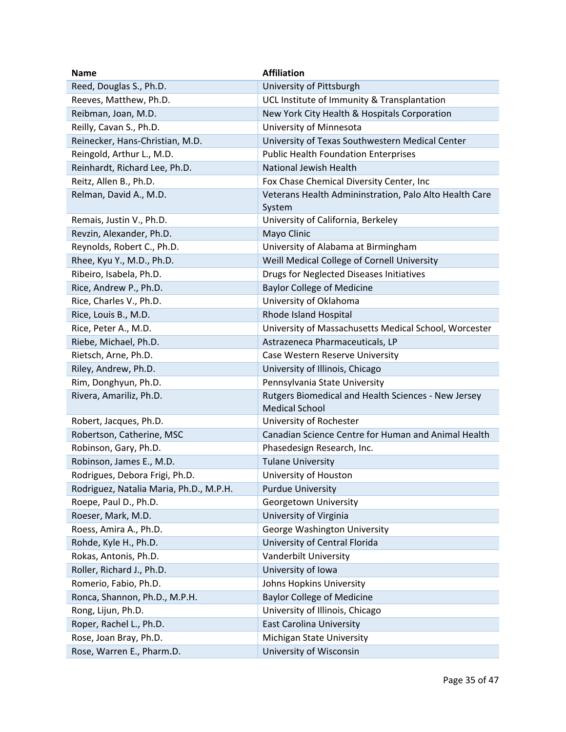| Name | Affiliation |
|---|---|
| Reed, Douglas S., Ph.D. | University of Pittsburgh |
| Reeves, Matthew, Ph.D. | UCL Institute of Immunity & Transplantation |
| Reibman, Joan, M.D. | New York City Health & Hospitals Corporation |
| Reilly, Cavan S., Ph.D. | University of Minnesota |
| Reinecker, Hans-Christian, M.D. | University of Texas Southwestern Medical Center |
| Reingold, Arthur L., M.D. | Public Health Foundation Enterprises |
| Reinhardt, Richard Lee, Ph.D. | National Jewish Health |
| Reitz, Allen B., Ph.D. | Fox Chase Chemical Diversity Center, Inc |
| Relman, David A., M.D. | Veterans Health Admininstration, Palo Alto Health Care System |
| Remais, Justin V., Ph.D. | University of California, Berkeley |
| Revzin, Alexander, Ph.D. | Mayo Clinic |
| Reynolds, Robert C., Ph.D. | University of Alabama at Birmingham |
| Rhee, Kyu Y., M.D., Ph.D. | Weill Medical College of Cornell University |
| Ribeiro, Isabela, Ph.D. | Drugs for Neglected Diseases Initiatives |
| Rice, Andrew P., Ph.D. | Baylor College of Medicine |
| Rice, Charles V., Ph.D. | University of Oklahoma |
| Rice, Louis B., M.D. | Rhode Island Hospital |
| Rice, Peter A., M.D. | University of Massachusetts Medical School, Worcester |
| Riebe, Michael, Ph.D. | Astrazeneca Pharmaceuticals, LP |
| Rietsch, Arne, Ph.D. | Case Western Reserve University |
| Riley, Andrew, Ph.D. | University of Illinois, Chicago |
| Rim, Donghyun, Ph.D. | Pennsylvania State University |
| Rivera, Amariliz, Ph.D. | Rutgers Biomedical and Health Sciences - New Jersey Medical School |
| Robert, Jacques, Ph.D. | University of Rochester |
| Robertson, Catherine, MSC | Canadian Science Centre for Human and Animal Health |
| Robinson, Gary, Ph.D. | Phasedesign Research, Inc. |
| Robinson, James E., M.D. | Tulane University |
| Rodrigues, Debora Frigi, Ph.D. | University of Houston |
| Rodriguez, Natalia Maria, Ph.D., M.P.H. | Purdue University |
| Roepe, Paul D., Ph.D. | Georgetown University |
| Roeser, Mark, M.D. | University of Virginia |
| Roess, Amira A., Ph.D. | George Washington University |
| Rohde, Kyle H., Ph.D. | University of Central Florida |
| Rokas, Antonis, Ph.D. | Vanderbilt University |
| Roller, Richard J., Ph.D. | University of Iowa |
| Romerio, Fabio, Ph.D. | Johns Hopkins University |
| Ronca, Shannon, Ph.D., M.P.H. | Baylor College of Medicine |
| Rong, Lijun, Ph.D. | University of Illinois, Chicago |
| Roper, Rachel L., Ph.D. | East Carolina University |
| Rose, Joan Bray, Ph.D. | Michigan State University |
| Rose, Warren E., Pharm.D. | University of Wisconsin |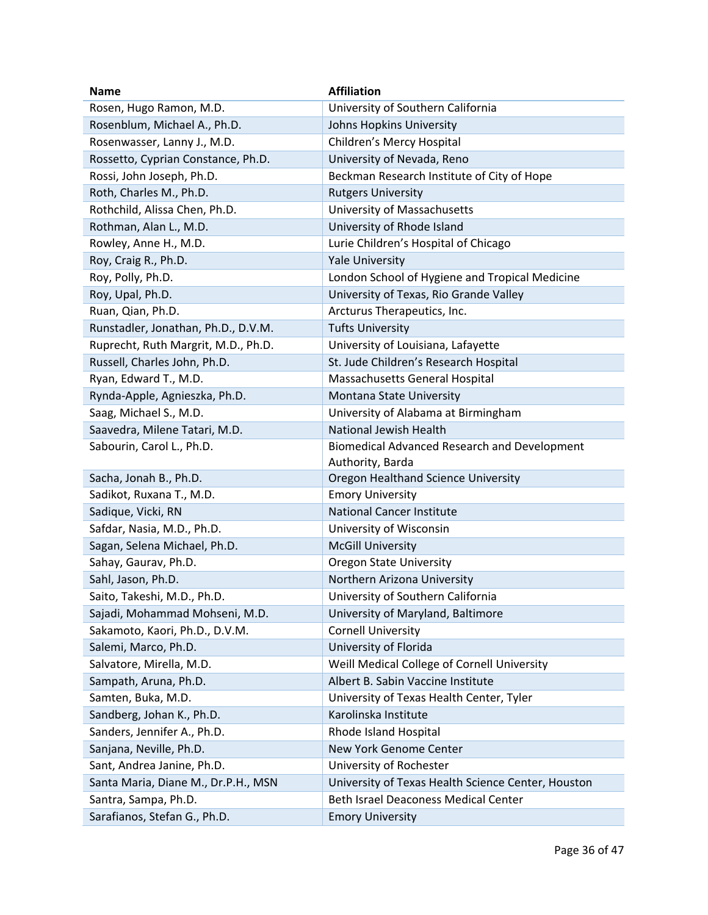| Name | Affiliation |
|---|---|
| Rosen, Hugo Ramon, M.D. | University of Southern California |
| Rosenblum, Michael A., Ph.D. | Johns Hopkins University |
| Rosenwasser, Lanny J., M.D. | Children's Mercy Hospital |
| Rossetto, Cyprian Constance, Ph.D. | University of Nevada, Reno |
| Rossi, John Joseph, Ph.D. | Beckman Research Institute of City of Hope |
| Roth, Charles M., Ph.D. | Rutgers University |
| Rothchild, Alissa Chen, Ph.D. | University of Massachusetts |
| Rothman, Alan L., M.D. | University of Rhode Island |
| Rowley, Anne H., M.D. | Lurie Children's Hospital of Chicago |
| Roy, Craig R., Ph.D. | Yale University |
| Roy, Polly, Ph.D. | London School of Hygiene and Tropical Medicine |
| Roy, Upal, Ph.D. | University of Texas, Rio Grande Valley |
| Ruan, Qian, Ph.D. | Arcturus Therapeutics, Inc. |
| Runstadler, Jonathan, Ph.D., D.V.M. | Tufts University |
| Ruprecht, Ruth Margrit, M.D., Ph.D. | University of Louisiana, Lafayette |
| Russell, Charles John, Ph.D. | St. Jude Children's Research Hospital |
| Ryan, Edward T., M.D. | Massachusetts General Hospital |
| Rynda-Apple, Agnieszka, Ph.D. | Montana State University |
| Saag, Michael S., M.D. | University of Alabama at Birmingham |
| Saavedra, Milene Tatari, M.D. | National Jewish Health |
| Sabourin, Carol L., Ph.D. | Biomedical Advanced Research and Development Authority, Barda |
| Sacha, Jonah B., Ph.D. | Oregon Healthand Science University |
| Sadikot, Ruxana T., M.D. | Emory University |
| Sadique, Vicki, RN | National Cancer Institute |
| Safdar, Nasia, M.D., Ph.D. | University of Wisconsin |
| Sagan, Selena Michael, Ph.D. | McGill University |
| Sahay, Gaurav, Ph.D. | Oregon State University |
| Sahl, Jason, Ph.D. | Northern Arizona University |
| Saito, Takeshi, M.D., Ph.D. | University of Southern California |
| Sajadi, Mohammad Mohseni, M.D. | University of Maryland, Baltimore |
| Sakamoto, Kaori, Ph.D., D.V.M. | Cornell University |
| Salemi, Marco, Ph.D. | University of Florida |
| Salvatore, Mirella, M.D. | Weill Medical College of Cornell University |
| Sampath, Aruna, Ph.D. | Albert B. Sabin Vaccine Institute |
| Samten, Buka, M.D. | University of Texas Health Center, Tyler |
| Sandberg, Johan K., Ph.D. | Karolinska Institute |
| Sanders, Jennifer A., Ph.D. | Rhode Island Hospital |
| Sanjana, Neville, Ph.D. | New York Genome Center |
| Sant, Andrea Janine, Ph.D. | University of Rochester |
| Santa Maria, Diane M., Dr.P.H., MSN | University of Texas Health Science Center, Houston |
| Santra, Sampa, Ph.D. | Beth Israel Deaconess Medical Center |
| Sarafianos, Stefan G., Ph.D. | Emory University |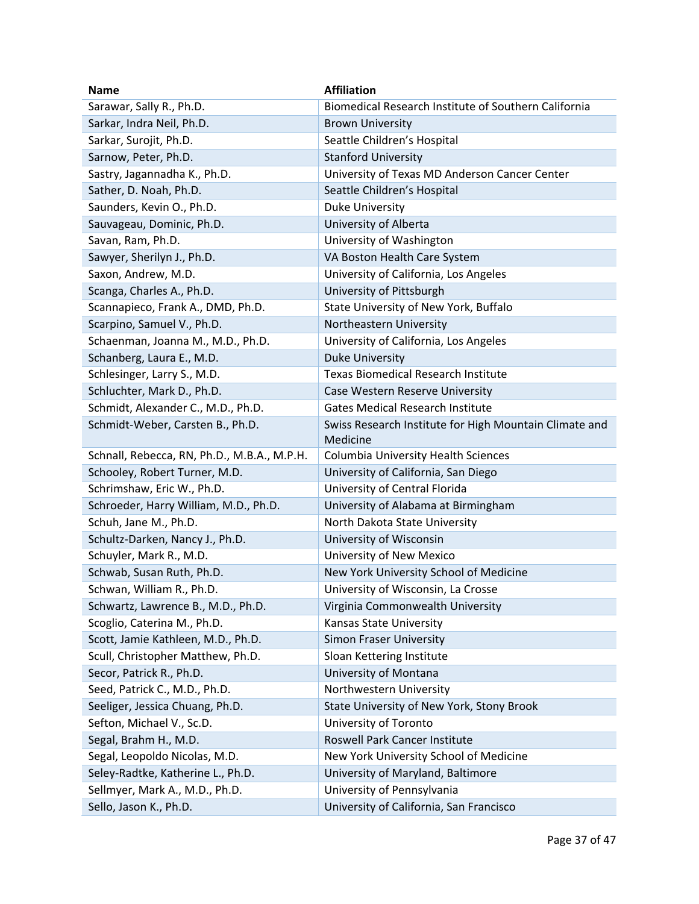| Name | Affiliation |
| --- | --- |
| Sarawar, Sally R., Ph.D. | Biomedical Research Institute of Southern California |
| Sarkar, Indra Neil, Ph.D. | Brown University |
| Sarkar, Surojit, Ph.D. | Seattle Children's Hospital |
| Sarnow, Peter, Ph.D. | Stanford University |
| Sastry, Jagannadha K., Ph.D. | University of Texas MD Anderson Cancer Center |
| Sather, D. Noah, Ph.D. | Seattle Children's Hospital |
| Saunders, Kevin O., Ph.D. | Duke University |
| Sauvageau, Dominic, Ph.D. | University of Alberta |
| Savan, Ram, Ph.D. | University of Washington |
| Sawyer, Sherilyn J., Ph.D. | VA Boston Health Care System |
| Saxon, Andrew, M.D. | University of California, Los Angeles |
| Scanga, Charles A., Ph.D. | University of Pittsburgh |
| Scannapieco, Frank A., DMD, Ph.D. | State University of New York, Buffalo |
| Scarpino, Samuel V., Ph.D. | Northeastern University |
| Schaenman, Joanna M., M.D., Ph.D. | University of California, Los Angeles |
| Schanberg, Laura E., M.D. | Duke University |
| Schlesinger, Larry S., M.D. | Texas Biomedical Research Institute |
| Schluchter, Mark D., Ph.D. | Case Western Reserve University |
| Schmidt, Alexander C., M.D., Ph.D. | Gates Medical Research Institute |
| Schmidt-Weber, Carsten B., Ph.D. | Swiss Research Institute for High Mountain Climate and Medicine |
| Schnall, Rebecca, RN, Ph.D., M.B.A., M.P.H. | Columbia University Health Sciences |
| Schooley, Robert Turner, M.D. | University of California, San Diego |
| Schrimshaw, Eric W., Ph.D. | University of Central Florida |
| Schroeder, Harry William, M.D., Ph.D. | University of Alabama at Birmingham |
| Schuh, Jane M., Ph.D. | North Dakota State University |
| Schultz-Darken, Nancy J., Ph.D. | University of Wisconsin |
| Schuyler, Mark R., M.D. | University of New Mexico |
| Schwab, Susan Ruth, Ph.D. | New York University School of Medicine |
| Schwan, William R., Ph.D. | University of Wisconsin, La Crosse |
| Schwartz, Lawrence B., M.D., Ph.D. | Virginia Commonwealth University |
| Scoglio, Caterina M., Ph.D. | Kansas State University |
| Scott, Jamie Kathleen, M.D., Ph.D. | Simon Fraser University |
| Scull, Christopher Matthew, Ph.D. | Sloan Kettering Institute |
| Secor, Patrick R., Ph.D. | University of Montana |
| Seed, Patrick C., M.D., Ph.D. | Northwestern University |
| Seeliger, Jessica Chuang, Ph.D. | State University of New York, Stony Brook |
| Sefton, Michael V., Sc.D. | University of Toronto |
| Segal, Brahm H., M.D. | Roswell Park Cancer Institute |
| Segal, Leopoldo Nicolas, M.D. | New York University School of Medicine |
| Seley-Radtke, Katherine L., Ph.D. | University of Maryland, Baltimore |
| Sellmyer, Mark A., M.D., Ph.D. | University of Pennsylvania |
| Sello, Jason K., Ph.D. | University of California, San Francisco |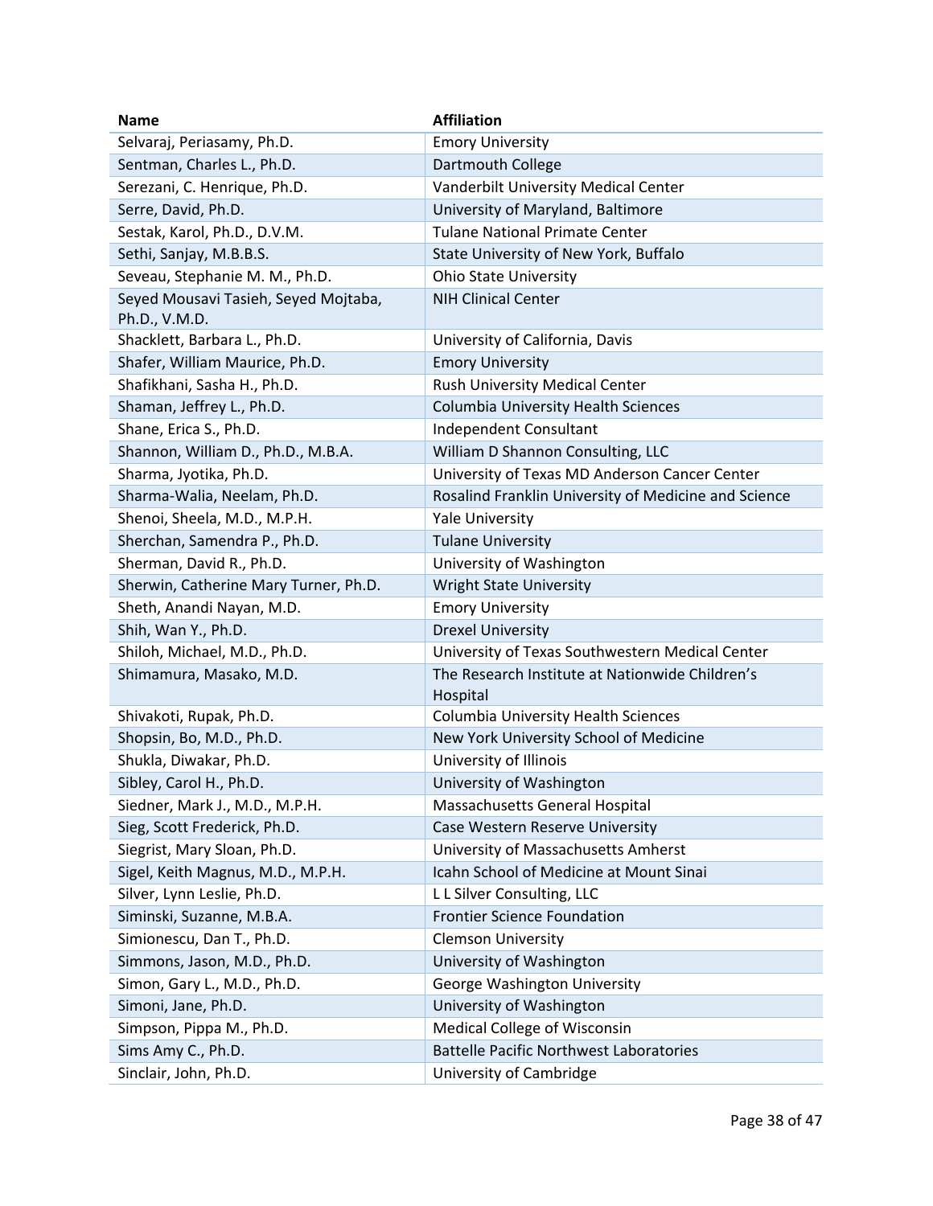| Name | Affiliation |
| --- | --- |
| Selvaraj, Periasamy, Ph.D. | Emory University |
| Sentman, Charles L., Ph.D. | Dartmouth College |
| Serezani, C. Henrique, Ph.D. | Vanderbilt University Medical Center |
| Serre, David, Ph.D. | University of Maryland, Baltimore |
| Sestak, Karol, Ph.D., D.V.M. | Tulane National Primate Center |
| Sethi, Sanjay, M.B.B.S. | State University of New York, Buffalo |
| Seveau, Stephanie M. M., Ph.D. | Ohio State University |
| Seyed Mousavi Tasieh, Seyed Mojtaba, Ph.D., V.M.D. | NIH Clinical Center |
| Shacklett, Barbara L., Ph.D. | University of California, Davis |
| Shafer, William Maurice, Ph.D. | Emory University |
| Shafikhani, Sasha H., Ph.D. | Rush University Medical Center |
| Shaman, Jeffrey L., Ph.D. | Columbia University Health Sciences |
| Shane, Erica S., Ph.D. | Independent Consultant |
| Shannon, William D., Ph.D., M.B.A. | William D Shannon Consulting, LLC |
| Sharma, Jyotika, Ph.D. | University of Texas MD Anderson Cancer Center |
| Sharma-Walia, Neelam, Ph.D. | Rosalind Franklin University of Medicine and Science |
| Shenoi, Sheela, M.D., M.P.H. | Yale University |
| Sherchan, Samendra P., Ph.D. | Tulane University |
| Sherman, David R., Ph.D. | University of Washington |
| Sherwin, Catherine Mary Turner, Ph.D. | Wright State University |
| Sheth, Anandi Nayan, M.D. | Emory University |
| Shih, Wan Y., Ph.D. | Drexel University |
| Shiloh, Michael, M.D., Ph.D. | University of Texas Southwestern Medical Center |
| Shimamura, Masako, M.D. | The Research Institute at Nationwide Children's Hospital |
| Shivakoti, Rupak, Ph.D. | Columbia University Health Sciences |
| Shopsin, Bo, M.D., Ph.D. | New York University School of Medicine |
| Shukla, Diwakar, Ph.D. | University of Illinois |
| Sibley, Carol H., Ph.D. | University of Washington |
| Siedner, Mark J., M.D., M.P.H. | Massachusetts General Hospital |
| Sieg, Scott Frederick, Ph.D. | Case Western Reserve University |
| Siegrist, Mary Sloan, Ph.D. | University of Massachusetts Amherst |
| Sigel, Keith Magnus, M.D., M.P.H. | Icahn School of Medicine at Mount Sinai |
| Silver, Lynn Leslie, Ph.D. | L L Silver Consulting, LLC |
| Siminski, Suzanne, M.B.A. | Frontier Science Foundation |
| Simionescu, Dan T., Ph.D. | Clemson University |
| Simmons, Jason, M.D., Ph.D. | University of Washington |
| Simon, Gary L., M.D., Ph.D. | George Washington University |
| Simoni, Jane, Ph.D. | University of Washington |
| Simpson, Pippa M., Ph.D. | Medical College of Wisconsin |
| Sims Amy C., Ph.D. | Battelle Pacific Northwest Laboratories |
| Sinclair, John, Ph.D. | University of Cambridge |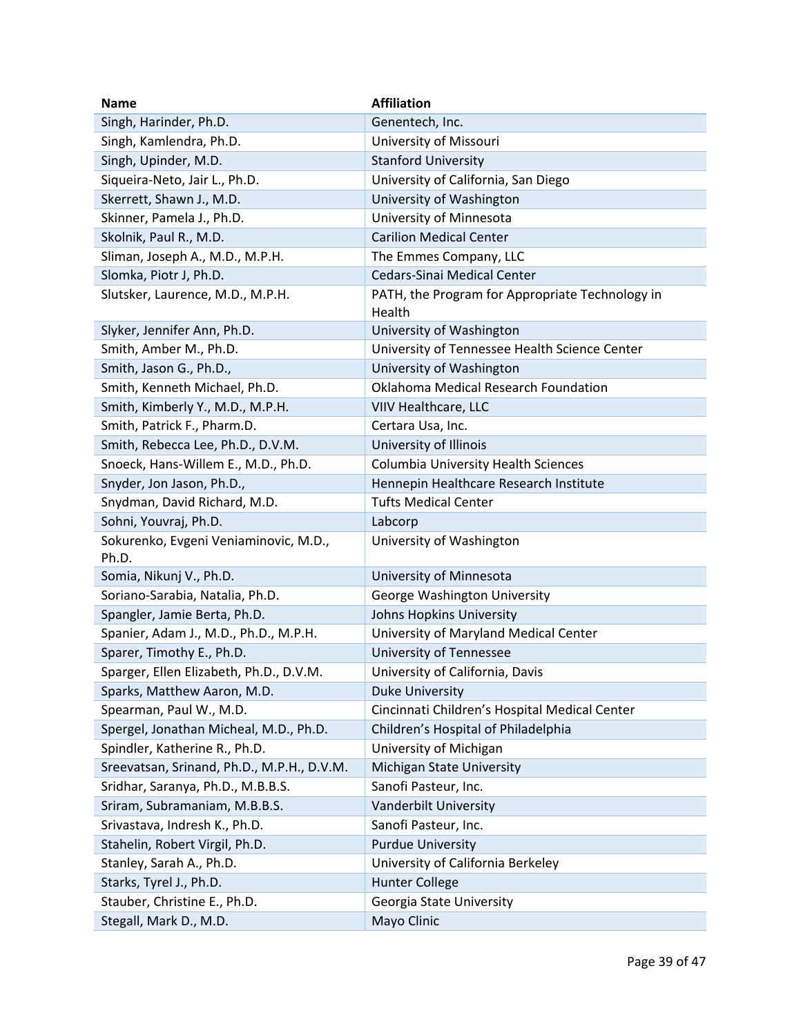| Name | Affiliation |
|---|---|
| Singh, Harinder, Ph.D. | Genentech, Inc. |
| Singh, Kamlendra, Ph.D. | University of Missouri |
| Singh, Upinder, M.D. | Stanford University |
| Siqueira-Neto, Jair L., Ph.D. | University of California, San Diego |
| Skerrett, Shawn J., M.D. | University of Washington |
| Skinner, Pamela J., Ph.D. | University of Minnesota |
| Skolnik, Paul R., M.D. | Carilion Medical Center |
| Sliman, Joseph A., M.D., M.P.H. | The Emmes Company, LLC |
| Slomka, Piotr J, Ph.D. | Cedars-Sinai Medical Center |
| Slutsker, Laurence, M.D., M.P.H. | PATH, the Program for Appropriate Technology in Health |
| Slyker, Jennifer Ann, Ph.D. | University of Washington |
| Smith, Amber M., Ph.D. | University of Tennessee Health Science Center |
| Smith, Jason G., Ph.D., | University of Washington |
| Smith, Kenneth Michael, Ph.D. | Oklahoma Medical Research Foundation |
| Smith, Kimberly Y., M.D., M.P.H. | VIIV Healthcare, LLC |
| Smith, Patrick F., Pharm.D. | Certara Usa, Inc. |
| Smith, Rebecca Lee, Ph.D., D.V.M. | University of Illinois |
| Snoeck, Hans-Willem E., M.D., Ph.D. | Columbia University Health Sciences |
| Snyder, Jon Jason, Ph.D., | Hennepin Healthcare Research Institute |
| Snydman, David Richard, M.D. | Tufts Medical Center |
| Sohni, Youvraj, Ph.D. | Labcorp |
| Sokurenko, Evgeni Veniaminovic, M.D., Ph.D. | University of Washington |
| Somia, Nikunj V., Ph.D. | University of Minnesota |
| Soriano-Sarabia, Natalia, Ph.D. | George Washington University |
| Spangler, Jamie Berta, Ph.D. | Johns Hopkins University |
| Spanier, Adam J., M.D., Ph.D., M.P.H. | University of Maryland Medical Center |
| Sparer, Timothy E., Ph.D. | University of Tennessee |
| Sparger, Ellen Elizabeth, Ph.D., D.V.M. | University of California, Davis |
| Sparks, Matthew Aaron, M.D. | Duke University |
| Spearman, Paul W., M.D. | Cincinnati Children's Hospital Medical Center |
| Spergel, Jonathan Micheal, M.D., Ph.D. | Children's Hospital of Philadelphia |
| Spindler, Katherine R., Ph.D. | University of Michigan |
| Sreevatsan, Srinand, Ph.D., M.P.H., D.V.M. | Michigan State University |
| Sridhar, Saranya, Ph.D., M.B.B.S. | Sanofi Pasteur, Inc. |
| Sriram, Subramaniam, M.B.B.S. | Vanderbilt University |
| Srivastava, Indresh K., Ph.D. | Sanofi Pasteur, Inc. |
| Stahelin, Robert Virgil, Ph.D. | Purdue University |
| Stanley, Sarah A., Ph.D. | University of California Berkeley |
| Starks, Tyrel J., Ph.D. | Hunter College |
| Stauber, Christine E., Ph.D. | Georgia State University |
| Stegall, Mark D., M.D. | Mayo Clinic |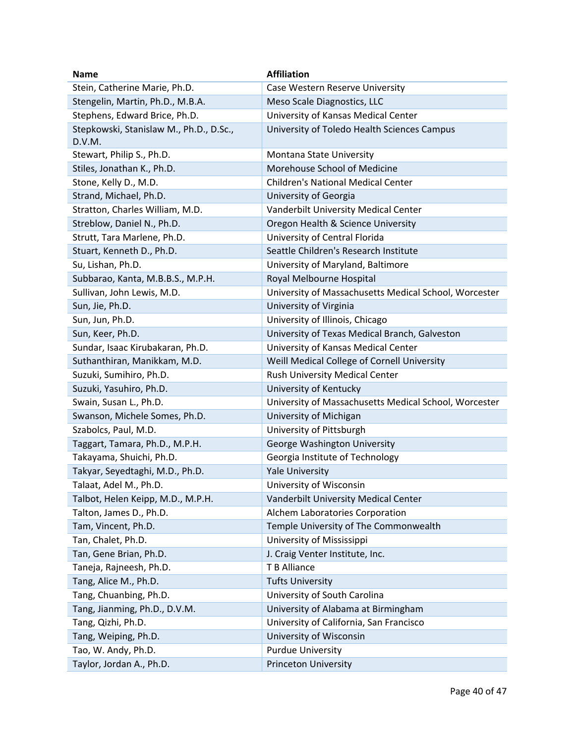| Name | Affiliation |
| --- | --- |
| Stein, Catherine Marie, Ph.D. | Case Western Reserve University |
| Stengelin, Martin, Ph.D., M.B.A. | Meso Scale Diagnostics, LLC |
| Stephens, Edward Brice, Ph.D. | University of Kansas Medical Center |
| Stepkowski, Stanislaw M., Ph.D., D.Sc., D.V.M. | University of Toledo Health Sciences Campus |
| Stewart, Philip S., Ph.D. | Montana State University |
| Stiles, Jonathan K., Ph.D. | Morehouse School of Medicine |
| Stone, Kelly D., M.D. | Children's National Medical Center |
| Strand, Michael, Ph.D. | University of Georgia |
| Stratton, Charles William, M.D. | Vanderbilt University Medical Center |
| Streblow, Daniel N., Ph.D. | Oregon Health & Science University |
| Strutt, Tara Marlene, Ph.D. | University of Central Florida |
| Stuart, Kenneth D., Ph.D. | Seattle Children's Research Institute |
| Su, Lishan, Ph.D. | University of Maryland, Baltimore |
| Subbarao, Kanta, M.B.B.S., M.P.H. | Royal Melbourne Hospital |
| Sullivan, John Lewis, M.D. | University of Massachusetts Medical School, Worcester |
| Sun, Jie, Ph.D. | University of Virginia |
| Sun, Jun, Ph.D. | University of Illinois, Chicago |
| Sun, Keer, Ph.D. | University of Texas Medical Branch, Galveston |
| Sundar, Isaac Kirubakaran, Ph.D. | University of Kansas Medical Center |
| Suthanthiran, Manikkam, M.D. | Weill Medical College of Cornell University |
| Suzuki, Sumihiro, Ph.D. | Rush University Medical Center |
| Suzuki, Yasuhiro, Ph.D. | University of Kentucky |
| Swain, Susan L., Ph.D. | University of Massachusetts Medical School, Worcester |
| Swanson, Michele Somes, Ph.D. | University of Michigan |
| Szabolcs, Paul, M.D. | University of Pittsburgh |
| Taggart, Tamara, Ph.D., M.P.H. | George Washington University |
| Takayama, Shuichi, Ph.D. | Georgia Institute of Technology |
| Takyar, Seyedtaghi, M.D., Ph.D. | Yale University |
| Talaat, Adel M., Ph.D. | University of Wisconsin |
| Talbot, Helen Keipp, M.D., M.P.H. | Vanderbilt University Medical Center |
| Talton, James D., Ph.D. | Alchem Laboratories Corporation |
| Tam, Vincent, Ph.D. | Temple University of The Commonwealth |
| Tan, Chalet, Ph.D. | University of Mississippi |
| Tan, Gene Brian, Ph.D. | J. Craig Venter Institute, Inc. |
| Taneja, Rajneesh, Ph.D. | T B Alliance |
| Tang, Alice M., Ph.D. | Tufts University |
| Tang, Chuanbing, Ph.D. | University of South Carolina |
| Tang, Jianming, Ph.D., D.V.M. | University of Alabama at Birmingham |
| Tang, Qizhi, Ph.D. | University of California, San Francisco |
| Tang, Weiping, Ph.D. | University of Wisconsin |
| Tao, W. Andy, Ph.D. | Purdue University |
| Taylor, Jordan A., Ph.D. | Princeton University |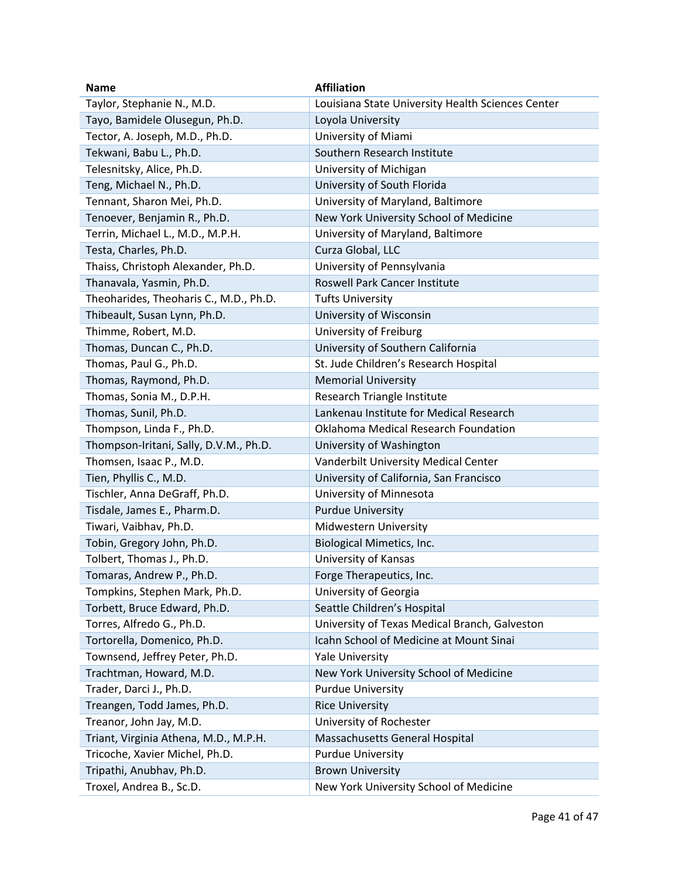| Name | Affiliation |
| --- | --- |
| Taylor, Stephanie N., M.D. | Louisiana State University Health Sciences Center |
| Tayo, Bamidele Olusegun, Ph.D. | Loyola University |
| Tector, A. Joseph, M.D., Ph.D. | University of Miami |
| Tekwani, Babu L., Ph.D. | Southern Research Institute |
| Telesnitsky, Alice, Ph.D. | University of Michigan |
| Teng, Michael N., Ph.D. | University of South Florida |
| Tennant, Sharon Mei, Ph.D. | University of Maryland, Baltimore |
| Tenoever, Benjamin R., Ph.D. | New York University School of Medicine |
| Terrin, Michael L., M.D., M.P.H. | University of Maryland, Baltimore |
| Testa, Charles, Ph.D. | Curza Global, LLC |
| Thaiss, Christoph Alexander, Ph.D. | University of Pennsylvania |
| Thanavala, Yasmin, Ph.D. | Roswell Park Cancer Institute |
| Theoharides, Theoharis C., M.D., Ph.D. | Tufts University |
| Thibeault, Susan Lynn, Ph.D. | University of Wisconsin |
| Thimme, Robert, M.D. | University of Freiburg |
| Thomas, Duncan C., Ph.D. | University of Southern California |
| Thomas, Paul G., Ph.D. | St. Jude Children's Research Hospital |
| Thomas, Raymond, Ph.D. | Memorial University |
| Thomas, Sonia M., D.P.H. | Research Triangle Institute |
| Thomas, Sunil, Ph.D. | Lankenau Institute for Medical Research |
| Thompson, Linda F., Ph.D. | Oklahoma Medical Research Foundation |
| Thompson-Iritani, Sally, D.V.M., Ph.D. | University of Washington |
| Thomsen, Isaac P., M.D. | Vanderbilt University Medical Center |
| Tien, Phyllis C., M.D. | University of California, San Francisco |
| Tischler, Anna DeGraff, Ph.D. | University of Minnesota |
| Tisdale, James E., Pharm.D. | Purdue University |
| Tiwari, Vaibhav, Ph.D. | Midwestern University |
| Tobin, Gregory John, Ph.D. | Biological Mimetics, Inc. |
| Tolbert, Thomas J., Ph.D. | University of Kansas |
| Tomaras, Andrew P., Ph.D. | Forge Therapeutics, Inc. |
| Tompkins, Stephen Mark, Ph.D. | University of Georgia |
| Torbett, Bruce Edward, Ph.D. | Seattle Children's Hospital |
| Torres, Alfredo G., Ph.D. | University of Texas Medical Branch, Galveston |
| Tortorella, Domenico, Ph.D. | Icahn School of Medicine at Mount Sinai |
| Townsend, Jeffrey Peter, Ph.D. | Yale University |
| Trachtman, Howard, M.D. | New York University School of Medicine |
| Trader, Darci J., Ph.D. | Purdue University |
| Treangen, Todd James, Ph.D. | Rice University |
| Treanor, John Jay, M.D. | University of Rochester |
| Triant, Virginia Athena, M.D., M.P.H. | Massachusetts General Hospital |
| Tricoche, Xavier Michel, Ph.D. | Purdue University |
| Tripathi, Anubhav, Ph.D. | Brown University |
| Troxel, Andrea B., Sc.D. | New York University School of Medicine |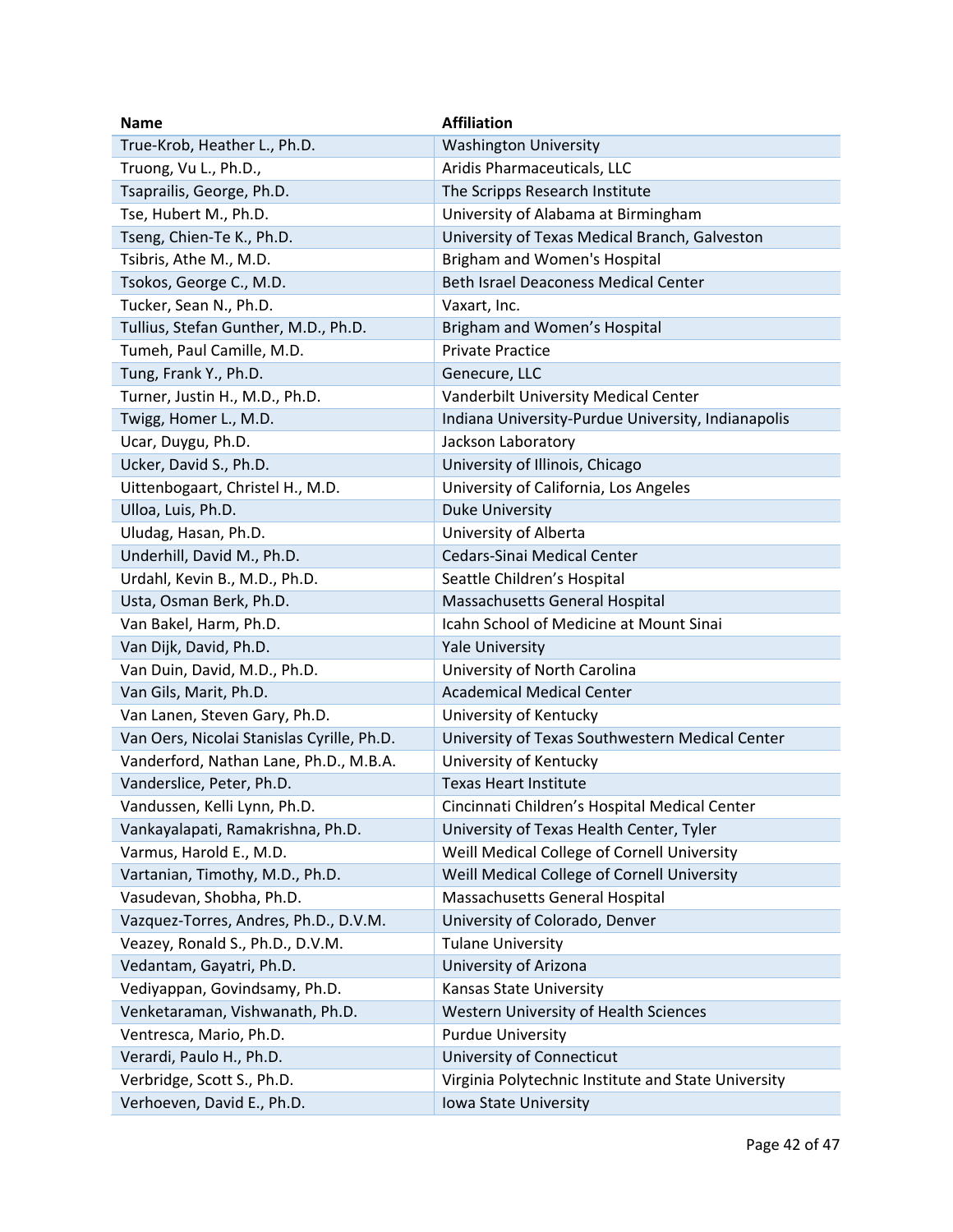| Name | Affiliation |
|---|---|
| True-Krob, Heather L., Ph.D. | Washington University |
| Truong, Vu L., Ph.D., | Aridis Pharmaceuticals, LLC |
| Tsaprailis, George, Ph.D. | The Scripps Research Institute |
| Tse, Hubert M., Ph.D. | University of Alabama at Birmingham |
| Tseng, Chien-Te K., Ph.D. | University of Texas Medical Branch, Galveston |
| Tsibris, Athe M., M.D. | Brigham and Women's Hospital |
| Tsokos, George C., M.D. | Beth Israel Deaconess Medical Center |
| Tucker, Sean N., Ph.D. | Vaxart, Inc. |
| Tullius, Stefan Gunther, M.D., Ph.D. | Brigham and Women’s Hospital |
| Tumeh, Paul Camille, M.D. | Private Practice |
| Tung, Frank Y., Ph.D. | Genecure, LLC |
| Turner, Justin H., M.D., Ph.D. | Vanderbilt University Medical Center |
| Twigg, Homer L., M.D. | Indiana University-Purdue University, Indianapolis |
| Ucar, Duygu, Ph.D. | Jackson Laboratory |
| Ucker, David S., Ph.D. | University of Illinois, Chicago |
| Uittenbogaart, Christel H., M.D. | University of California, Los Angeles |
| Ulloa, Luis, Ph.D. | Duke University |
| Uludag, Hasan, Ph.D. | University of Alberta |
| Underhill, David M., Ph.D. | Cedars-Sinai Medical Center |
| Urdahl, Kevin B., M.D., Ph.D. | Seattle Children’s Hospital |
| Usta, Osman Berk, Ph.D. | Massachusetts General Hospital |
| Van Bakel, Harm, Ph.D. | Icahn School of Medicine at Mount Sinai |
| Van Dijk, David, Ph.D. | Yale University |
| Van Duin, David, M.D., Ph.D. | University of North Carolina |
| Van Gils, Marit, Ph.D. | Academical Medical Center |
| Van Lanen, Steven Gary, Ph.D. | University of Kentucky |
| Van Oers, Nicolai Stanislas Cyrille, Ph.D. | University of Texas Southwestern Medical Center |
| Vanderford, Nathan Lane, Ph.D., M.B.A. | University of Kentucky |
| Vanderslice, Peter, Ph.D. | Texas Heart Institute |
| Vandussen, Kelli Lynn, Ph.D. | Cincinnati Children’s Hospital Medical Center |
| Vankayalapati, Ramakrishna, Ph.D. | University of Texas Health Center, Tyler |
| Varmus, Harold E., M.D. | Weill Medical College of Cornell University |
| Vartanian, Timothy, M.D., Ph.D. | Weill Medical College of Cornell University |
| Vasudevan, Shobha, Ph.D. | Massachusetts General Hospital |
| Vazquez-Torres, Andres, Ph.D., D.V.M. | University of Colorado, Denver |
| Veazey, Ronald S., Ph.D., D.V.M. | Tulane University |
| Vedantam, Gayatri, Ph.D. | University of Arizona |
| Vediyappan, Govindsamy, Ph.D. | Kansas State University |
| Venketaraman, Vishwanath, Ph.D. | Western University of Health Sciences |
| Ventresca, Mario, Ph.D. | Purdue University |
| Verardi, Paulo H., Ph.D. | University of Connecticut |
| Verbridge, Scott S., Ph.D. | Virginia Polytechnic Institute and State University |
| Verhoeven, David E., Ph.D. | Iowa State University |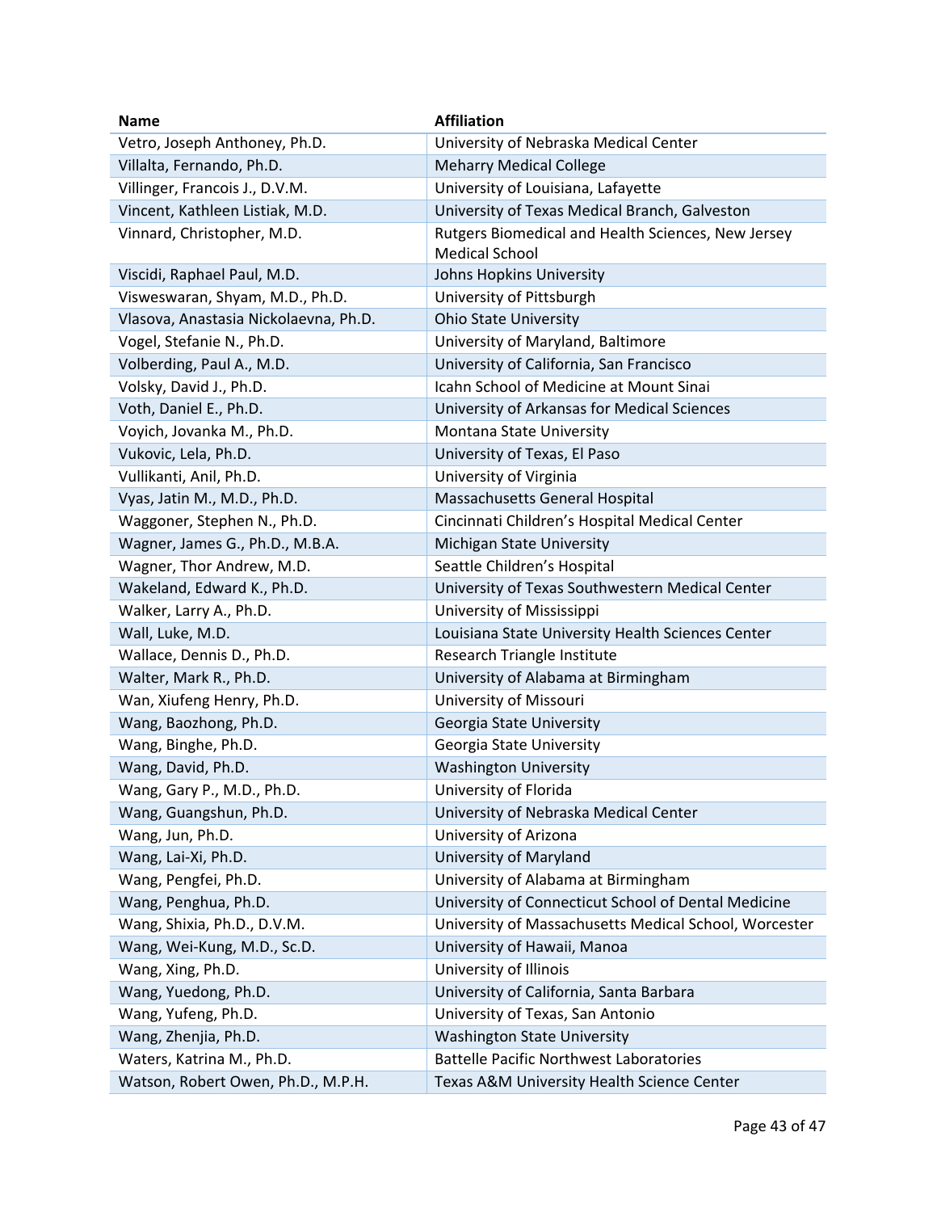| Name | Affiliation |
| --- | --- |
| Vetro, Joseph Anthoney, Ph.D. | University of Nebraska Medical Center |
| Villalta, Fernando, Ph.D. | Meharry Medical College |
| Villinger, Francois J., D.V.M. | University of Louisiana, Lafayette |
| Vincent, Kathleen Listiak, M.D. | University of Texas Medical Branch, Galveston |
| Vinnard, Christopher, M.D. | Rutgers Biomedical and Health Sciences, New Jersey Medical School |
| Viscidi, Raphael Paul, M.D. | Johns Hopkins University |
| Visweswaran, Shyam, M.D., Ph.D. | University of Pittsburgh |
| Vlasova, Anastasia Nickolaevna, Ph.D. | Ohio State University |
| Vogel, Stefanie N., Ph.D. | University of Maryland, Baltimore |
| Volberding, Paul A., M.D. | University of California, San Francisco |
| Volsky, David J., Ph.D. | Icahn School of Medicine at Mount Sinai |
| Voth, Daniel E., Ph.D. | University of Arkansas for Medical Sciences |
| Voyich, Jovanka M., Ph.D. | Montana State University |
| Vukovic, Lela, Ph.D. | University of Texas, El Paso |
| Vullikanti, Anil, Ph.D. | University of Virginia |
| Vyas, Jatin M., M.D., Ph.D. | Massachusetts General Hospital |
| Waggoner, Stephen N., Ph.D. | Cincinnati Children's Hospital Medical Center |
| Wagner, James G., Ph.D., M.B.A. | Michigan State University |
| Wagner, Thor Andrew, M.D. | Seattle Children's Hospital |
| Wakeland, Edward K., Ph.D. | University of Texas Southwestern Medical Center |
| Walker, Larry A., Ph.D. | University of Mississippi |
| Wall, Luke, M.D. | Louisiana State University Health Sciences Center |
| Wallace, Dennis D., Ph.D. | Research Triangle Institute |
| Walter, Mark R., Ph.D. | University of Alabama at Birmingham |
| Wan, Xiufeng Henry, Ph.D. | University of Missouri |
| Wang, Baozhong, Ph.D. | Georgia State University |
| Wang, Binghe, Ph.D. | Georgia State University |
| Wang, David, Ph.D. | Washington University |
| Wang, Gary P., M.D., Ph.D. | University of Florida |
| Wang, Guangshun, Ph.D. | University of Nebraska Medical Center |
| Wang, Jun, Ph.D. | University of Arizona |
| Wang, Lai-Xi, Ph.D. | University of Maryland |
| Wang, Pengfei, Ph.D. | University of Alabama at Birmingham |
| Wang, Penghua, Ph.D. | University of Connecticut School of Dental Medicine |
| Wang, Shixia, Ph.D., D.V.M. | University of Massachusetts Medical School, Worcester |
| Wang, Wei-Kung, M.D., Sc.D. | University of Hawaii, Manoa |
| Wang, Xing, Ph.D. | University of Illinois |
| Wang, Yuedong, Ph.D. | University of California, Santa Barbara |
| Wang, Yufeng, Ph.D. | University of Texas, San Antonio |
| Wang, Zhenjia, Ph.D. | Washington State University |
| Waters, Katrina M., Ph.D. | Battelle Pacific Northwest Laboratories |
| Watson, Robert Owen, Ph.D., M.P.H. | Texas A&M University Health Science Center |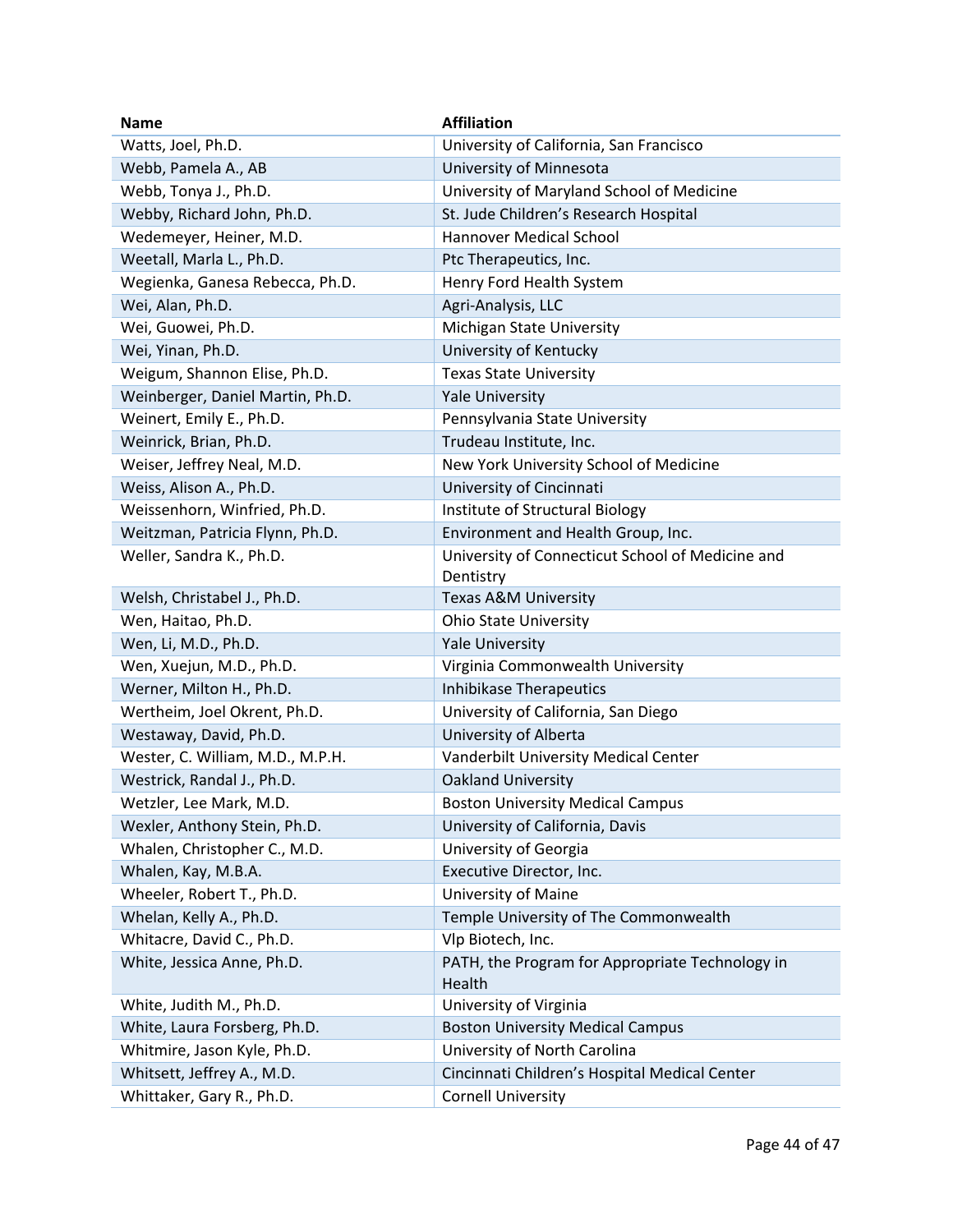| Name | Affiliation |
|---|---|
| Watts, Joel, Ph.D. | University of California, San Francisco |
| Webb, Pamela A., AB | University of Minnesota |
| Webb, Tonya J., Ph.D. | University of Maryland School of Medicine |
| Webby, Richard John, Ph.D. | St. Jude Children's Research Hospital |
| Wedemeyer, Heiner, M.D. | Hannover Medical School |
| Weetall, Marla L., Ph.D. | Ptc Therapeutics, Inc. |
| Wegienka, Ganesa Rebecca, Ph.D. | Henry Ford Health System |
| Wei, Alan, Ph.D. | Agri-Analysis, LLC |
| Wei, Guowei, Ph.D. | Michigan State University |
| Wei, Yinan, Ph.D. | University of Kentucky |
| Weigum, Shannon Elise, Ph.D. | Texas State University |
| Weinberger, Daniel Martin, Ph.D. | Yale University |
| Weinert, Emily E., Ph.D. | Pennsylvania State University |
| Weinrick, Brian, Ph.D. | Trudeau Institute, Inc. |
| Weiser, Jeffrey Neal, M.D. | New York University School of Medicine |
| Weiss, Alison A., Ph.D. | University of Cincinnati |
| Weissenhorn, Winfried, Ph.D. | Institute of Structural Biology |
| Weitzman, Patricia Flynn, Ph.D. | Environment and Health Group, Inc. |
| Weller, Sandra K., Ph.D. | University of Connecticut School of Medicine and Dentistry |
| Welsh, Christabel J., Ph.D. | Texas A&M University |
| Wen, Haitao, Ph.D. | Ohio State University |
| Wen, Li, M.D., Ph.D. | Yale University |
| Wen, Xuejun, M.D., Ph.D. | Virginia Commonwealth University |
| Werner, Milton H., Ph.D. | Inhibikase Therapeutics |
| Wertheim, Joel Okrent, Ph.D. | University of California, San Diego |
| Westaway, David, Ph.D. | University of Alberta |
| Wester, C. William, M.D., M.P.H. | Vanderbilt University Medical Center |
| Westrick, Randal J., Ph.D. | Oakland University |
| Wetzler, Lee Mark, M.D. | Boston University Medical Campus |
| Wexler, Anthony Stein, Ph.D. | University of California, Davis |
| Whalen, Christopher C., M.D. | University of Georgia |
| Whalen, Kay, M.B.A. | Executive Director, Inc. |
| Wheeler, Robert T., Ph.D. | University of Maine |
| Whelan, Kelly A., Ph.D. | Temple University of The Commonwealth |
| Whitacre, David C., Ph.D. | Vlp Biotech, Inc. |
| White, Jessica Anne, Ph.D. | PATH, the Program for Appropriate Technology in Health |
| White, Judith M., Ph.D. | University of Virginia |
| White, Laura Forsberg, Ph.D. | Boston University Medical Campus |
| Whitmire, Jason Kyle, Ph.D. | University of North Carolina |
| Whitsett, Jeffrey A., M.D. | Cincinnati Children's Hospital Medical Center |
| Whittaker, Gary R., Ph.D. | Cornell University |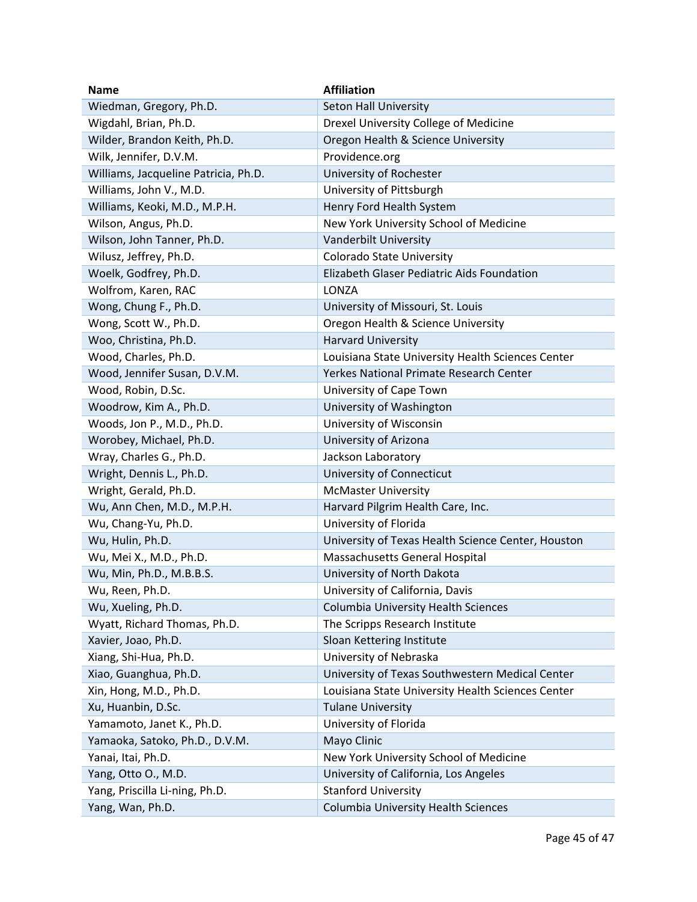| Name | Affiliation |
|---|---|
| Wiedman, Gregory, Ph.D. | Seton Hall University |
| Wigdahl, Brian, Ph.D. | Drexel University College of Medicine |
| Wilder, Brandon Keith, Ph.D. | Oregon Health & Science University |
| Wilk, Jennifer, D.V.M. | Providence.org |
| Williams, Jacqueline Patricia, Ph.D. | University of Rochester |
| Williams, John V., M.D. | University of Pittsburgh |
| Williams, Keoki, M.D., M.P.H. | Henry Ford Health System |
| Wilson, Angus, Ph.D. | New York University School of Medicine |
| Wilson, John Tanner, Ph.D. | Vanderbilt University |
| Wilusz, Jeffrey, Ph.D. | Colorado State University |
| Woelk, Godfrey, Ph.D. | Elizabeth Glaser Pediatric Aids Foundation |
| Wolfrom, Karen, RAC | LONZA |
| Wong, Chung F., Ph.D. | University of Missouri, St. Louis |
| Wong, Scott W., Ph.D. | Oregon Health & Science University |
| Woo, Christina, Ph.D. | Harvard University |
| Wood, Charles, Ph.D. | Louisiana State University Health Sciences Center |
| Wood, Jennifer Susan, D.V.M. | Yerkes National Primate Research Center |
| Wood, Robin, D.Sc. | University of Cape Town |
| Woodrow, Kim A., Ph.D. | University of Washington |
| Woods, Jon P., M.D., Ph.D. | University of Wisconsin |
| Worobey, Michael, Ph.D. | University of Arizona |
| Wray, Charles G., Ph.D. | Jackson Laboratory |
| Wright, Dennis L., Ph.D. | University of Connecticut |
| Wright, Gerald, Ph.D. | McMaster University |
| Wu, Ann Chen, M.D., M.P.H. | Harvard Pilgrim Health Care, Inc. |
| Wu, Chang-Yu, Ph.D. | University of Florida |
| Wu, Hulin, Ph.D. | University of Texas Health Science Center, Houston |
| Wu, Mei X., M.D., Ph.D. | Massachusetts General Hospital |
| Wu, Min, Ph.D., M.B.B.S. | University of North Dakota |
| Wu, Reen, Ph.D. | University of California, Davis |
| Wu, Xueling, Ph.D. | Columbia University Health Sciences |
| Wyatt, Richard Thomas, Ph.D. | The Scripps Research Institute |
| Xavier, Joao, Ph.D. | Sloan Kettering Institute |
| Xiang, Shi-Hua, Ph.D. | University of Nebraska |
| Xiao, Guanghua, Ph.D. | University of Texas Southwestern Medical Center |
| Xin, Hong, M.D., Ph.D. | Louisiana State University Health Sciences Center |
| Xu, Huanbin, D.Sc. | Tulane University |
| Yamamoto, Janet K., Ph.D. | University of Florida |
| Yamaoka, Satoko, Ph.D., D.V.M. | Mayo Clinic |
| Yanai, Itai, Ph.D. | New York University School of Medicine |
| Yang, Otto O., M.D. | University of California, Los Angeles |
| Yang, Priscilla Li-ning, Ph.D. | Stanford University |
| Yang, Wan, Ph.D. | Columbia University Health Sciences |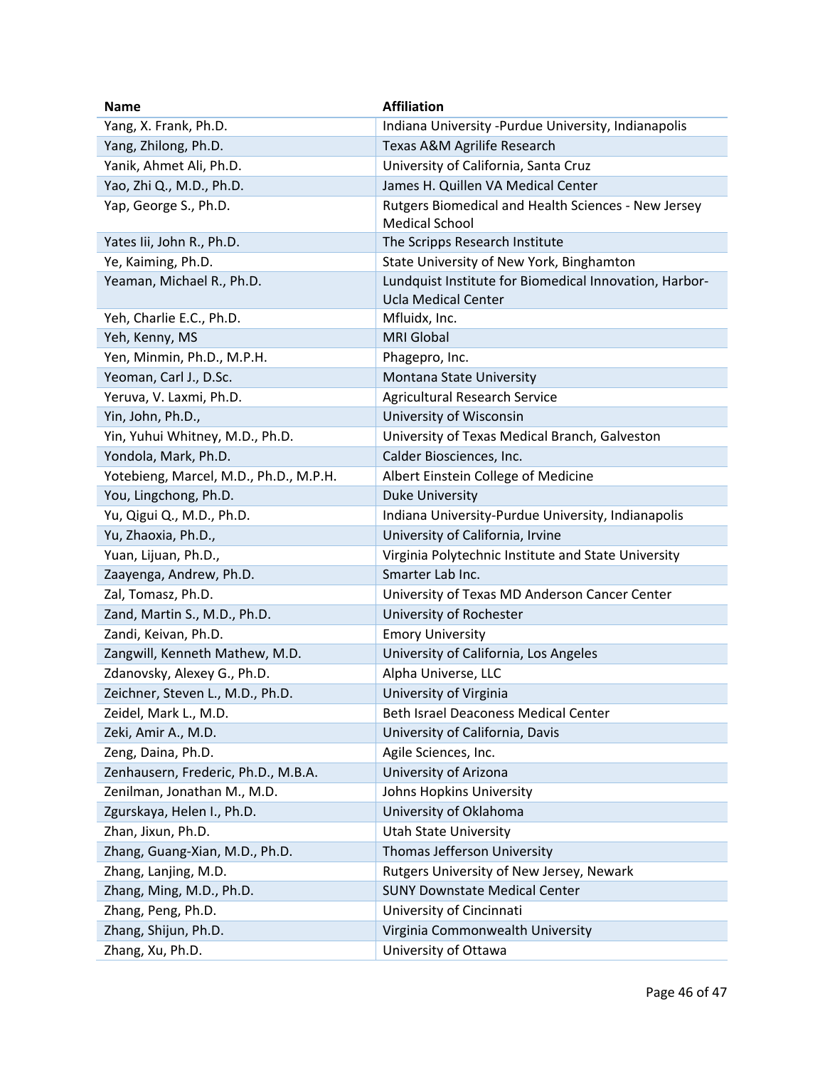| Name | Affiliation |
|---|---|
| Yang, X. Frank, Ph.D. | Indiana University -Purdue University, Indianapolis |
| Yang, Zhilong, Ph.D. | Texas A&M Agrilife Research |
| Yanik, Ahmet Ali, Ph.D. | University of California, Santa Cruz |
| Yao, Zhi Q., M.D., Ph.D. | James H. Quillen VA Medical Center |
| Yap, George S., Ph.D. | Rutgers Biomedical and Health Sciences - New Jersey Medical School |
| Yates Iii, John R., Ph.D. | The Scripps Research Institute |
| Ye, Kaiming, Ph.D. | State University of New York, Binghamton |
| Yeaman, Michael R., Ph.D. | Lundquist Institute for Biomedical Innovation, Harbor-Ucla Medical Center |
| Yeh, Charlie E.C., Ph.D. | Mfluidx, Inc. |
| Yeh, Kenny, MS | MRI Global |
| Yen, Minmin, Ph.D., M.P.H. | Phagepro, Inc. |
| Yeoman, Carl J., D.Sc. | Montana State University |
| Yeruva, V. Laxmi, Ph.D. | Agricultural Research Service |
| Yin, John, Ph.D., | University of Wisconsin |
| Yin, Yuhui Whitney, M.D., Ph.D. | University of Texas Medical Branch, Galveston |
| Yondola, Mark, Ph.D. | Calder Biosciences, Inc. |
| Yotebieng, Marcel, M.D., Ph.D., M.P.H. | Albert Einstein College of Medicine |
| You, Lingchong, Ph.D. | Duke University |
| Yu, Qigui Q., M.D., Ph.D. | Indiana University-Purdue University, Indianapolis |
| Yu, Zhaoxia, Ph.D., | University of California, Irvine |
| Yuan, Lijuan, Ph.D., | Virginia Polytechnic Institute and State University |
| Zaayenga, Andrew, Ph.D. | Smarter Lab Inc. |
| Zal, Tomasz, Ph.D. | University of Texas MD Anderson Cancer Center |
| Zand, Martin S., M.D., Ph.D. | University of Rochester |
| Zandi, Keivan, Ph.D. | Emory University |
| Zangwill, Kenneth Mathew, M.D. | University of California, Los Angeles |
| Zdanovsky, Alexey G., Ph.D. | Alpha Universe, LLC |
| Zeichner, Steven L., M.D., Ph.D. | University of Virginia |
| Zeidel, Mark L., M.D. | Beth Israel Deaconess Medical Center |
| Zeki, Amir A., M.D. | University of California, Davis |
| Zeng, Daina, Ph.D. | Agile Sciences, Inc. |
| Zenhausern, Frederic, Ph.D., M.B.A. | University of Arizona |
| Zenilman, Jonathan M., M.D. | Johns Hopkins University |
| Zgurskaya, Helen I., Ph.D. | University of Oklahoma |
| Zhan, Jixun, Ph.D. | Utah State University |
| Zhang, Guang-Xian, M.D., Ph.D. | Thomas Jefferson University |
| Zhang, Lanjing, M.D. | Rutgers University of New Jersey, Newark |
| Zhang, Ming, M.D., Ph.D. | SUNY Downstate Medical Center |
| Zhang, Peng, Ph.D. | University of Cincinnati |
| Zhang, Shijun, Ph.D. | Virginia Commonwealth University |
| Zhang, Xu, Ph.D. | University of Ottawa |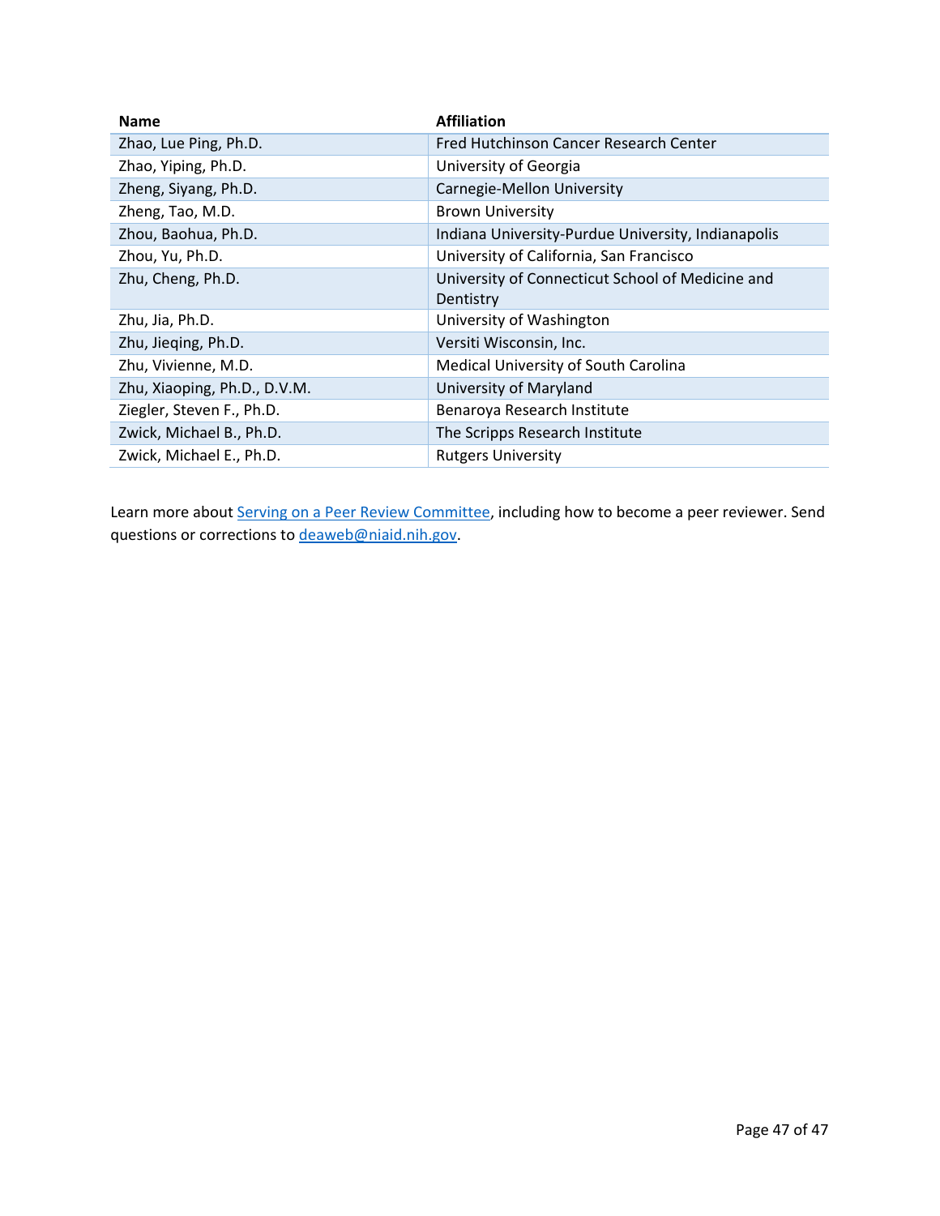| Name | Affiliation |
|---|---|
| Zhao, Lue Ping, Ph.D. | Fred Hutchinson Cancer Research Center |
| Zhao, Yiping, Ph.D. | University of Georgia |
| Zheng, Siyang, Ph.D. | Carnegie-Mellon University |
| Zheng, Tao, M.D. | Brown University |
| Zhou, Baohua, Ph.D. | Indiana University-Purdue University, Indianapolis |
| Zhou, Yu, Ph.D. | University of California, San Francisco |
| Zhu, Cheng, Ph.D. | University of Connecticut School of Medicine and Dentistry |
| Zhu, Jia, Ph.D. | University of Washington |
| Zhu, Jieqing, Ph.D. | Versiti Wisconsin, Inc. |
| Zhu, Vivienne, M.D. | Medical University of South Carolina |
| Zhu, Xiaoping, Ph.D., D.V.M. | University of Maryland |
| Ziegler, Steven F., Ph.D. | Benaroya Research Institute |
| Zwick, Michael B., Ph.D. | The Scripps Research Institute |
| Zwick, Michael E., Ph.D. | Rutgers University |

Learn more about Serving on a Peer Review Committee, including how to become a peer reviewer. Send questions or corrections to deaweb@niaid.nih.gov.